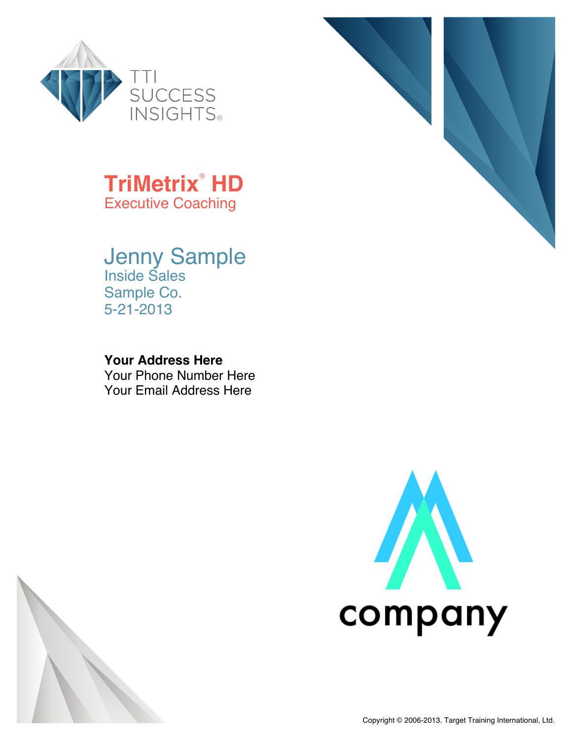TTI SUCCESS INSIGHTS®

# TriMetrix® HD

## Executive Coaching

## Jenny Sample

Inside Sales
Sample Co.
5-21-2013

**Your Address Here**
Your Phone Number Here
Your Email Address Here

company

Copyright © 2006-2013. Target Training International, Ltd.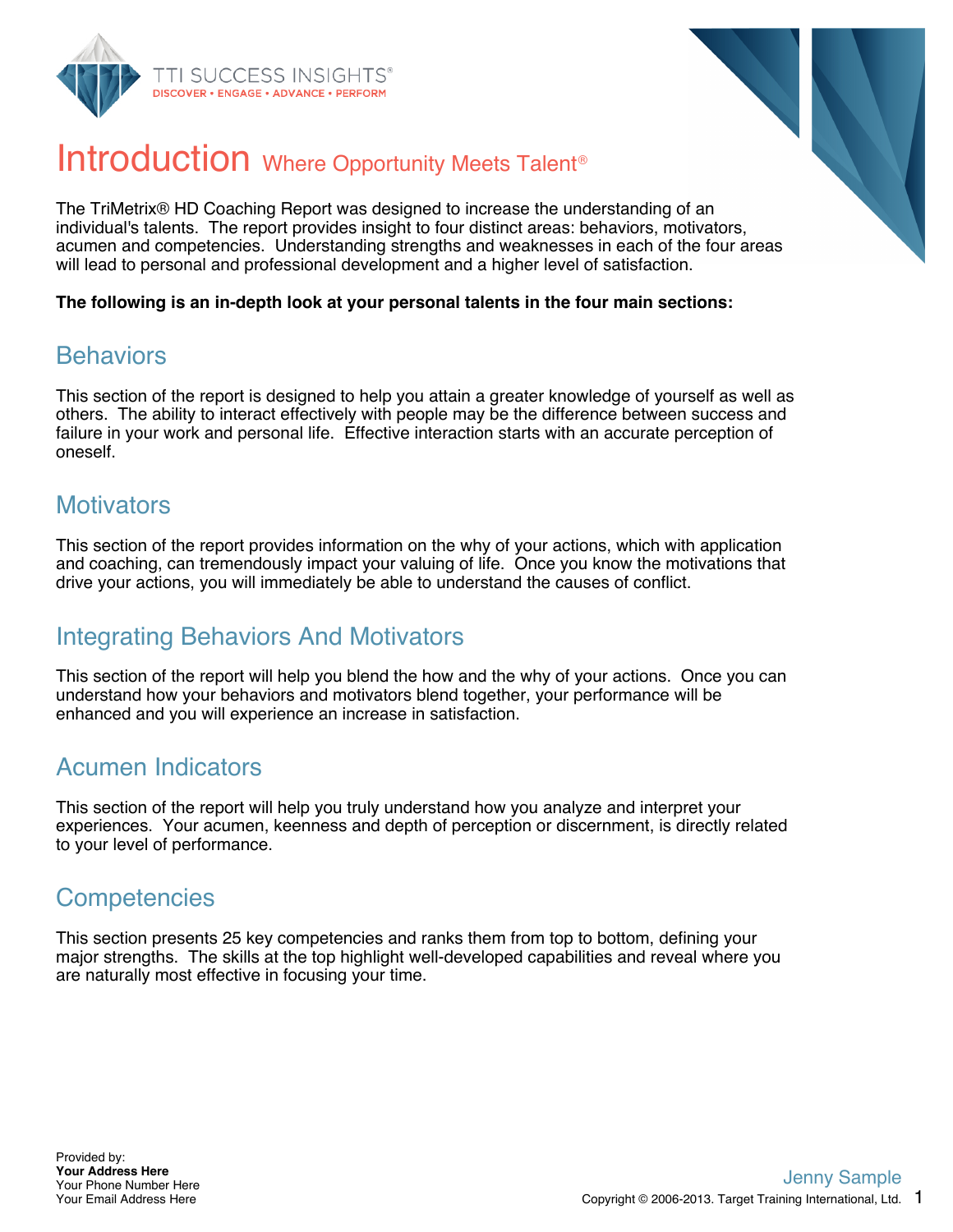# Introduction Where Opportunity Meets Talent®

The TriMetrix® HD Coaching Report was designed to increase the understanding of an individual's talents. The report provides insight to four distinct areas: behaviors, motivators, acumen and competencies. Understanding strengths and weaknesses in each of the four areas will lead to personal and professional development and a higher level of satisfaction.

**The following is an in-depth look at your personal talents in the four main sections:**

## Behaviors

This section of the report is designed to help you attain a greater knowledge of yourself as well as others. The ability to interact effectively with people may be the difference between success and failure in your work and personal life. Effective interaction starts with an accurate perception of oneself.

## Motivators

This section of the report provides information on the why of your actions, which with application and coaching, can tremendously impact your valuing of life. Once you know the motivations that drive your actions, you will immediately be able to understand the causes of conflict.

## Integrating Behaviors And Motivators

This section of the report will help you blend the how and the why of your actions. Once you can understand how your behaviors and motivators blend together, your performance will be enhanced and you will experience an increase in satisfaction.

## Acumen Indicators

This section of the report will help you truly understand how you analyze and interpret your experiences. Your acumen, keenness and depth of perception or discernment, is directly related to your level of performance.

## Competencies

This section presents 25 key competencies and ranks them from top to bottom, defining your major strengths. The skills at the top highlight well-developed capabilities and reveal where you are naturally most effective in focusing your time.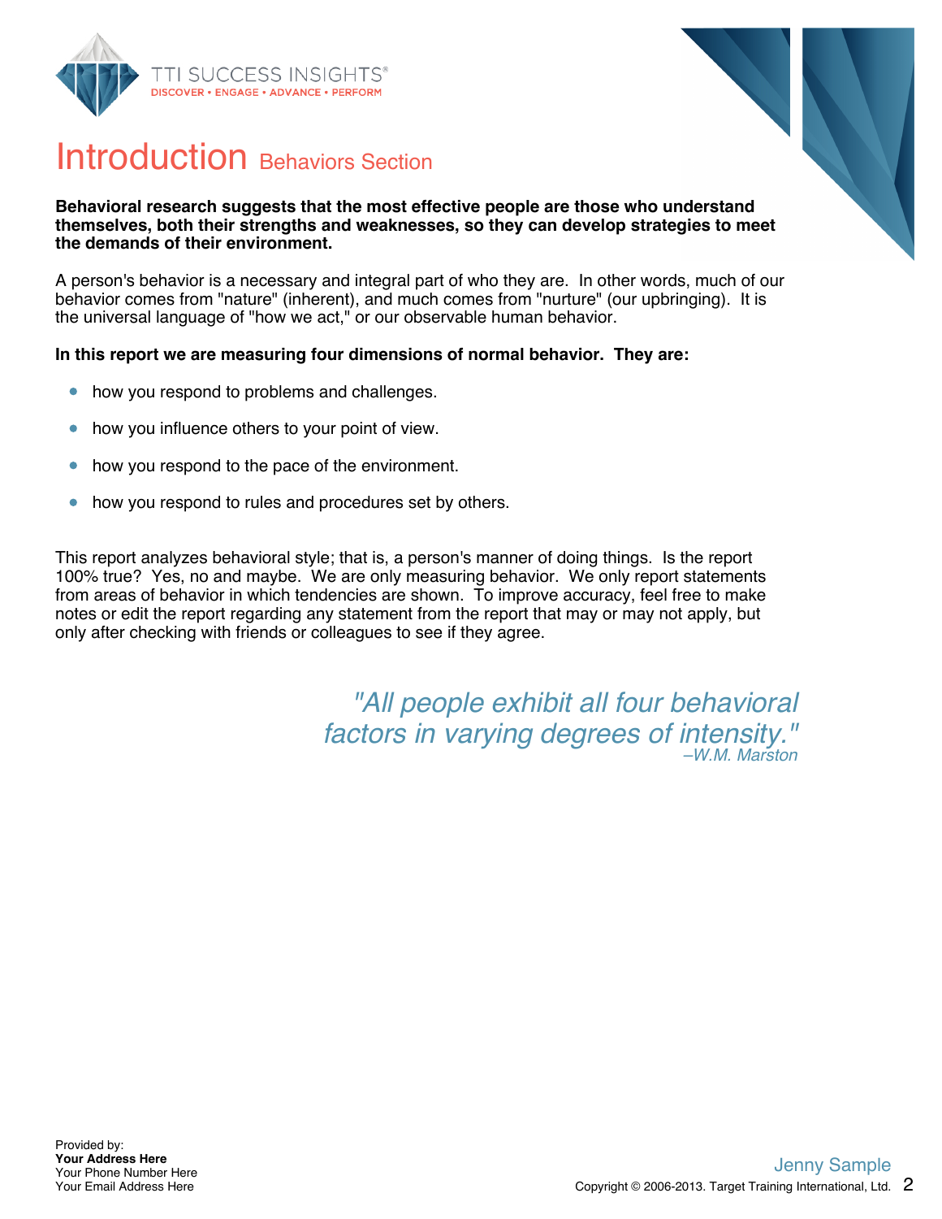# Introduction Behaviors Section

**Behavioral research suggests that the most effective people are those who understand themselves, both their strengths and weaknesses, so they can develop strategies to meet the demands of their environment.**

A person's behavior is a necessary and integral part of who they are. In other words, much of our behavior comes from "nature" (inherent), and much comes from "nurture" (our upbringing). It is the universal language of "how we act," or our observable human behavior.

**In this report we are measuring four dimensions of normal behavior. They are:**

- how you respond to problems and challenges.
- how you influence others to your point of view.
- how you respond to the pace of the environment.
- how you respond to rules and procedures set by others.

This report analyzes behavioral style; that is, a person's manner of doing things. Is the report 100% true? Yes, no and maybe. We are only measuring behavior. We only report statements from areas of behavior in which tendencies are shown. To improve accuracy, feel free to make notes or edit the report regarding any statement from the report that may or may not apply, but only after checking with friends or colleagues to see if they agree.

*"All people exhibit all four behavioral factors in varying degrees of intensity."*
*–W.M. Marston*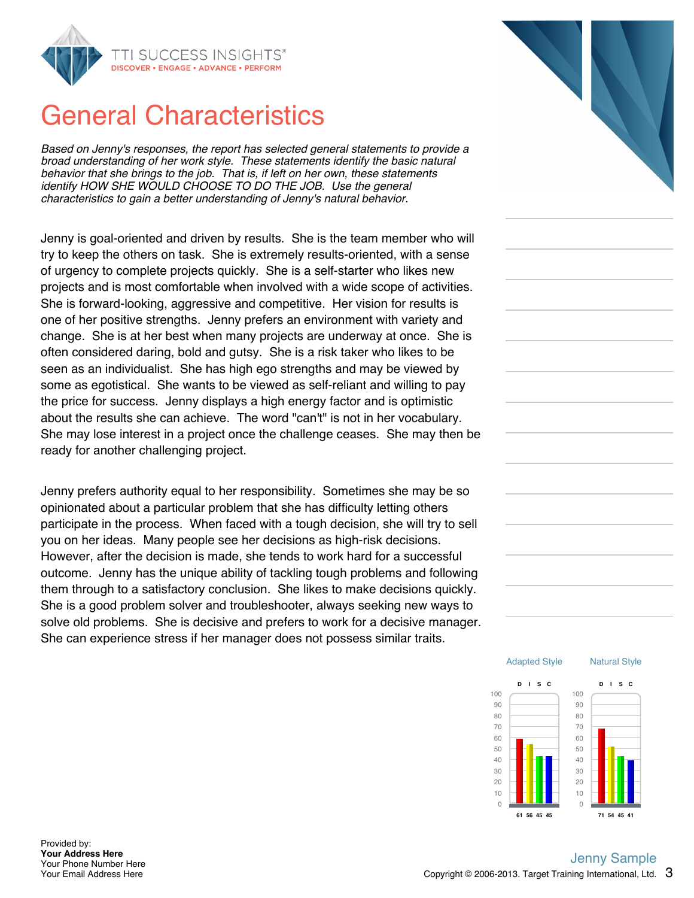# General Characteristics

*Based on Jenny's responses, the report has selected general statements to provide a broad understanding of her work style. These statements identify the basic natural behavior that she brings to the job. That is, if left on her own, these statements identify HOW SHE WOULD CHOOSE TO DO THE JOB. Use the general characteristics to gain a better understanding of Jenny's natural behavior.*

Jenny is goal-oriented and driven by results. She is the team member who will try to keep the others on task. She is extremely results-oriented, with a sense of urgency to complete projects quickly. She is a self-starter who likes new projects and is most comfortable when involved with a wide scope of activities. She is forward-looking, aggressive and competitive. Her vision for results is one of her positive strengths. Jenny prefers an environment with variety and change. She is at her best when many projects are underway at once. She is often considered daring, bold and gutsy. She is a risk taker who likes to be seen as an individualist. She has high ego strengths and may be viewed by some as egotistical. She wants to be viewed as self-reliant and willing to pay the price for success. Jenny displays a high energy factor and is optimistic about the results she can achieve. The word "can't" is not in her vocabulary. She may lose interest in a project once the challenge ceases. She may then be ready for another challenging project.

Jenny prefers authority equal to her responsibility. Sometimes she may be so opinionated about a particular problem that she has difficulty letting others participate in the process. When faced with a tough decision, she will try to sell you on her ideas. Many people see her decisions as high-risk decisions. However, after the decision is made, she tends to work hard for a successful outcome. Jenny has the unique ability of tackling tough problems and following them through to a satisfactory conclusion. She likes to make decisions quickly. She is a good problem solver and troubleshooter, always seeking new ways to solve old problems. She is decisive and prefers to work for a decisive manager. She can experience stress if her manager does not possess similar traits.

| | D | I | S | C |
|---|---|---|---|---|
| Adapted Style | 61 | 56 | 45 | 45 |
| Natural Style | 71 | 54 | 45 | 41 |

Provided by:
**Your Address Here**
Your Phone Number Here
Your Email Address Here

Jenny Sample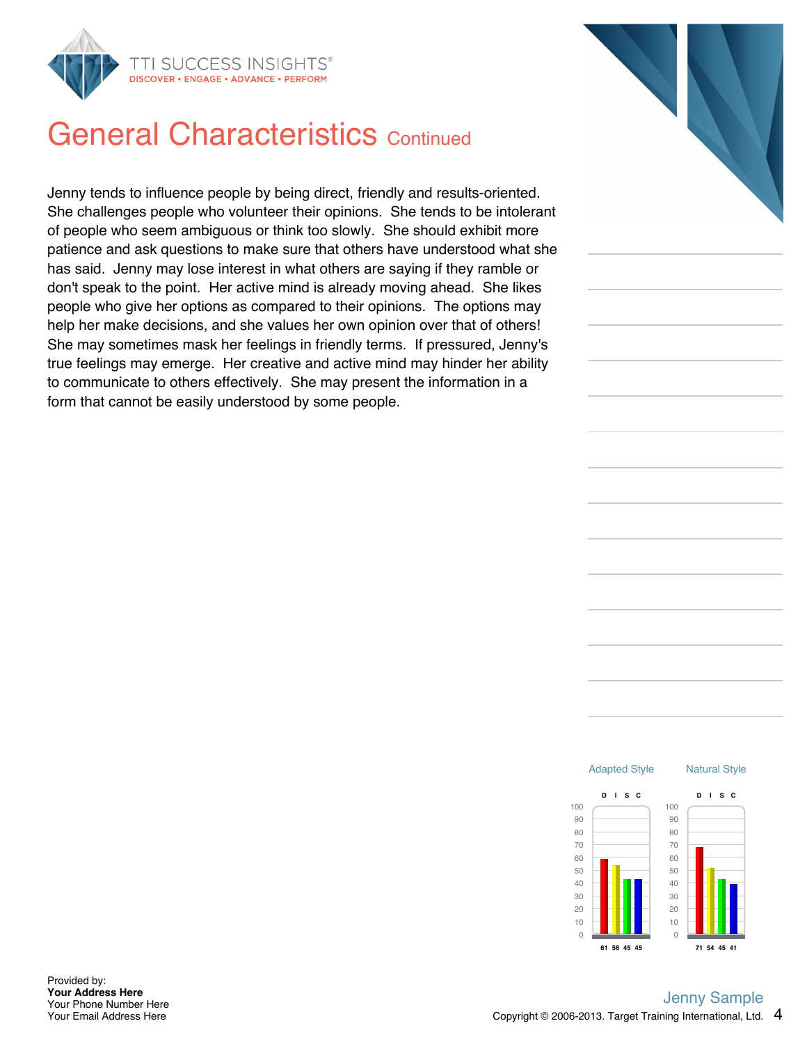# General Characteristics Continued

Jenny tends to influence people by being direct, friendly and results-oriented. She challenges people who volunteer their opinions. She tends to be intolerant of people who seem ambiguous or think too slowly. She should exhibit more patience and ask questions to make sure that others have understood what she has said. Jenny may lose interest in what others are saying if they ramble or don't speak to the point. Her active mind is already moving ahead. She likes people who give her options as compared to their opinions. The options may help her make decisions, and she values her own opinion over that of others! She may sometimes mask her feelings in friendly terms. If pressured, Jenny's true feelings may emerge. Her creative and active mind may hinder her ability to communicate to others effectively. She may present the information in a form that cannot be easily understood by some people.

| | D | I | S | C |
|---|---|---|---|---|
| Adapted Style | 61 | 56 | 45 | 45 |
| Natural Style | 71 | 54 | 45 | 41 |

Provided by:
**Your Address Here**
Your Phone Number Here
Your Email Address Here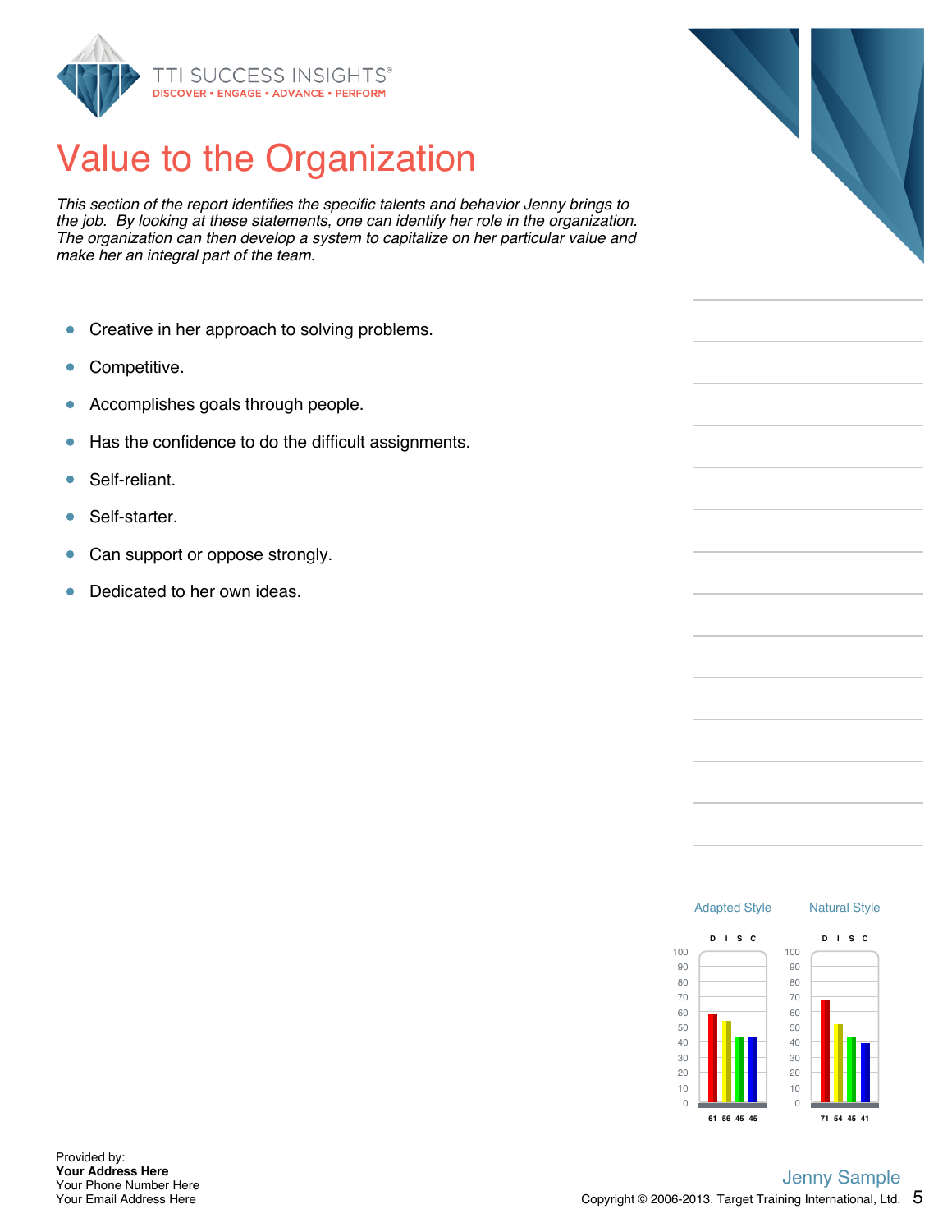# Value to the Organization

*This section of the report identifies the specific talents and behavior Jenny brings to the job. By looking at these statements, one can identify her role in the organization. The organization can then develop a system to capitalize on her particular value and make her an integral part of the team.*

- Creative in her approach to solving problems.
- Competitive.
- Accomplishes goals through people.
- Has the confidence to do the difficult assignments.
- Self-reliant.
- Self-starter.
- Can support or oppose strongly.
- Dedicated to her own ideas.

| | D | I | S | C |
|---|---|---|---|---|
| Adapted Style | 61 | 56 | 45 | 45 |
| Natural Style | 71 | 54 | 45 | 41 |

Provided by:
**Your Address Here**
Your Phone Number Here
Your Email Address Here

Jenny Sample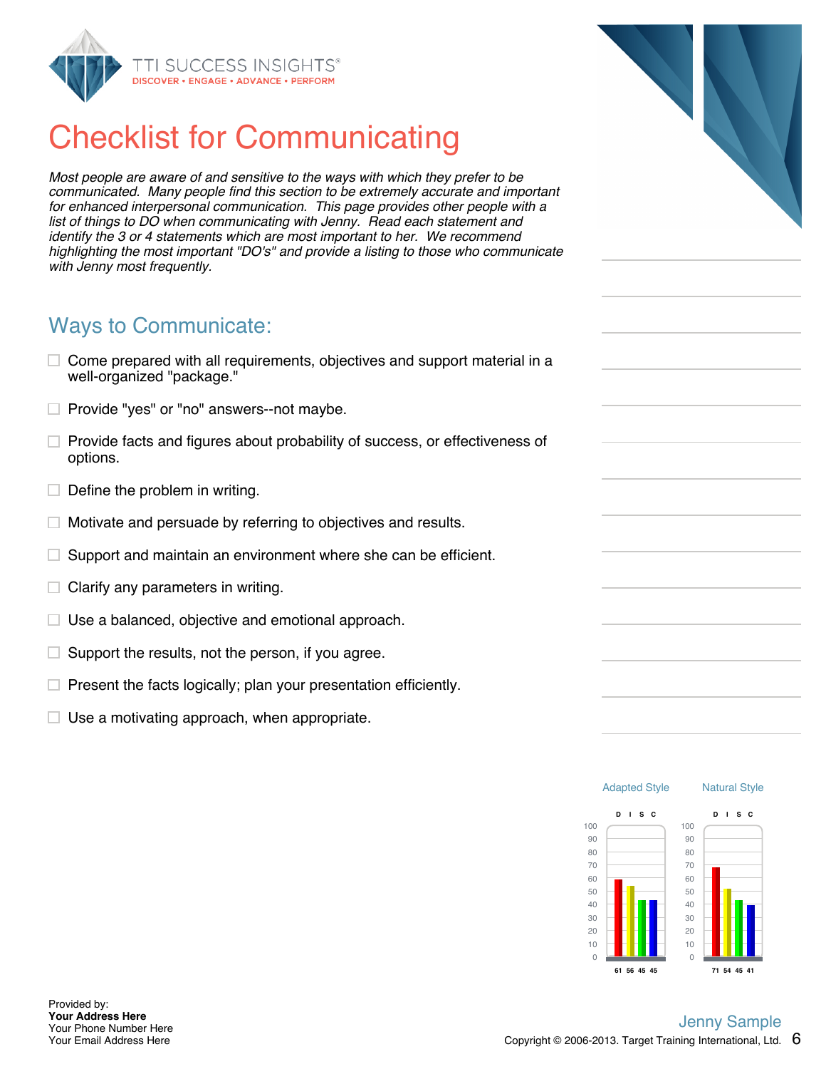# Checklist for Communicating

*Most people are aware of and sensitive to the ways with which they prefer to be communicated. Many people find this section to be extremely accurate and important for enhanced interpersonal communication. This page provides other people with a list of things to DO when communicating with Jenny. Read each statement and identify the 3 or 4 statements which are most important to her. We recommend highlighting the most important "DO's" and provide a listing to those who communicate with Jenny most frequently.*

## Ways to Communicate:

- ☐ Come prepared with all requirements, objectives and support material in a well-organized "package."
- ☐ Provide "yes" or "no" answers--not maybe.
- ☐ Provide facts and figures about probability of success, or effectiveness of options.
- ☐ Define the problem in writing.
- ☐ Motivate and persuade by referring to objectives and results.
- ☐ Support and maintain an environment where she can be efficient.
- ☐ Clarify any parameters in writing.
- ☐ Use a balanced, objective and emotional approach.
- ☐ Support the results, not the person, if you agree.
- ☐ Present the facts logically; plan your presentation efficiently.
- ☐ Use a motivating approach, when appropriate.

| | D | I | S | C |
|---|---|---|---|---|
| Adapted Style | 61 | 56 | 45 | 45 |
| Natural Style | 71 | 54 | 45 | 41 |

Provided by:
**Your Address Here**
Your Phone Number Here
Your Email Address Here

Jenny Sample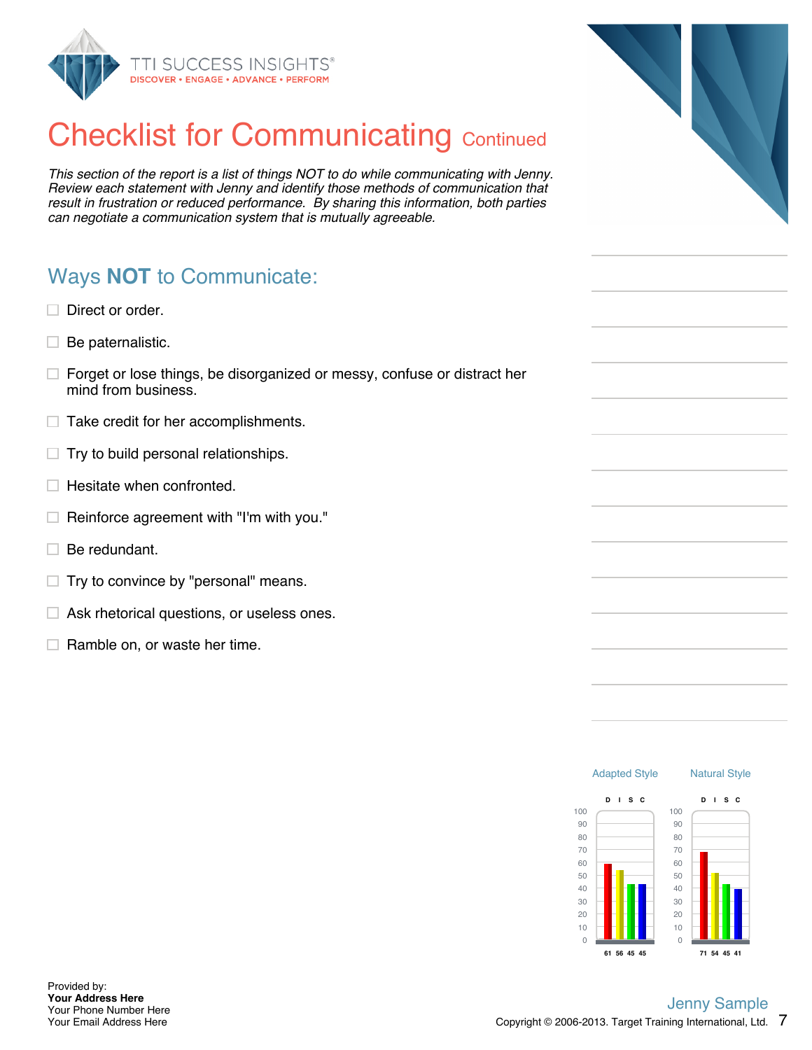# Checklist for Communicating Continued

*This section of the report is a list of things NOT to do while communicating with Jenny. Review each statement with Jenny and identify those methods of communication that result in frustration or reduced performance. By sharing this information, both parties can negotiate a communication system that is mutually agreeable.*

## Ways **NOT** to Communicate:

- ☐ Direct or order.
- ☐ Be paternalistic.
- ☐ Forget or lose things, be disorganized or messy, confuse or distract her mind from business.
- ☐ Take credit for her accomplishments.
- ☐ Try to build personal relationships.
- ☐ Hesitate when confronted.
- ☐ Reinforce agreement with "I'm with you."
- ☐ Be redundant.
- ☐ Try to convince by "personal" means.
- ☐ Ask rhetorical questions, or useless ones.
- ☐ Ramble on, or waste her time.

| | D | I | S | C |
|---|---|---|---|---|
| Adapted Style | 61 | 56 | 45 | 45 |
| Natural Style | 71 | 54 | 45 | 41 |

Provided by:
**Your Address Here**
Your Phone Number Here
Your Email Address Here

Jenny Sample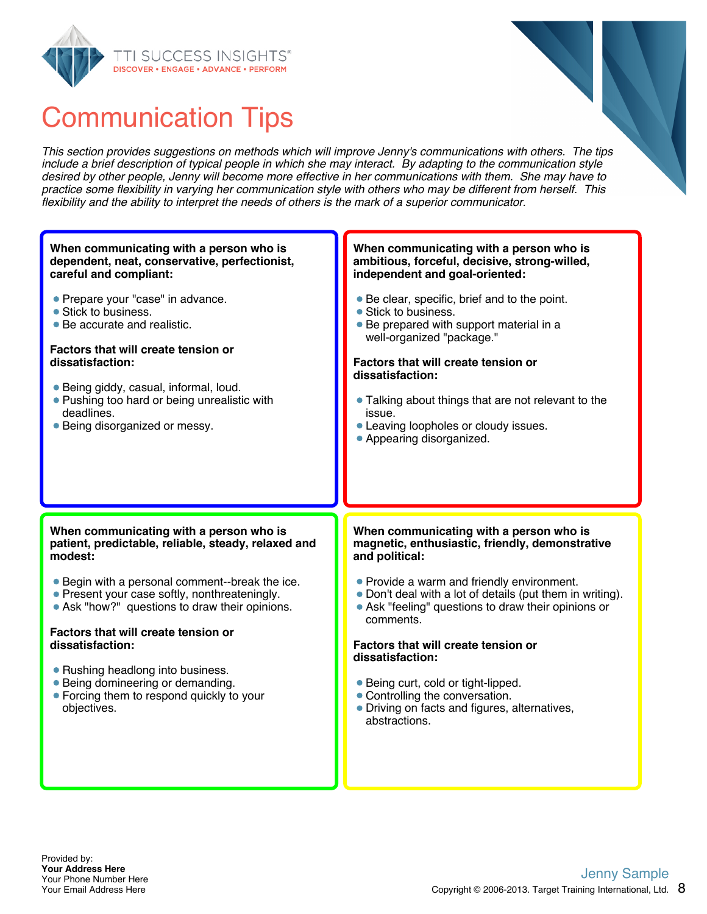# Communication Tips

*This section provides suggestions on methods which will improve Jenny's communications with others. The tips include a brief description of typical people in which she may interact. By adapting to the communication style desired by other people, Jenny will become more effective in her communications with them. She may have to practice some flexibility in varying her communication style with others who may be different from herself. This flexibility and the ability to interpret the needs of others is the mark of a superior communicator.*

**When communicating with a person who is dependent, neat, conservative, perfectionist, careful and compliant:**

- Prepare your "case" in advance.
- Stick to business.
- Be accurate and realistic.

**Factors that will create tension or dissatisfaction:**

- Being giddy, casual, informal, loud.
- Pushing too hard or being unrealistic with deadlines.
- Being disorganized or messy.

**When communicating with a person who is ambitious, forceful, decisive, strong-willed, independent and goal-oriented:**

- Be clear, specific, brief and to the point.
- Stick to business.
- Be prepared with support material in a well-organized "package."

**Factors that will create tension or dissatisfaction:**

- Talking about things that are not relevant to the issue.
- Leaving loopholes or cloudy issues.
- Appearing disorganized.

**When communicating with a person who is patient, predictable, reliable, steady, relaxed and modest:**

- Begin with a personal comment--break the ice.
- Present your case softly, nonthreateningly.
- Ask "how?" questions to draw their opinions.

**Factors that will create tension or dissatisfaction:**

- Rushing headlong into business.
- Being domineering or demanding.
- Forcing them to respond quickly to your objectives.

**When communicating with a person who is magnetic, enthusiastic, friendly, demonstrative and political:**

- Provide a warm and friendly environment.
- Don't deal with a lot of details (put them in writing).
- Ask "feeling" questions to draw their opinions or comments.

**Factors that will create tension or dissatisfaction:**

- Being curt, cold or tight-lipped.
- Controlling the conversation.
- Driving on facts and figures, alternatives, abstractions.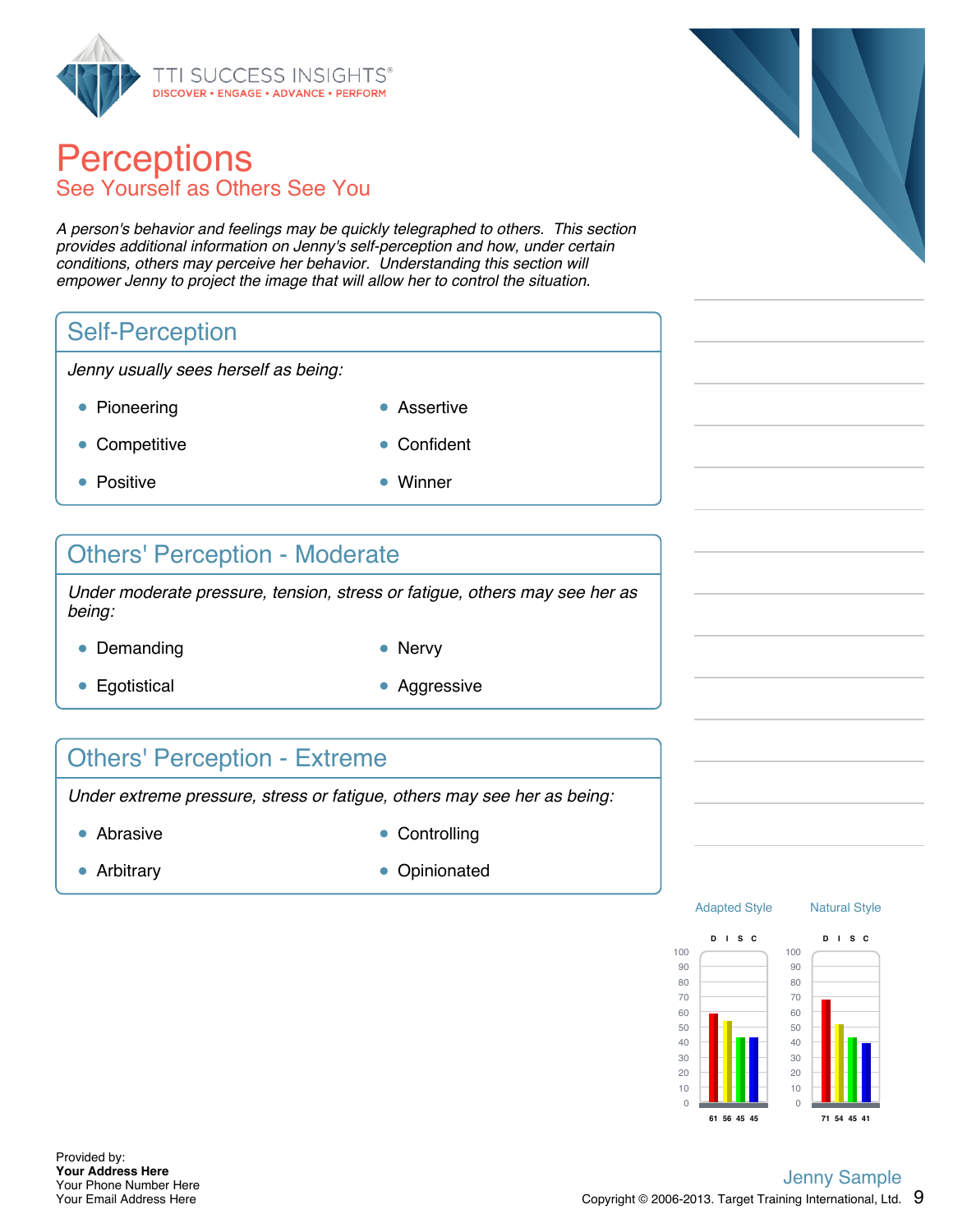# Perceptions

## See Yourself as Others See You

*A person's behavior and feelings may be quickly telegraphed to others. This section provides additional information on Jenny's self-perception and how, under certain conditions, others may perceive her behavior. Understanding this section will empower Jenny to project the image that will allow her to control the situation.*

### Self-Perception

*Jenny usually sees herself as being:*

- Pioneering
- Competitive
- Positive
- Assertive
- Confident
- Winner

### Others' Perception - Moderate

*Under moderate pressure, tension, stress or fatigue, others may see her as being:*

- Demanding
- Egotistical
- Nervy
- Aggressive

### Others' Perception - Extreme

*Under extreme pressure, stress or fatigue, others may see her as being:*

- Abrasive
- Arbitrary
- Controlling
- Opinionated

| | D | I | S | C |
|---|---|---|---|---|
| Adapted Style | 61 | 56 | 45 | 45 |
| Natural Style | 71 | 54 | 45 | 41 |

Provided by:
**Your Address Here**
Your Phone Number Here
Your Email Address Here

Jenny Sample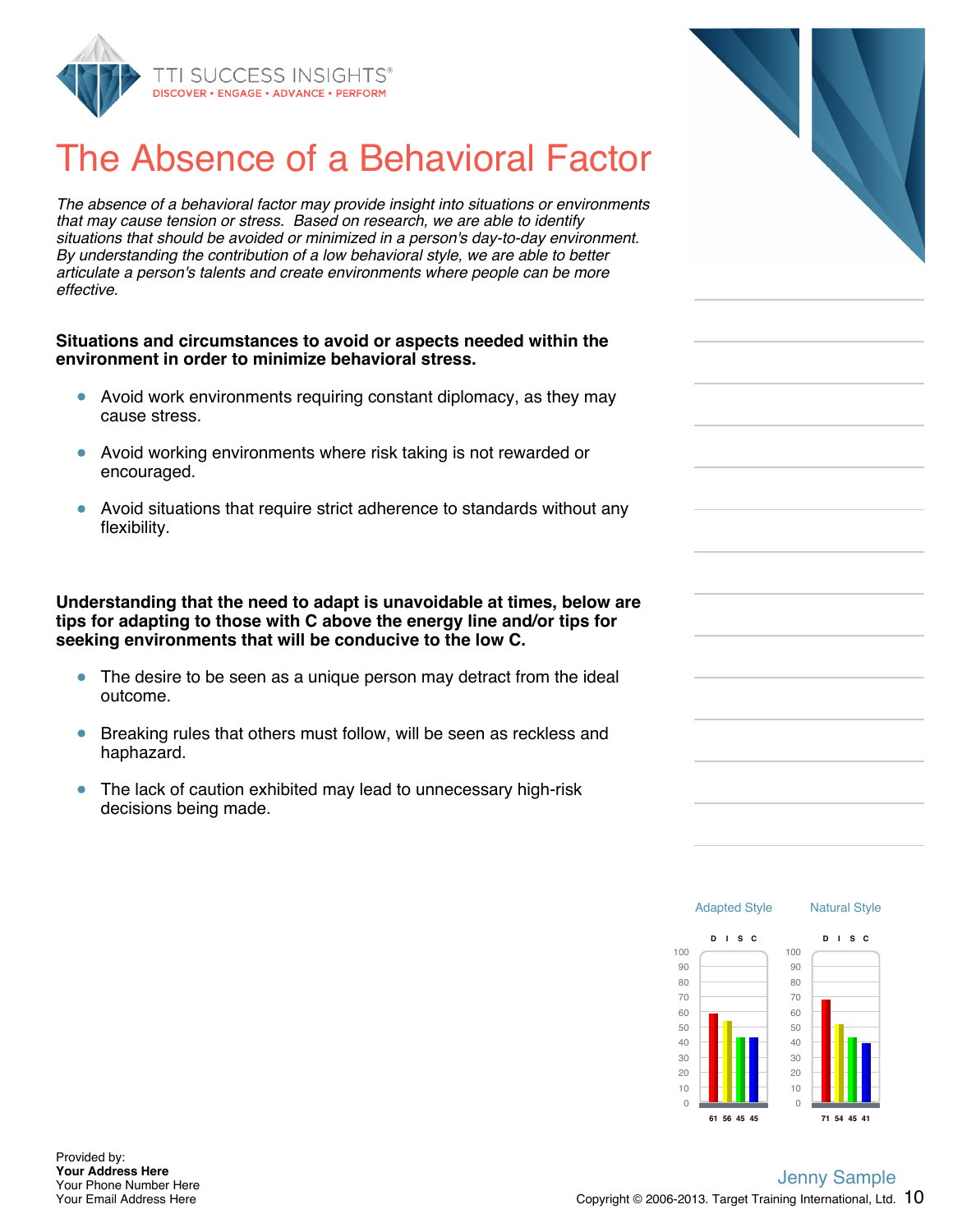# The Absence of a Behavioral Factor

*The absence of a behavioral factor may provide insight into situations or environments that may cause tension or stress. Based on research, we are able to identify situations that should be avoided or minimized in a person's day-to-day environment. By understanding the contribution of a low behavioral style, we are able to better articulate a person's talents and create environments where people can be more effective.*

**Situations and circumstances to avoid or aspects needed within the environment in order to minimize behavioral stress.**

- Avoid work environments requiring constant diplomacy, as they may cause stress.
- Avoid working environments where risk taking is not rewarded or encouraged.
- Avoid situations that require strict adherence to standards without any flexibility.

**Understanding that the need to adapt is unavoidable at times, below are tips for adapting to those with C above the energy line and/or tips for seeking environments that will be conducive to the low C.**

- The desire to be seen as a unique person may detract from the ideal outcome.
- Breaking rules that others must follow, will be seen as reckless and haphazard.
- The lack of caution exhibited may lead to unnecessary high-risk decisions being made.

| | D | I | S | C |
|---|---|---|---|---|
| Adapted Style | 61 | 56 | 45 | 45 |
| Natural Style | 71 | 54 | 45 | 41 |

Provided by:
**Your Address Here**
Your Phone Number Here
Your Email Address Here

Jenny Sample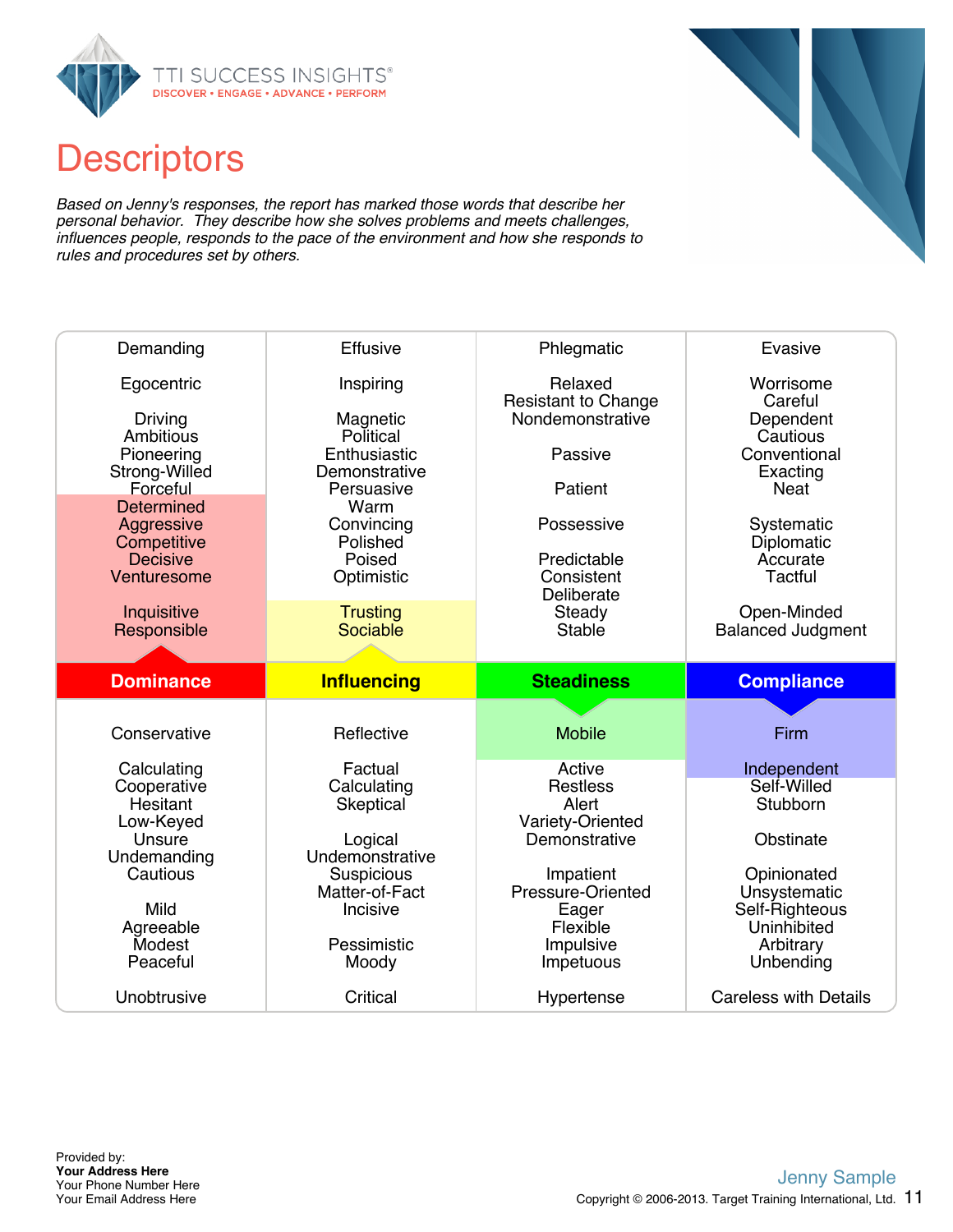# Descriptors

*Based on Jenny's responses, the report has marked those words that describe her personal behavior. They describe how she solves problems and meets challenges, influences people, responds to the pace of the environment and how she responds to rules and procedures set by others.*

| Dominance | Influencing | Steadiness | Compliance |
|---|---|---|---|
| Demanding | Effusive | Phlegmatic | Evasive |
| Egocentric | Inspiring | Relaxed<br>Resistant to Change<br>Nondemonstrative | Worrisome<br>Careful<br>Dependent<br>Cautious<br>Conventional<br>Exacting<br>Neat |
| Driving<br>Ambitious<br>Pioneering<br>Strong-Willed<br>Forceful<br>Determined<br>Aggressive<br>Competitive<br>Decisive<br>Venturesome | Magnetic<br>Political<br>Enthusiastic<br>Demonstrative<br>Persuasive<br>Warm<br>Convincing<br>Polished<br>Poised<br>Optimistic | Passive<br>Patient<br>Possessive<br>Predictable<br>Consistent<br>Deliberate<br>Steady<br>Stable | Systematic<br>Diplomatic<br>Accurate<br>Tactful |
| Inquisitive<br>Responsible | Trusting<br>Sociable | | Open-Minded<br>Balanced Judgment |
| **Dominance** | **Influencing** | **Steadiness** | **Compliance** |
| Conservative | Reflective | Mobile | Firm |
| Calculating<br>Cooperative<br>Hesitant<br>Low-Keyed<br>Unsure<br>Undemanding<br>Cautious | Factual<br>Calculating<br>Skeptical | Active<br>Restless<br>Alert<br>Variety-Oriented<br>Demonstrative | Independent<br>Self-Willed<br>Stubborn |
| Mild<br>Agreeable<br>Modest<br>Peaceful | Logical<br>Undemonstrative<br>Suspicious<br>Matter-of-Fact<br>Incisive | Impatient<br>Pressure-Oriented<br>Eager<br>Flexible<br>Impulsive<br>Impetuous | Obstinate<br>Opinionated<br>Unsystematic<br>Self-Righteous<br>Uninhibited<br>Arbitrary<br>Unbending |
| Unobtrusive | Pessimistic<br>Moody<br>Critical | Hypertense | Careless with Details |

Provided by:
**Your Address Here**
Your Phone Number Here
Your Email Address Here

Jenny Sample

Copyright © 2006-2013. Target Training International, Ltd.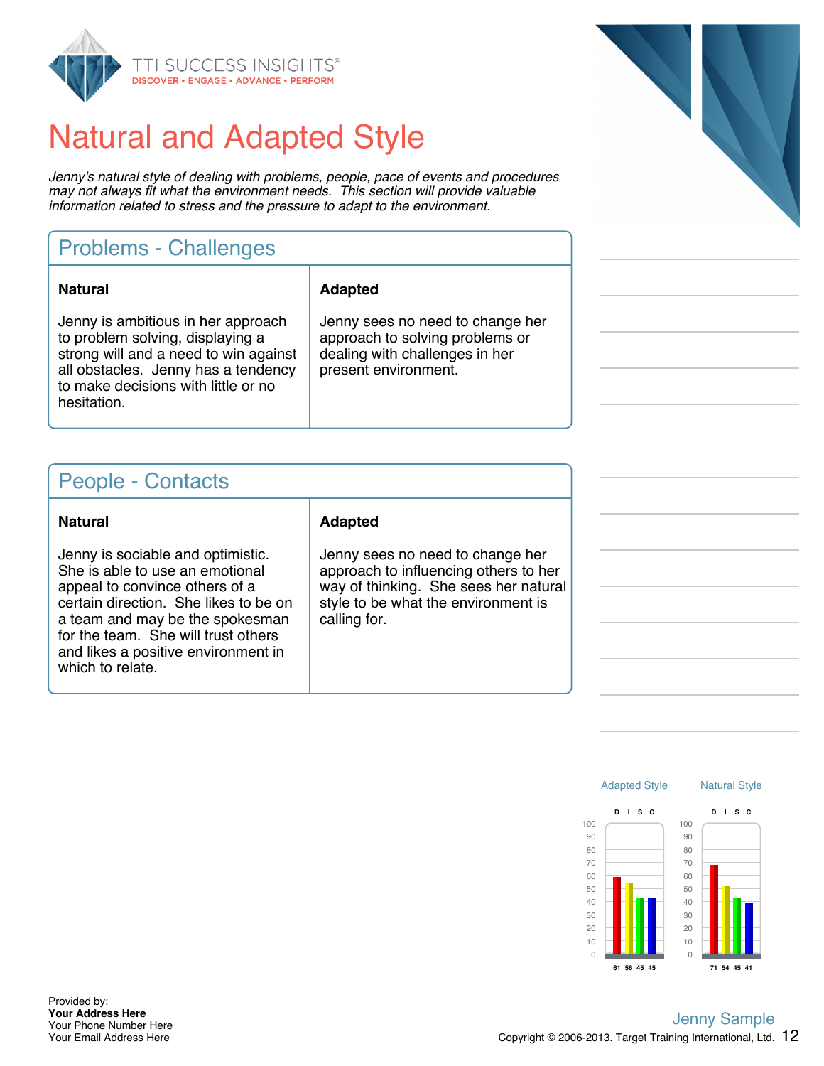# Natural and Adapted Style

*Jenny's natural style of dealing with problems, people, pace of events and procedures may not always fit what the environment needs. This section will provide valuable information related to stress and the pressure to adapt to the environment.*

## Problems - Challenges

| Natural | Adapted |
|---|---|
| Jenny is ambitious in her approach to problem solving, displaying a strong will and a need to win against all obstacles. Jenny has a tendency to make decisions with little or no hesitation. | Jenny sees no need to change her approach to solving problems or dealing with challenges in her present environment. |

## People - Contacts

| Natural | Adapted |
|---|---|
| Jenny is sociable and optimistic. She is able to use an emotional appeal to convince others of a certain direction. She likes to be on a team and may be the spokesman for the team. She will trust others and likes a positive environment in which to relate. | Jenny sees no need to change her approach to influencing others to her way of thinking. She sees her natural style to be what the environment is calling for. |

| | D | I | S | C |
|---|---|---|---|---|
| Adapted Style | 61 | 56 | 45 | 45 |
| Natural Style | 71 | 54 | 45 | 41 |

Provided by:
**Your Address Here**
Your Phone Number Here
Your Email Address Here

Jenny Sample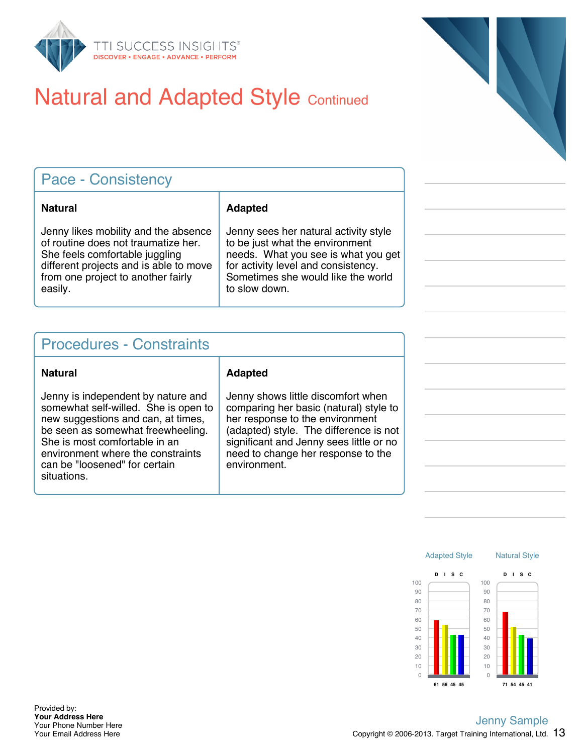# Natural and Adapted Style Continued

## Pace - Consistency

| Natural | Adapted |
|---|---|
| Jenny likes mobility and the absence of routine does not traumatize her. She feels comfortable juggling different projects and is able to move from one project to another fairly easily. | Jenny sees her natural activity style to be just what the environment needs. What you see is what you get for activity level and consistency. Sometimes she would like the world to slow down. |

## Procedures - Constraints

| Natural | Adapted |
|---|---|
| Jenny is independent by nature and somewhat self-willed. She is open to new suggestions and can, at times, be seen as somewhat freewheeling. She is most comfortable in an environment where the constraints can be "loosened" for certain situations. | Jenny shows little discomfort when comparing her basic (natural) style to her response to the environment (adapted) style. The difference is not significant and Jenny sees little or no need to change her response to the environment. |

| | D | I | S | C |
|---|---|---|---|---|
| Adapted Style | 61 | 56 | 45 | 45 |
| Natural Style | 71 | 54 | 45 | 41 |

Provided by:
**Your Address Here**
Your Phone Number Here
Your Email Address Here

Jenny Sample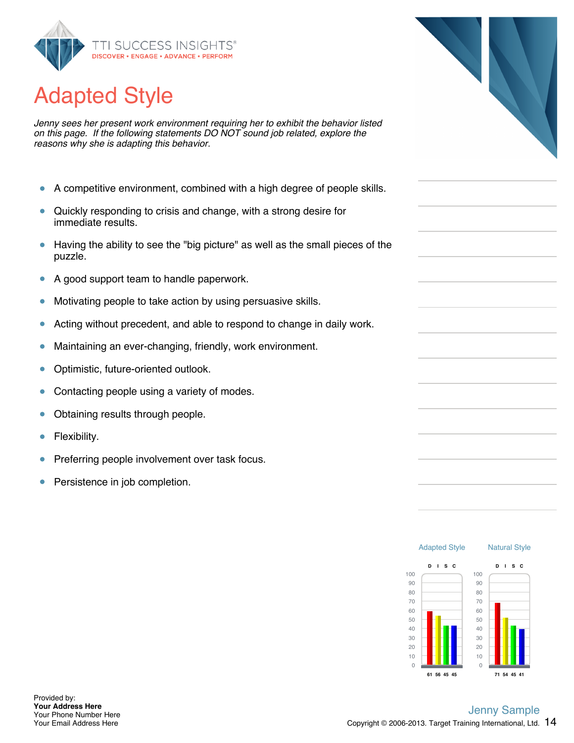# Adapted Style

*Jenny sees her present work environment requiring her to exhibit the behavior listed on this page. If the following statements DO NOT sound job related, explore the reasons why she is adapting this behavior.*

- A competitive environment, combined with a high degree of people skills.
- Quickly responding to crisis and change, with a strong desire for immediate results.
- Having the ability to see the "big picture" as well as the small pieces of the puzzle.
- A good support team to handle paperwork.
- Motivating people to take action by using persuasive skills.
- Acting without precedent, and able to respond to change in daily work.
- Maintaining an ever-changing, friendly, work environment.
- Optimistic, future-oriented outlook.
- Contacting people using a variety of modes.
- Obtaining results through people.
- Flexibility.
- Preferring people involvement over task focus.
- Persistence in job completion.

| | D | I | S | C |
|---|---|---|---|---|
| Adapted Style | 61 | 56 | 45 | 45 |
| Natural Style | 71 | 54 | 45 | 41 |

Provided by:
**Your Address Here**
Your Phone Number Here
Your Email Address Here

Jenny Sample
Copyright © 2006-2013. Target Training International, Ltd.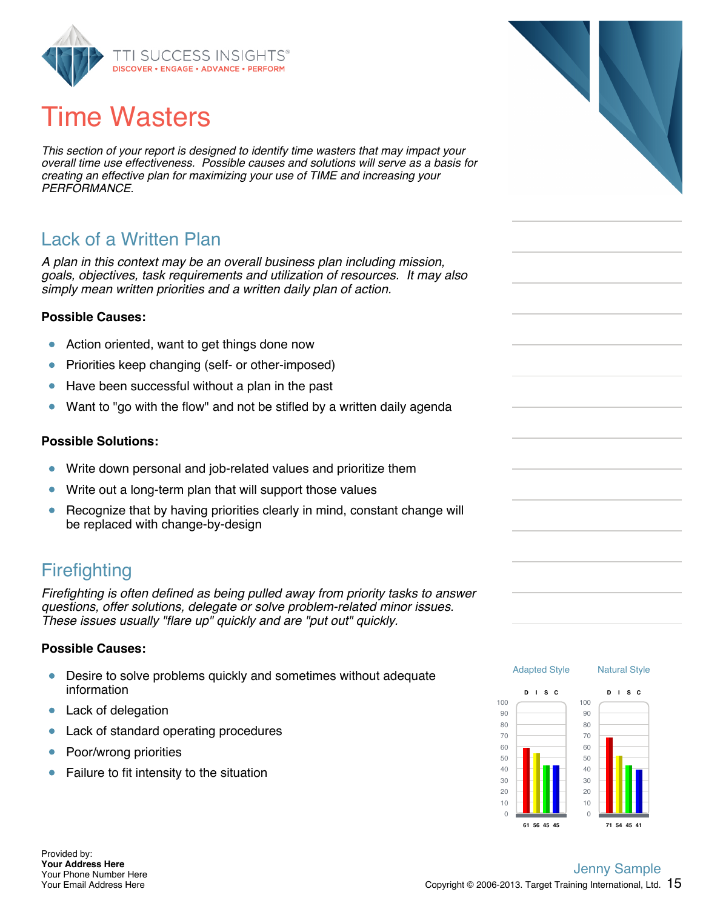# Time Wasters

*This section of your report is designed to identify time wasters that may impact your overall time use effectiveness. Possible causes and solutions will serve as a basis for creating an effective plan for maximizing your use of TIME and increasing your PERFORMANCE.*

## Lack of a Written Plan

*A plan in this context may be an overall business plan including mission, goals, objectives, task requirements and utilization of resources. It may also simply mean written priorities and a written daily plan of action.*

**Possible Causes:**

- Action oriented, want to get things done now
- Priorities keep changing (self- or other-imposed)
- Have been successful without a plan in the past
- Want to "go with the flow" and not be stifled by a written daily agenda

**Possible Solutions:**

- Write down personal and job-related values and prioritize them
- Write out a long-term plan that will support those values
- Recognize that by having priorities clearly in mind, constant change will be replaced with change-by-design

## Firefighting

*Firefighting is often defined as being pulled away from priority tasks to answer questions, offer solutions, delegate or solve problem-related minor issues. These issues usually "flare up" quickly and are "put out" quickly.*

**Possible Causes:**

- Desire to solve problems quickly and sometimes without adequate information
- Lack of delegation
- Lack of standard operating procedures
- Poor/wrong priorities
- Failure to fit intensity to the situation

| | D | I | S | C |
|---|---|---|---|---|
| Adapted Style | 61 | 56 | 45 | 45 |
| Natural Style | 71 | 54 | 45 | 41 |

Provided by:
**Your Address Here**
Your Phone Number Here
Your Email Address Here

Jenny Sample
Copyright © 2006-2013. Target Training International, Ltd.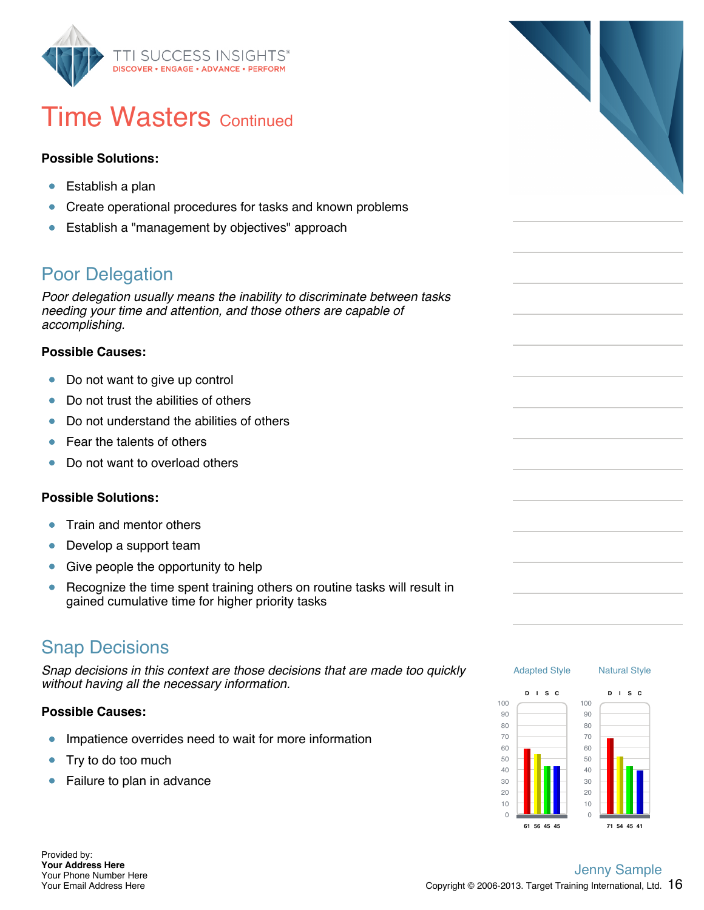# Time Wasters Continued

**Possible Solutions:**

- Establish a plan
- Create operational procedures for tasks and known problems
- Establish a "management by objectives" approach

## Poor Delegation

*Poor delegation usually means the inability to discriminate between tasks needing your time and attention, and those others are capable of accomplishing.*

**Possible Causes:**

- Do not want to give up control
- Do not trust the abilities of others
- Do not understand the abilities of others
- Fear the talents of others
- Do not want to overload others

**Possible Solutions:**

- Train and mentor others
- Develop a support team
- Give people the opportunity to help
- Recognize the time spent training others on routine tasks will result in gained cumulative time for higher priority tasks

## Snap Decisions

*Snap decisions in this context are those decisions that are made too quickly without having all the necessary information.*

**Possible Causes:**

- Impatience overrides need to wait for more information
- Try to do too much
- Failure to plan in advance

| | D | I | S | C |
|---|---|---|---|---|
| Adapted Style | 61 | 56 | 45 | 45 |
| Natural Style | 71 | 54 | 45 | 41 |

Provided by:
**Your Address Here**
Your Phone Number Here
Your Email Address Here

Jenny Sample
Copyright © 2006-2013. Target Training International, Ltd.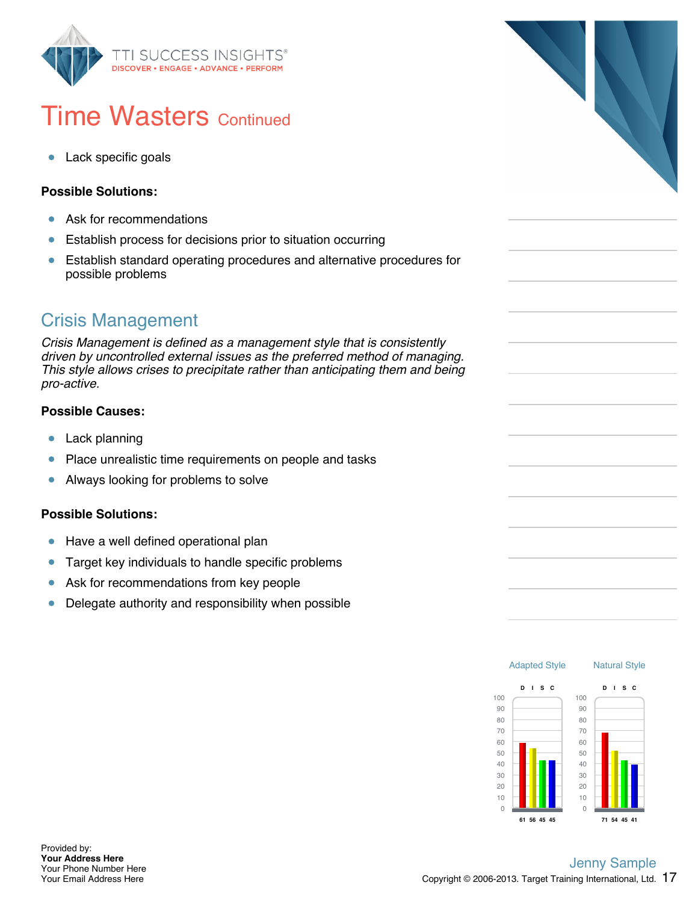# Time Wasters Continued

- Lack specific goals

**Possible Solutions:**

- Ask for recommendations
- Establish process for decisions prior to situation occurring
- Establish standard operating procedures and alternative procedures for possible problems

## Crisis Management

*Crisis Management is defined as a management style that is consistently driven by uncontrolled external issues as the preferred method of managing. This style allows crises to precipitate rather than anticipating them and being pro-active.*

**Possible Causes:**

- Lack planning
- Place unrealistic time requirements on people and tasks
- Always looking for problems to solve

**Possible Solutions:**

- Have a well defined operational plan
- Target key individuals to handle specific problems
- Ask for recommendations from key people
- Delegate authority and responsibility when possible

| | D | I | S | C |
|---|---|---|---|---|
| Adapted Style | 61 | 56 | 45 | 45 |
| Natural Style | 71 | 54 | 45 | 41 |

Provided by:
**Your Address Here**
Your Phone Number Here
Your Email Address Here

Jenny Sample
Copyright © 2006-2013. Target Training International, Ltd.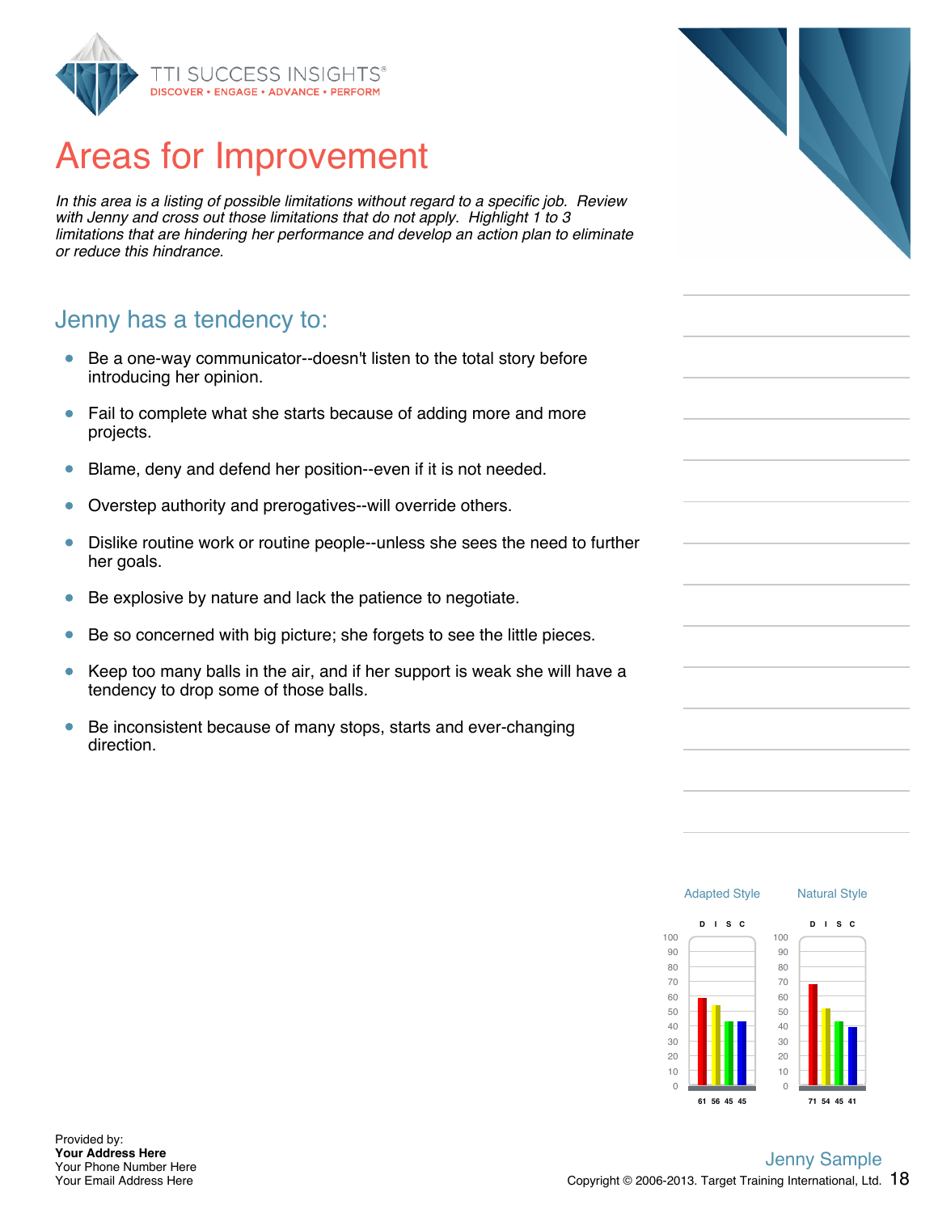# Areas for Improvement

*In this area is a listing of possible limitations without regard to a specific job. Review with Jenny and cross out those limitations that do not apply. Highlight 1 to 3 limitations that are hindering her performance and develop an action plan to eliminate or reduce this hindrance.*

## Jenny has a tendency to:

- Be a one-way communicator--doesn't listen to the total story before introducing her opinion.
- Fail to complete what she starts because of adding more and more projects.
- Blame, deny and defend her position--even if it is not needed.
- Overstep authority and prerogatives--will override others.
- Dislike routine work or routine people--unless she sees the need to further her goals.
- Be explosive by nature and lack the patience to negotiate.
- Be so concerned with big picture; she forgets to see the little pieces.
- Keep too many balls in the air, and if her support is weak she will have a tendency to drop some of those balls.
- Be inconsistent because of many stops, starts and ever-changing direction.

| | D | I | S | C |
|---|---|---|---|---|
| Adapted Style | 61 | 56 | 45 | 45 |
| Natural Style | 71 | 54 | 45 | 41 |

Provided by:
**Your Address Here**
Your Phone Number Here
Your Email Address Here

Jenny Sample
Copyright © 2006-2013. Target Training International, Ltd.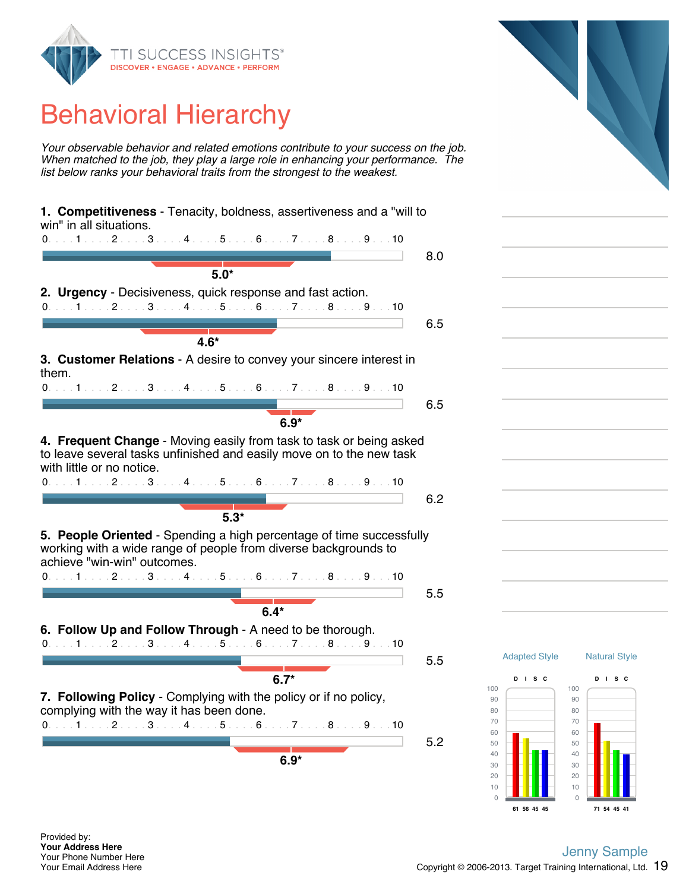# Behavioral Hierarchy

*Your observable behavior and related emotions contribute to your success on the job. When matched to the job, they play a large role in enhancing your performance. The list below ranks your behavioral traits from the strongest to the weakest.*

**1. Competitiveness** - Tenacity, boldness, assertiveness and a "will to win" in all situations.

0 . . . 1 . . . 2 . . . 3 . . . 4 . . . 5 . . . 6 . . . 7 . . . 8 . . . 9 . . . 10

8.0

**5.0***

**2. Urgency** - Decisiveness, quick response and fast action.

0 . . . 1 . . . 2 . . . 3 . . . 4 . . . 5 . . . 6 . . . 7 . . . 8 . . . 9 . . . 10

6.5

**4.6***

**3. Customer Relations** - A desire to convey your sincere interest in them.

0 . . . 1 . . . 2 . . . 3 . . . 4 . . . 5 . . . 6 . . . 7 . . . 8 . . . 9 . . . 10

6.5

**6.9***

**4. Frequent Change** - Moving easily from task to task or being asked to leave several tasks unfinished and easily move on to the new task with little or no notice.

0 . . . 1 . . . 2 . . . 3 . . . 4 . . . 5 . . . 6 . . . 7 . . . 8 . . . 9 . . . 10

6.2

**5.3***

**5. People Oriented** - Spending a high percentage of time successfully working with a wide range of people from diverse backgrounds to achieve "win-win" outcomes.

0 . . . 1 . . . 2 . . . 3 . . . 4 . . . 5 . . . 6 . . . 7 . . . 8 . . . 9 . . . 10

5.5

**6.4***

**6. Follow Up and Follow Through** - A need to be thorough.

0 . . . 1 . . . 2 . . . 3 . . . 4 . . . 5 . . . 6 . . . 7 . . . 8 . . . 9 . . . 10

5.5

**6.7***

**7. Following Policy** - Complying with the policy or if no policy, complying with the way it has been done.

0 . . . 1 . . . 2 . . . 3 . . . 4 . . . 5 . . . 6 . . . 7 . . . 8 . . . 9 . . . 10

5.2

**6.9***

| | D | I | S | C |
|---|---|---|---|---|
| Adapted Style | 61 | 56 | 45 | 45 |
| Natural Style | 71 | 54 | 45 | 41 |

Provided by:
**Your Address Here**
Your Phone Number Here
Your Email Address Here

Jenny Sample

Copyright © 2006-2013. Target Training International, Ltd.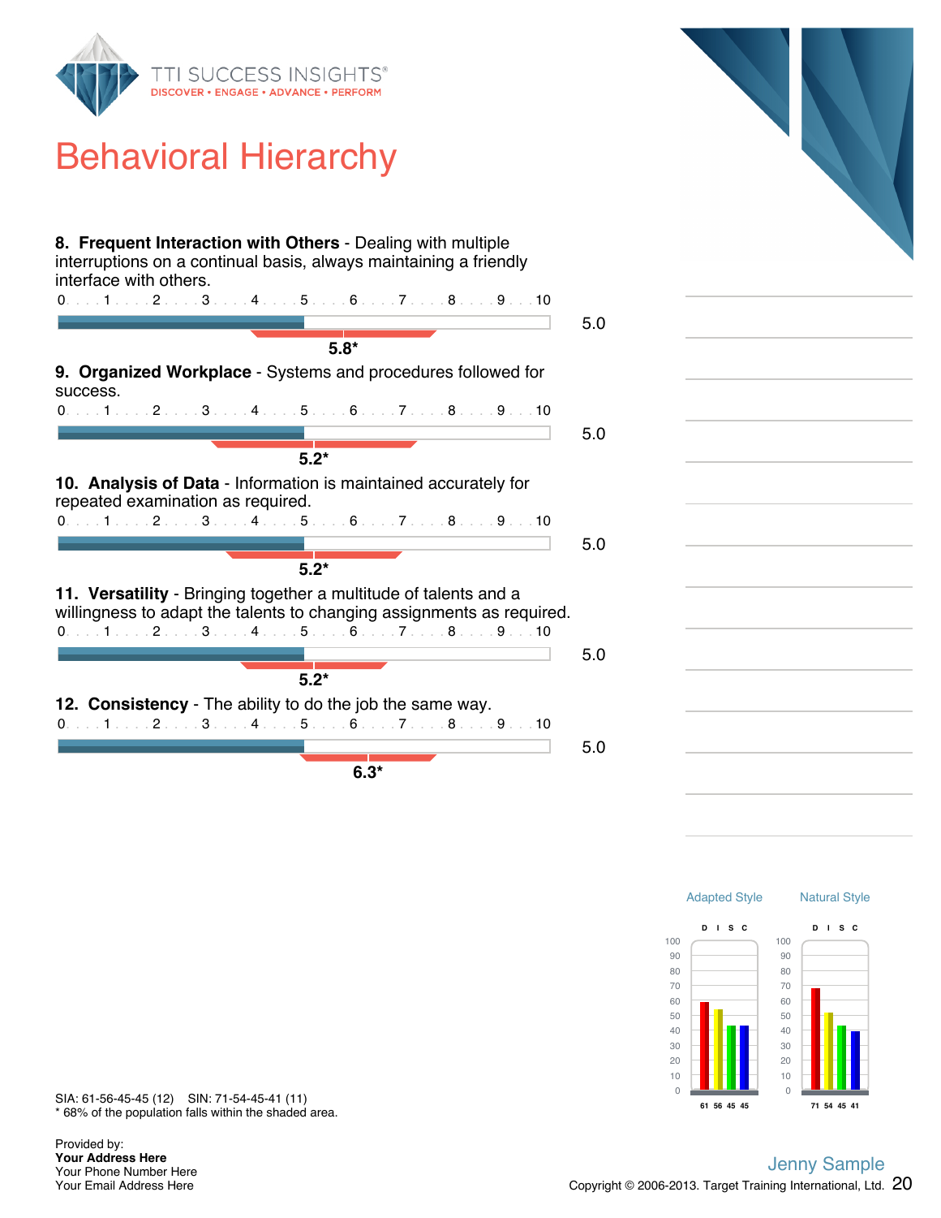# Behavioral Hierarchy

**8. Frequent Interaction with Others** - Dealing with multiple interruptions on a continual basis, always maintaining a friendly interface with others.

0 . . . 1 . . . 2 . . . 3 . . . 4 . . . 5 . . . 6 . . . 7 . . . 8 . . . 9 . . . 10

5.0

**5.8***

**9. Organized Workplace** - Systems and procedures followed for success.

0 . . . 1 . . . 2 . . . 3 . . . 4 . . . 5 . . . 6 . . . 7 . . . 8 . . . 9 . . . 10

5.0

**5.2***

**10. Analysis of Data** - Information is maintained accurately for repeated examination as required.

0 . . . 1 . . . 2 . . . 3 . . . 4 . . . 5 . . . 6 . . . 7 . . . 8 . . . 9 . . . 10

5.0

**5.2***

**11. Versatility** - Bringing together a multitude of talents and a willingness to adapt the talents to changing assignments as required.

0 . . . 1 . . . 2 . . . 3 . . . 4 . . . 5 . . . 6 . . . 7 . . . 8 . . . 9 . . . 10

5.0

**5.2***

**12. Consistency** - The ability to do the job the same way.

0 . . . 1 . . . 2 . . . 3 . . . 4 . . . 5 . . . 6 . . . 7 . . . 8 . . . 9 . . . 10

5.0

**6.3***

| | Adapted Style | Natural Style |
|---|---|---|
| D | 61 | 71 |
| I | 56 | 54 |
| S | 45 | 45 |
| C | 45 | 41 |

SIA: 61-56-45-45 (12) SIN: 71-54-45-41 (11)
* 68% of the population falls within the shaded area.

Provided by:
**Your Address Here**
Your Phone Number Here
Your Email Address Here

Jenny Sample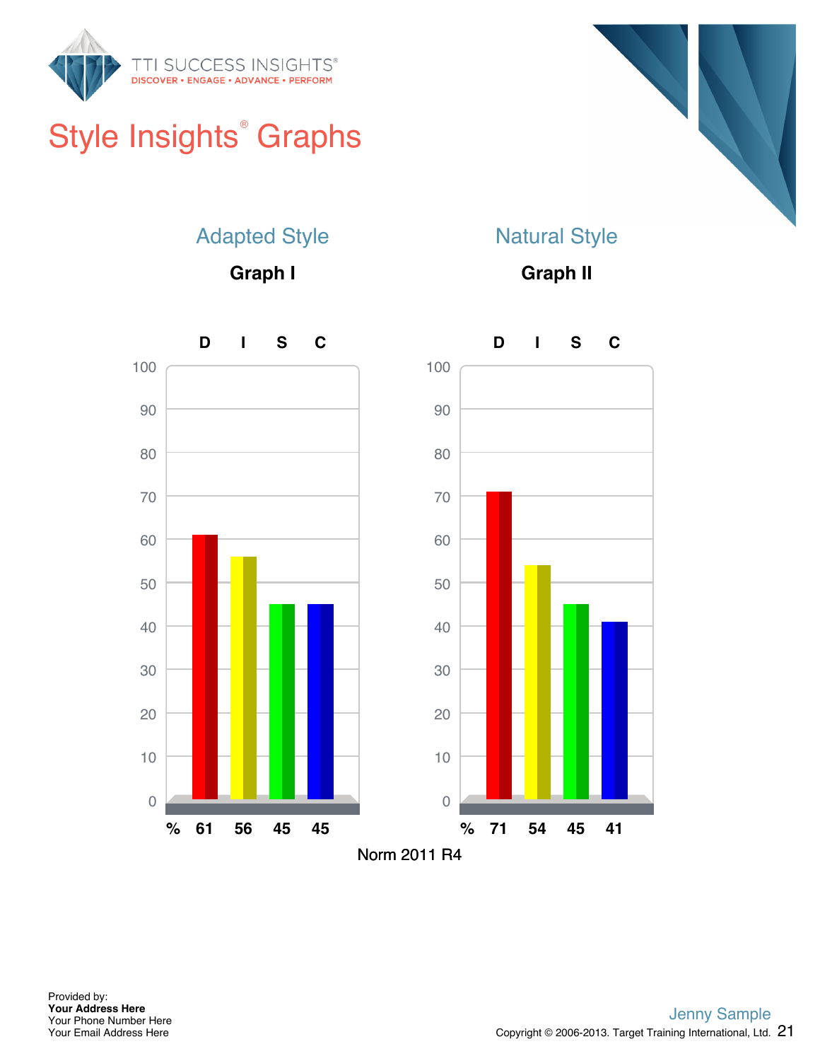# Style Insights® Graphs

## Adapted Style

### Graph I

| | D | I | S | C |
|---|---|---|---|---|
| % | 61 | 56 | 45 | 45 |

## Natural Style

### Graph II

| | D | I | S | C |
|---|---|---|---|---|
| % | 71 | 54 | 45 | 41 |

Norm 2011 R4

Provided by:
**Your Address Here**
Your Phone Number Here
Your Email Address Here

Jenny Sample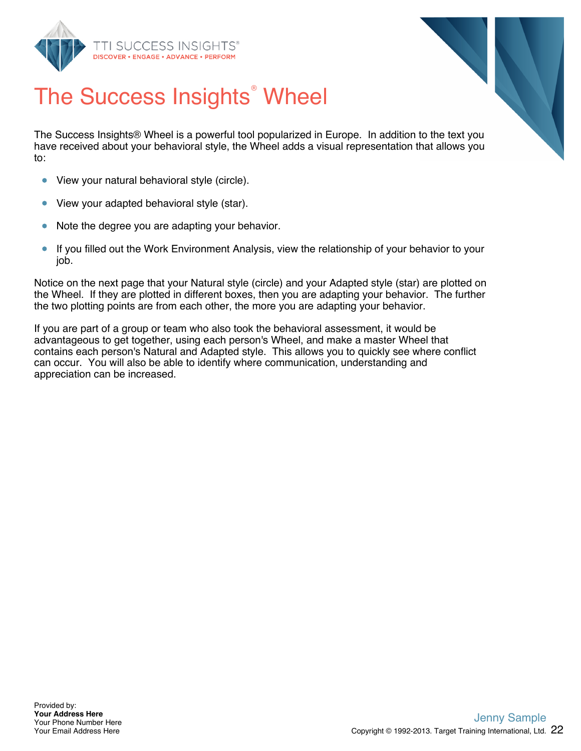# The Success Insights® Wheel

The Success Insights® Wheel is a powerful tool popularized in Europe. In addition to the text you have received about your behavioral style, the Wheel adds a visual representation that allows you to:

- View your natural behavioral style (circle).
- View your adapted behavioral style (star).
- Note the degree you are adapting your behavior.
- If you filled out the Work Environment Analysis, view the relationship of your behavior to your job.

Notice on the next page that your Natural style (circle) and your Adapted style (star) are plotted on the Wheel. If they are plotted in different boxes, then you are adapting your behavior. The further the two plotting points are from each other, the more you are adapting your behavior.

If you are part of a group or team who also took the behavioral assessment, it would be advantageous to get together, using each person's Wheel, and make a master Wheel that contains each person's Natural and Adapted style. This allows you to quickly see where conflict can occur. You will also be able to identify where communication, understanding and appreciation can be increased.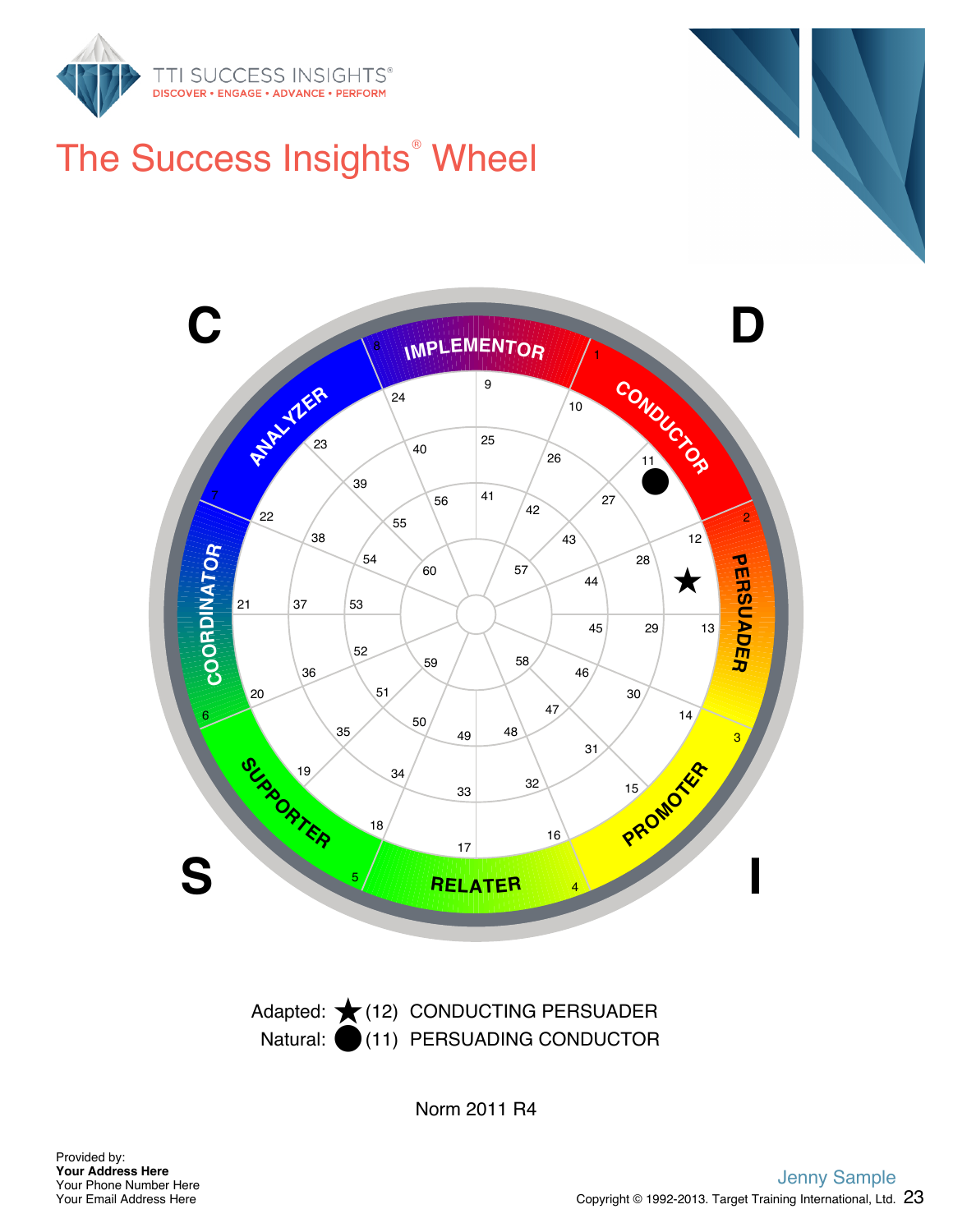# The Success Insights® Wheel

Adapted: ★ (12) CONDUCTING PERSUADER

Natural: ● (11) PERSUADING CONDUCTOR

Norm 2011 R4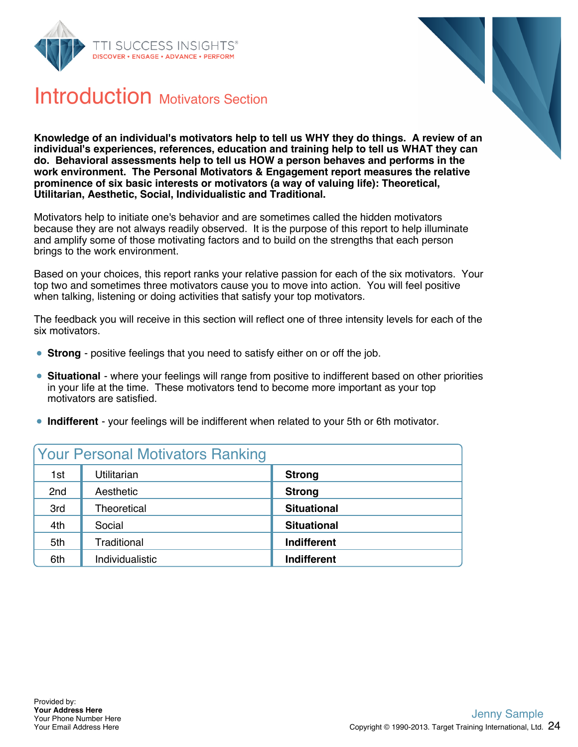# Introduction Motivators Section

**Knowledge of an individual's motivators help to tell us WHY they do things. A review of an individual's experiences, references, education and training help to tell us WHAT they can do. Behavioral assessments help to tell us HOW a person behaves and performs in the work environment. The Personal Motivators & Engagement report measures the relative prominence of six basic interests or motivators (a way of valuing life): Theoretical, Utilitarian, Aesthetic, Social, Individualistic and Traditional.**

Motivators help to initiate one's behavior and are sometimes called the hidden motivators because they are not always readily observed. It is the purpose of this report to help illuminate and amplify some of those motivating factors and to build on the strengths that each person brings to the work environment.

Based on your choices, this report ranks your relative passion for each of the six motivators. Your top two and sometimes three motivators cause you to move into action. You will feel positive when talking, listening or doing activities that satisfy your top motivators.

The feedback you will receive in this section will reflect one of three intensity levels for each of the six motivators.

- **Strong** - positive feelings that you need to satisfy either on or off the job.
- **Situational** - where your feelings will range from positive to indifferent based on other priorities in your life at the time. These motivators tend to become more important as your top motivators are satisfied.
- **Indifferent** - your feelings will be indifferent when related to your 5th or 6th motivator.

## Your Personal Motivators Ranking

| | | |
|---|---|---|
| 1st | Utilitarian | **Strong** |
| 2nd | Aesthetic | **Strong** |
| 3rd | Theoretical | **Situational** |
| 4th | Social | **Situational** |
| 5th | Traditional | **Indifferent** |
| 6th | Individualistic | **Indifferent** |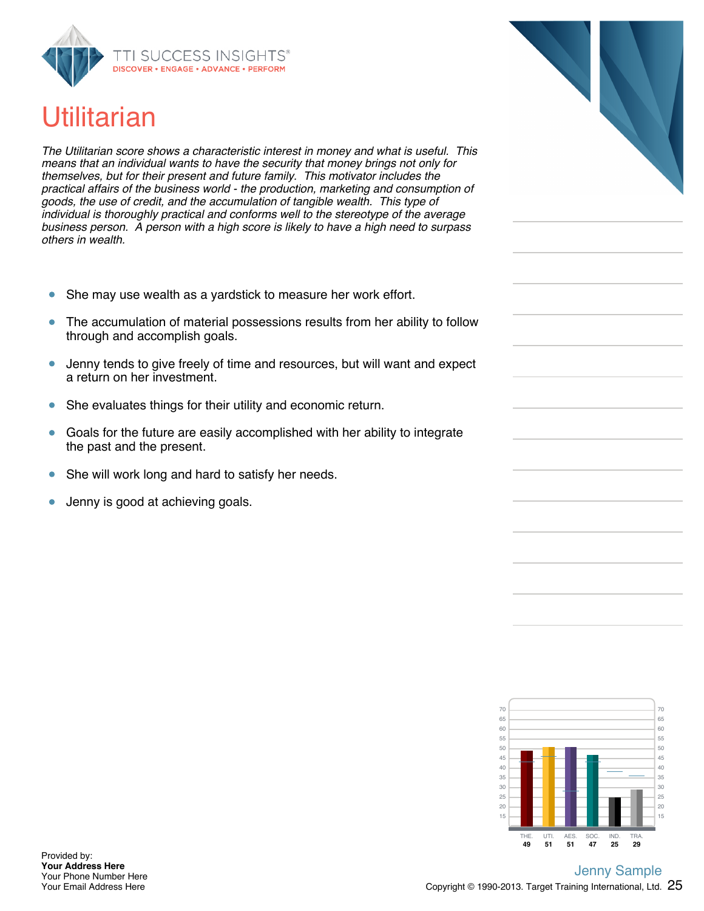# Utilitarian

*The Utilitarian score shows a characteristic interest in money and what is useful. This means that an individual wants to have the security that money brings not only for themselves, but for their present and future family. This motivator includes the practical affairs of the business world - the production, marketing and consumption of goods, the use of credit, and the accumulation of tangible wealth. This type of individual is thoroughly practical and conforms well to the stereotype of the average business person. A person with a high score is likely to have a high need to surpass others in wealth.*

- She may use wealth as a yardstick to measure her work effort.
- The accumulation of material possessions results from her ability to follow through and accomplish goals.
- Jenny tends to give freely of time and resources, but will want and expect a return on her investment.
- She evaluates things for their utility and economic return.
- Goals for the future are easily accomplished with her ability to integrate the past and the present.
- She will work long and hard to satisfy her needs.
- Jenny is good at achieving goals.

| THE. | UTI. | AES. | SOC. | IND. | TRA. |
|---|---|---|---|---|---|
| 49 | 51 | 51 | 47 | 25 | 29 |

Provided by:
**Your Address Here**
Your Phone Number Here
Your Email Address Here

Jenny Sample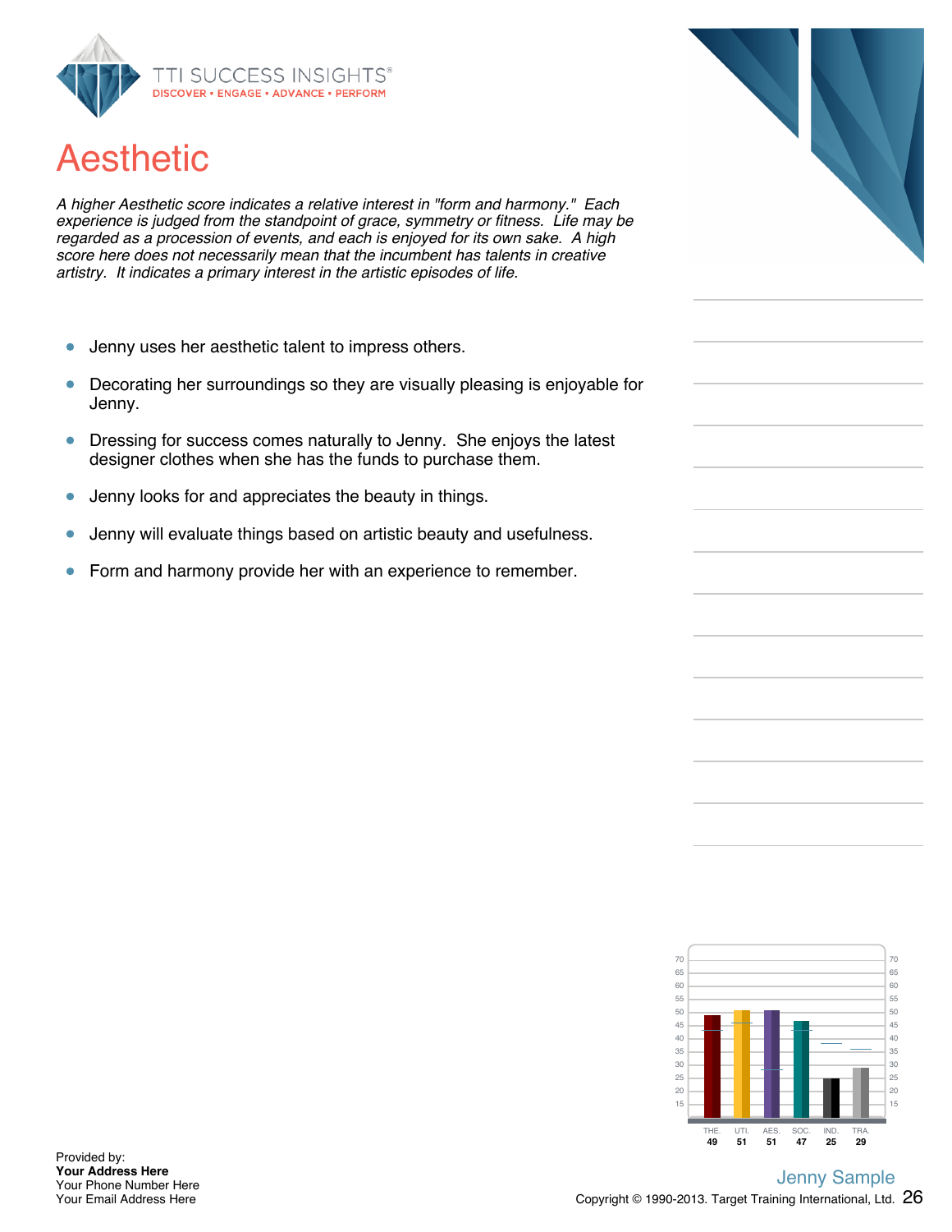# Aesthetic

*A higher Aesthetic score indicates a relative interest in "form and harmony." Each experience is judged from the standpoint of grace, symmetry or fitness. Life may be regarded as a procession of events, and each is enjoyed for its own sake. A high score here does not necessarily mean that the incumbent has talents in creative artistry. It indicates a primary interest in the artistic episodes of life.*

- Jenny uses her aesthetic talent to impress others.
- Decorating her surroundings so they are visually pleasing is enjoyable for Jenny.
- Dressing for success comes naturally to Jenny. She enjoys the latest designer clothes when she has the funds to purchase them.
- Jenny looks for and appreciates the beauty in things.
- Jenny will evaluate things based on artistic beauty and usefulness.
- Form and harmony provide her with an experience to remember.

| THE. | UTI. | AES. | SOC. | IND. | TRA. |
|---|---|---|---|---|---|
| 49 | 51 | 51 | 47 | 25 | 29 |

Provided by:
**Your Address Here**
Your Phone Number Here
Your Email Address Here

Jenny Sample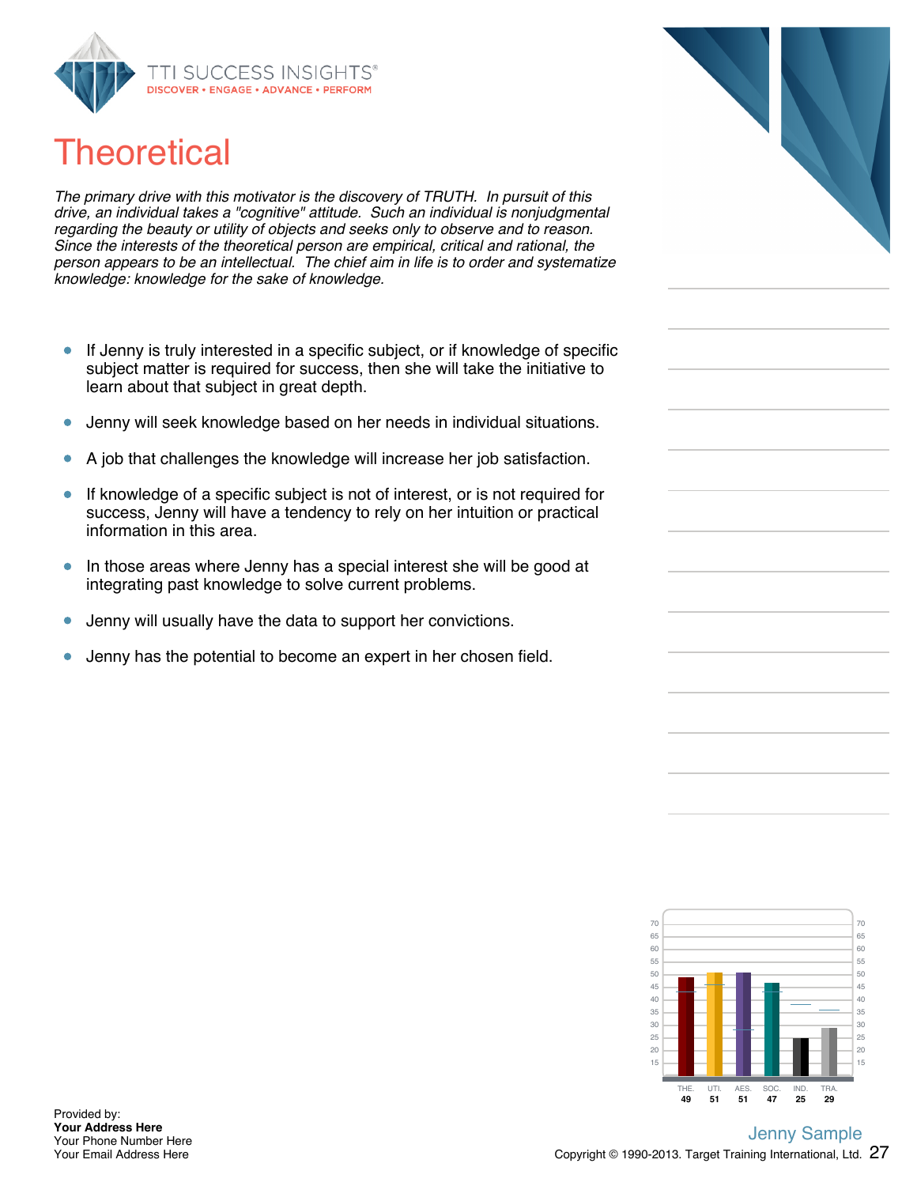# Theoretical

*The primary drive with this motivator is the discovery of TRUTH. In pursuit of this drive, an individual takes a "cognitive" attitude. Such an individual is nonjudgmental regarding the beauty or utility of objects and seeks only to observe and to reason. Since the interests of the theoretical person are empirical, critical and rational, the person appears to be an intellectual. The chief aim in life is to order and systematize knowledge: knowledge for the sake of knowledge.*

- If Jenny is truly interested in a specific subject, or if knowledge of specific subject matter is required for success, then she will take the initiative to learn about that subject in great depth.
- Jenny will seek knowledge based on her needs in individual situations.
- A job that challenges the knowledge will increase her job satisfaction.
- If knowledge of a specific subject is not of interest, or is not required for success, Jenny will have a tendency to rely on her intuition or practical information in this area.
- In those areas where Jenny has a special interest she will be good at integrating past knowledge to solve current problems.
- Jenny will usually have the data to support her convictions.
- Jenny has the potential to become an expert in her chosen field.

| THE. | UTI. | AES. | SOC. | IND. | TRA. |
|---|---|---|---|---|---|
| 49 | 51 | 51 | 47 | 25 | 29 |

Provided by:
**Your Address Here**
Your Phone Number Here
Your Email Address Here

Jenny Sample
Copyright © 1990-2013. Target Training International, Ltd.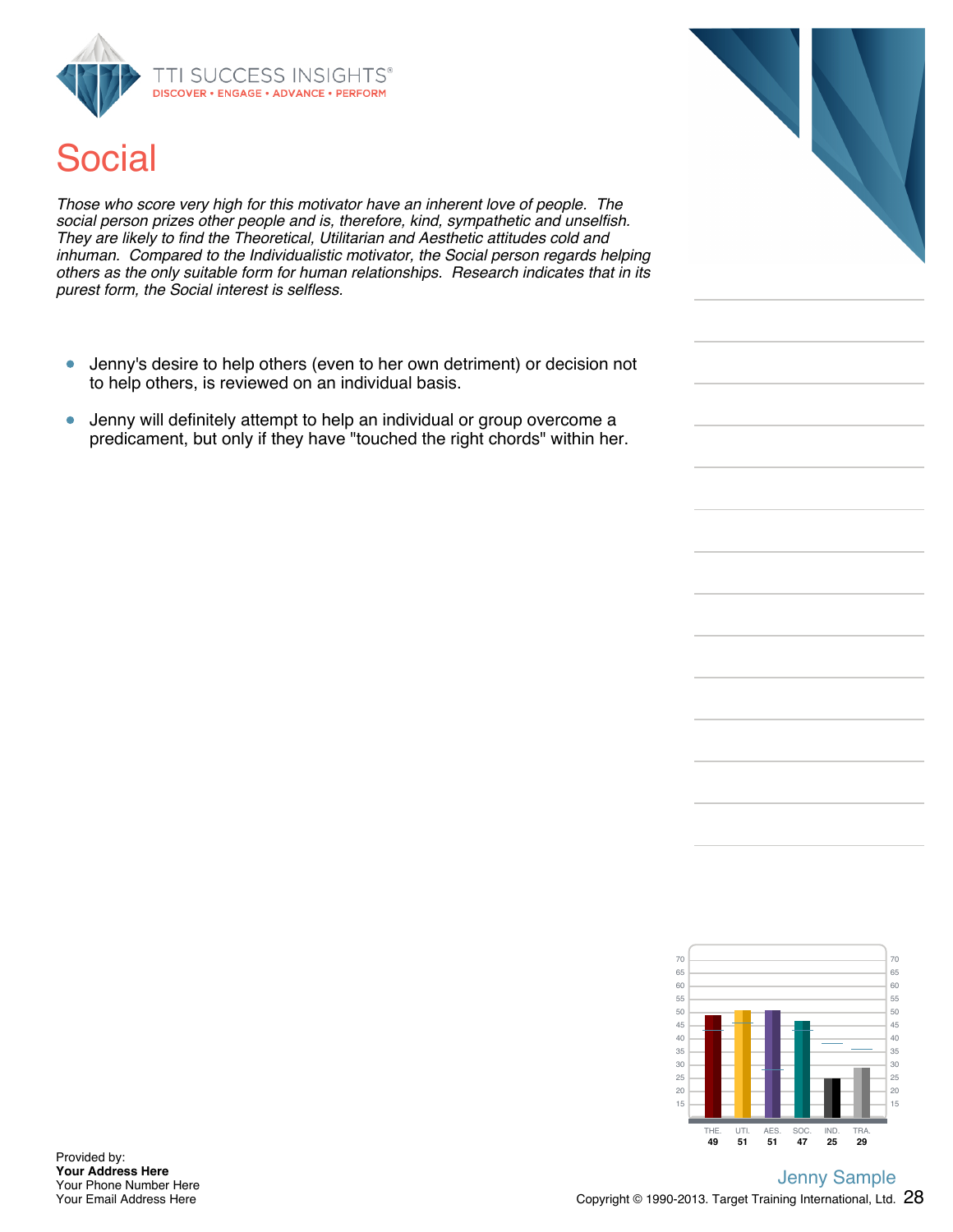# Social

*Those who score very high for this motivator have an inherent love of people. The social person prizes other people and is, therefore, kind, sympathetic and unselfish. They are likely to find the Theoretical, Utilitarian and Aesthetic attitudes cold and inhuman. Compared to the Individualistic motivator, the Social person regards helping others as the only suitable form for human relationships. Research indicates that in its purest form, the Social interest is selfless.*

- Jenny's desire to help others (even to her own detriment) or decision not to help others, is reviewed on an individual basis.
- Jenny will definitely attempt to help an individual or group overcome a predicament, but only if they have "touched the right chords" within her.

| THE. | UTI. | AES. | SOC. | IND. | TRA. |
|---|---|---|---|---|---|
| 49 | 51 | 51 | 47 | 25 | 29 |

Provided by:
**Your Address Here**
Your Phone Number Here
Your Email Address Here

Jenny Sample

Copyright © 1990-2013. Target Training International, Ltd.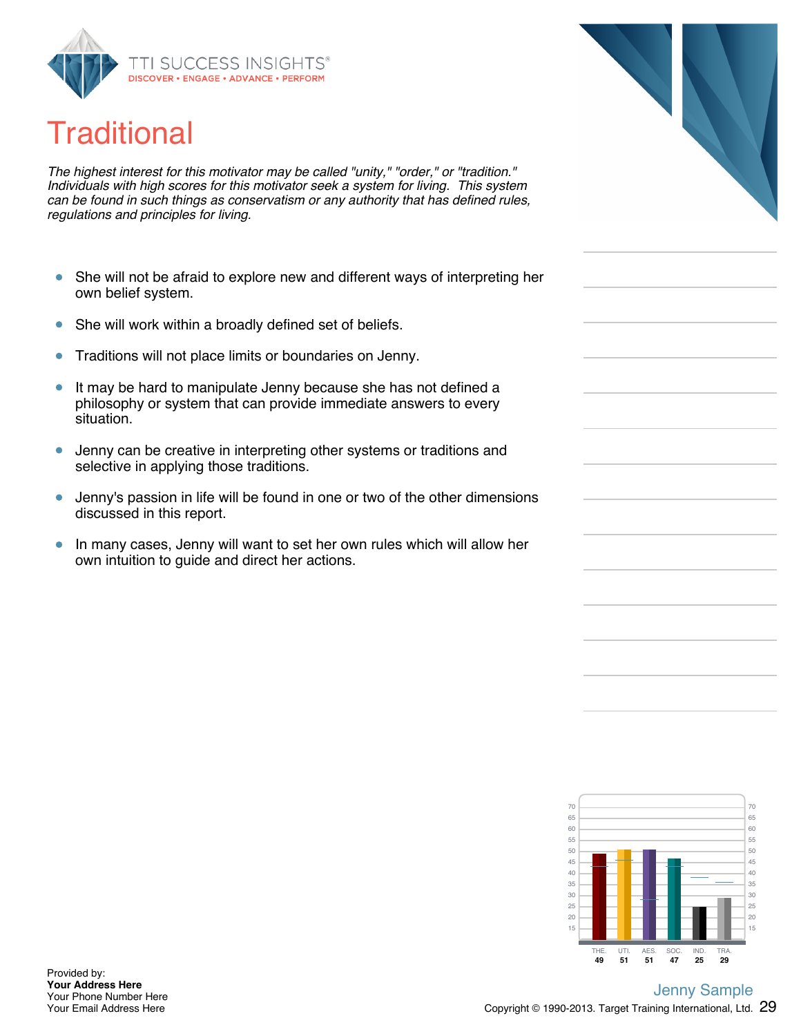# Traditional

*The highest interest for this motivator may be called "unity," "order," or "tradition." Individuals with high scores for this motivator seek a system for living. This system can be found in such things as conservatism or any authority that has defined rules, regulations and principles for living.*

- She will not be afraid to explore new and different ways of interpreting her own belief system.
- She will work within a broadly defined set of beliefs.
- Traditions will not place limits or boundaries on Jenny.
- It may be hard to manipulate Jenny because she has not defined a philosophy or system that can provide immediate answers to every situation.
- Jenny can be creative in interpreting other systems or traditions and selective in applying those traditions.
- Jenny's passion in life will be found in one or two of the other dimensions discussed in this report.
- In many cases, Jenny will want to set her own rules which will allow her own intuition to guide and direct her actions.

| THE. | UTI. | AES. | SOC. | IND. | TRA. |
|---|---|---|---|---|---|
| 49 | 51 | 51 | 47 | 25 | 29 |

Provided by:
**Your Address Here**
Your Phone Number Here
Your Email Address Here

Jenny Sample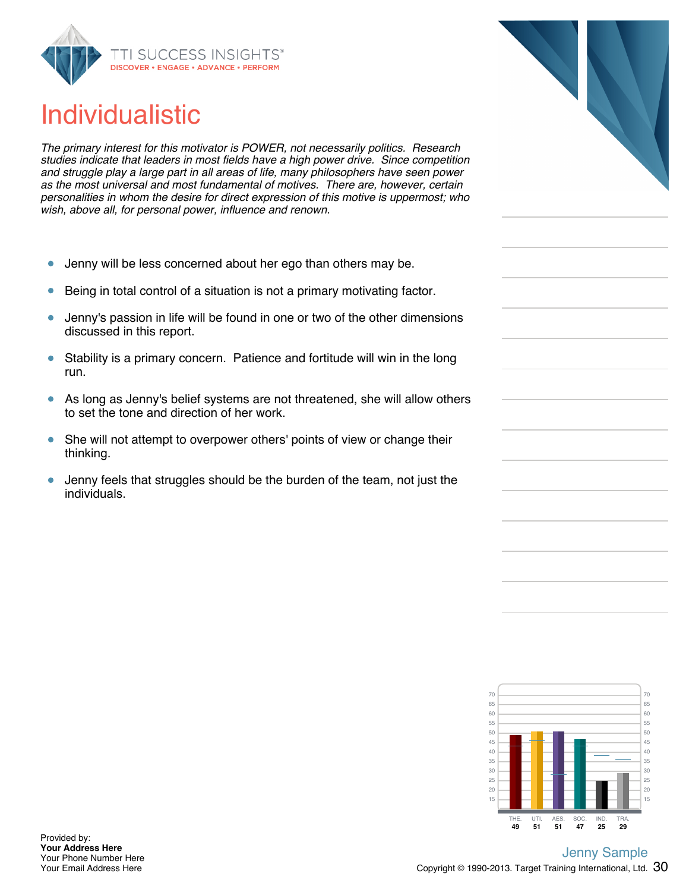# Individualistic

*The primary interest for this motivator is POWER, not necessarily politics. Research studies indicate that leaders in most fields have a high power drive. Since competition and struggle play a large part in all areas of life, many philosophers have seen power as the most universal and most fundamental of motives. There are, however, certain personalities in whom the desire for direct expression of this motive is uppermost; who wish, above all, for personal power, influence and renown.*

- Jenny will be less concerned about her ego than others may be.
- Being in total control of a situation is not a primary motivating factor.
- Jenny's passion in life will be found in one or two of the other dimensions discussed in this report.
- Stability is a primary concern. Patience and fortitude will win in the long run.
- As long as Jenny's belief systems are not threatened, she will allow others to set the tone and direction of her work.
- She will not attempt to overpower others' points of view or change their thinking.
- Jenny feels that struggles should be the burden of the team, not just the individuals.

| THE. | UTI. | AES. | SOC. | IND. | TRA. |
|---|---|---|---|---|---|
| 49 | 51 | 51 | 47 | 25 | 29 |

Provided by:
**Your Address Here**
Your Phone Number Here
Your Email Address Here

Jenny Sample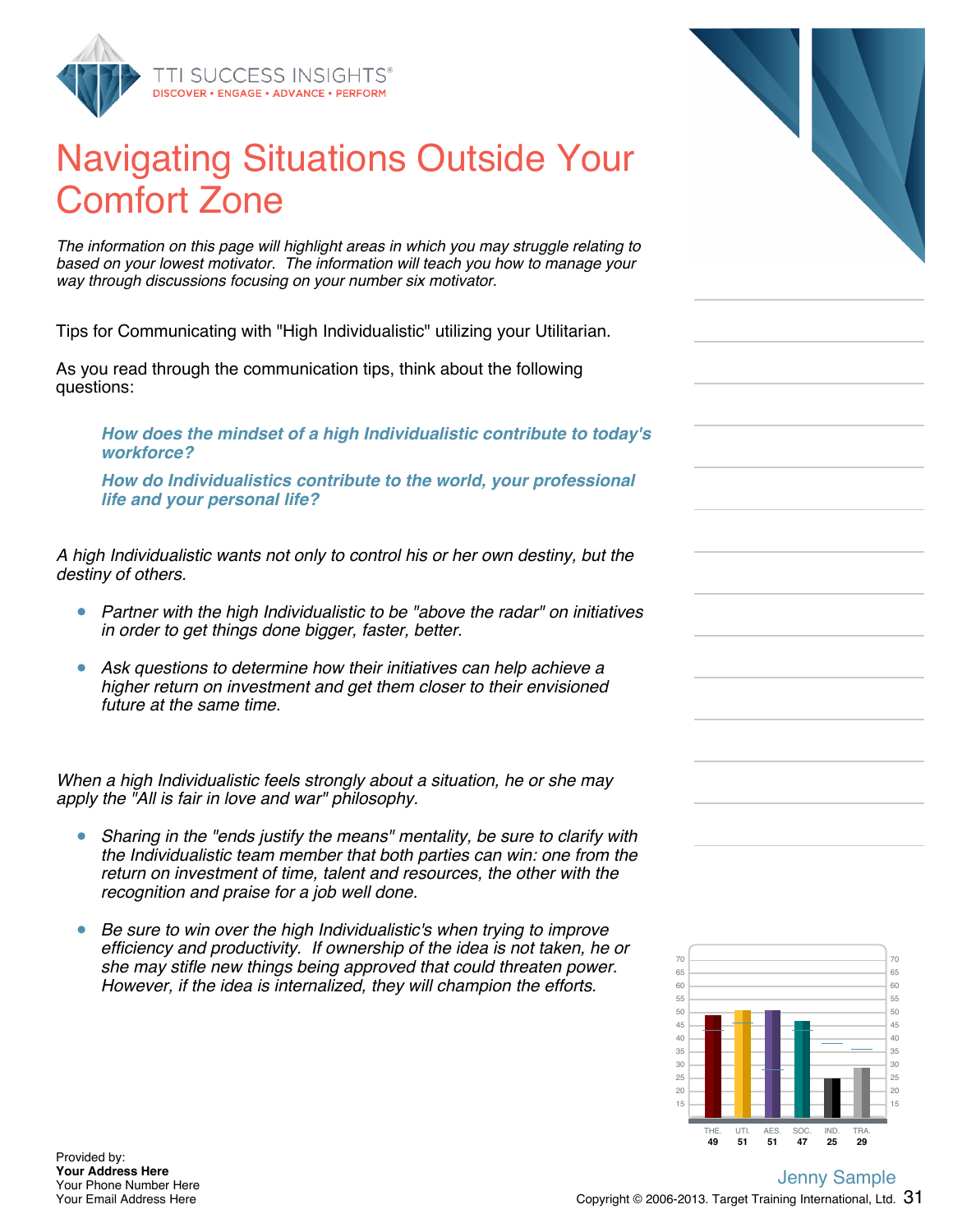# Navigating Situations Outside Your Comfort Zone

*The information on this page will highlight areas in which you may struggle relating to based on your lowest motivator. The information will teach you how to manage your way through discussions focusing on your number six motivator.*

Tips for Communicating with "High Individualistic" utilizing your Utilitarian.

As you read through the communication tips, think about the following questions:

> ***How does the mindset of a high Individualistic contribute to today's workforce?***
>
> ***How do Individualistics contribute to the world, your professional life and your personal life?***

*A high Individualistic wants not only to control his or her own destiny, but the destiny of others.*

- *Partner with the high Individualistic to be "above the radar" on initiatives in order to get things done bigger, faster, better.*
- *Ask questions to determine how their initiatives can help achieve a higher return on investment and get them closer to their envisioned future at the same time.*

*When a high Individualistic feels strongly about a situation, he or she may apply the "All is fair in love and war" philosophy.*

- *Sharing in the "ends justify the means" mentality, be sure to clarify with the Individualistic team member that both parties can win: one from the return on investment of time, talent and resources, the other with the recognition and praise for a job well done.*
- *Be sure to win over the high Individualistic's when trying to improve efficiency and productivity. If ownership of the idea is not taken, he or she may stifle new things being approved that could threaten power. However, if the idea is internalized, they will champion the efforts.*

| THE. | UTI. | AES. | SOC. | IND. | TRA. |
|---|---|---|---|---|---|
| 49 | 51 | 51 | 47 | 25 | 29 |

Jenny Sample

Provided by:
**Your Address Here**
Your Phone Number Here
Your Email Address Here

Copyright © 2006-2013. Target Training International, Ltd.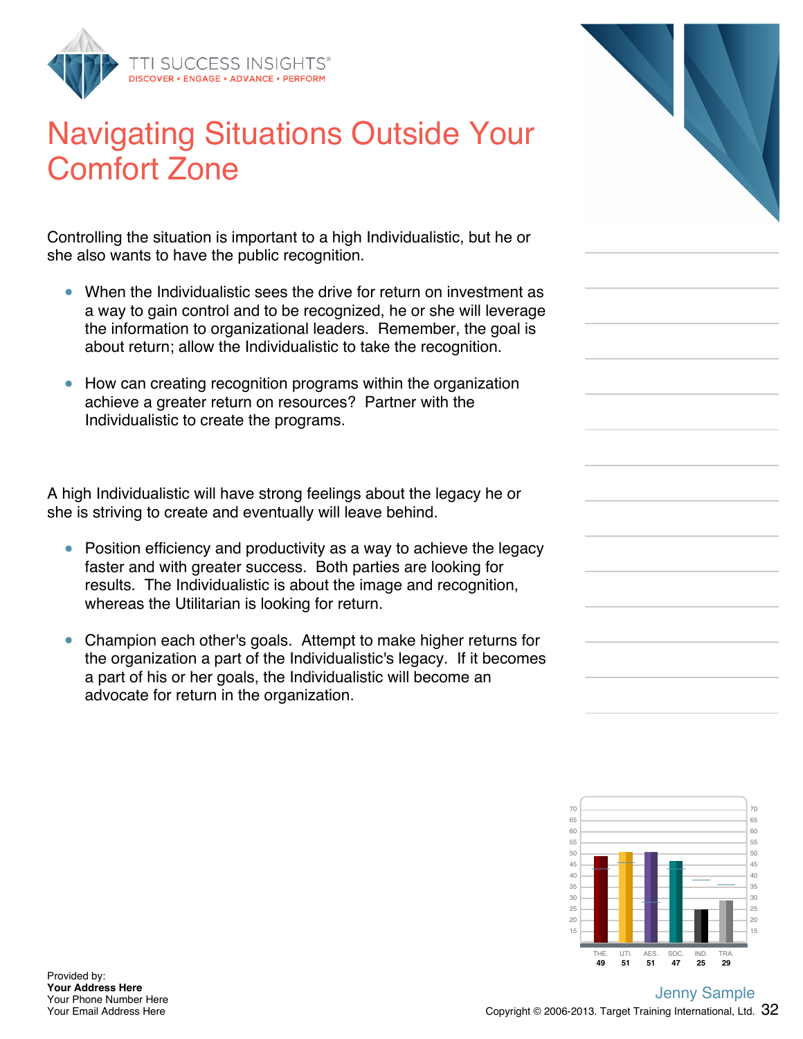# Navigating Situations Outside Your Comfort Zone

Controlling the situation is important to a high Individualistic, but he or she also wants to have the public recognition.

- When the Individualistic sees the drive for return on investment as a way to gain control and to be recognized, he or she will leverage the information to organizational leaders. Remember, the goal is about return; allow the Individualistic to take the recognition.
- How can creating recognition programs within the organization achieve a greater return on resources? Partner with the Individualistic to create the programs.

A high Individualistic will have strong feelings about the legacy he or she is striving to create and eventually will leave behind.

- Position efficiency and productivity as a way to achieve the legacy faster and with greater success. Both parties are looking for results. The Individualistic is about the image and recognition, whereas the Utilitarian is looking for return.
- Champion each other's goals. Attempt to make higher returns for the organization a part of the Individualistic's legacy. If it becomes a part of his or her goals, the Individualistic will become an advocate for return in the organization.

| THE. | UTI. | AES. | SOC. | IND. | TRA. |
|---|---|---|---|---|---|
| 49 | 51 | 51 | 47 | 25 | 29 |

Provided by:
**Your Address Here**
Your Phone Number Here
Your Email Address Here

Jenny Sample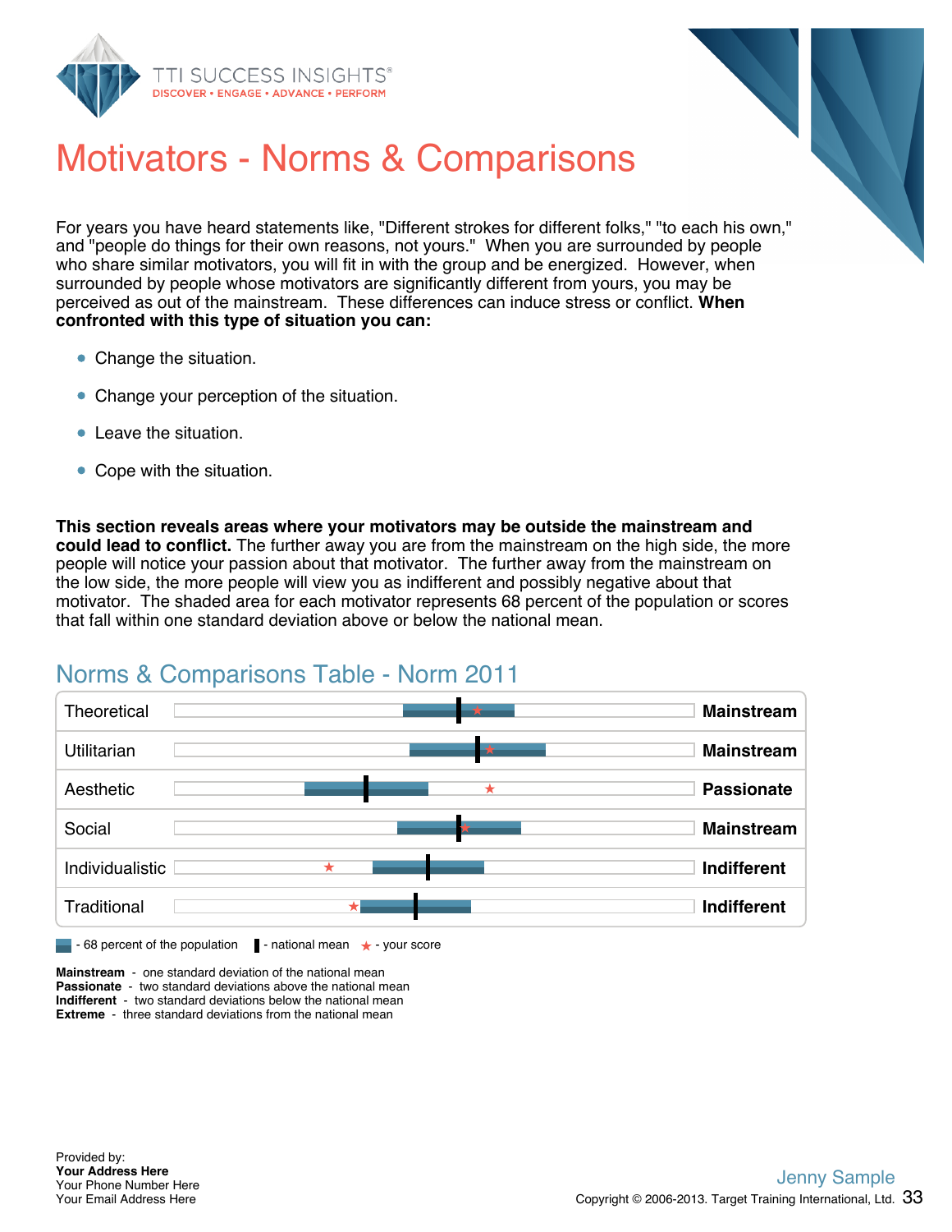# Motivators - Norms & Comparisons

For years you have heard statements like, "Different strokes for different folks," "to each his own," and "people do things for their own reasons, not yours." When you are surrounded by people who share similar motivators, you will fit in with the group and be energized. However, when surrounded by people whose motivators are significantly different from yours, you may be perceived as out of the mainstream. These differences can induce stress or conflict. **When confronted with this type of situation you can:**

- Change the situation.
- Change your perception of the situation.
- Leave the situation.
- Cope with the situation.

**This section reveals areas where your motivators may be outside the mainstream and could lead to conflict.** The further away you are from the mainstream on the high side, the more people will notice your passion about that motivator. The further away from the mainstream on the low side, the more people will view you as indifferent and possibly negative about that motivator. The shaded area for each motivator represents 68 percent of the population or scores that fall within one standard deviation above or below the national mean.

## Norms & Comparisons Table - Norm 2011

| Motivator | Result |
|---|---|
| Theoretical | **Mainstream** |
| Utilitarian | **Mainstream** |
| Aesthetic | **Passionate** |
| Social | **Mainstream** |
| Individualistic | **Indifferent** |
| Traditional | **Indifferent** |

- 68 percent of the population | - national mean | ★ - your score

**Mainstream** - one standard deviation of the national mean
**Passionate** - two standard deviations above the national mean
**Indifferent** - two standard deviations below the national mean
**Extreme** - three standard deviations from the national mean

Provided by:
**Your Address Here**
Your Phone Number Here
Your Email Address Here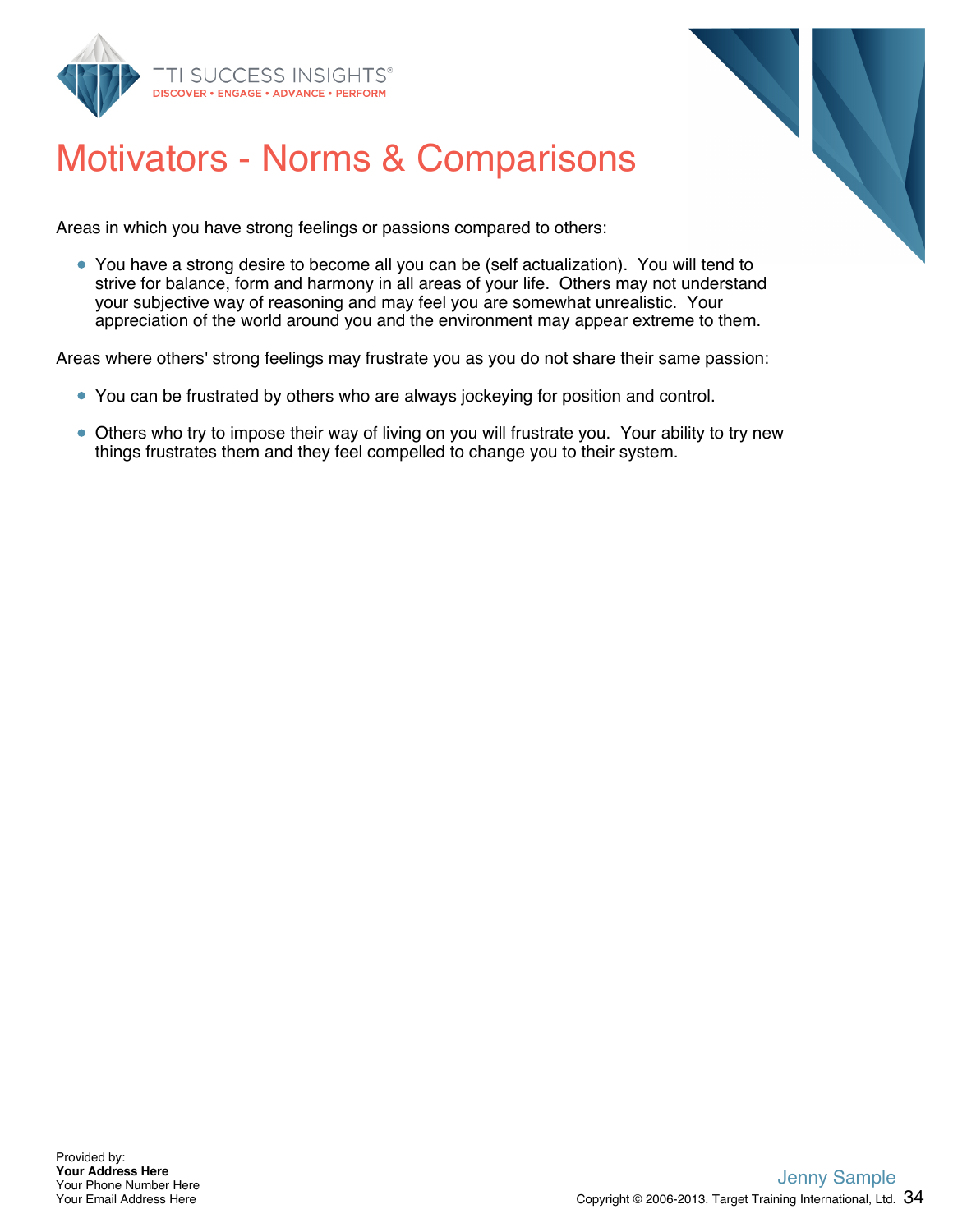# Motivators - Norms & Comparisons

Areas in which you have strong feelings or passions compared to others:

- You have a strong desire to become all you can be (self actualization). You will tend to strive for balance, form and harmony in all areas of your life. Others may not understand your subjective way of reasoning and may feel you are somewhat unrealistic. Your appreciation of the world around you and the environment may appear extreme to them.

Areas where others' strong feelings may frustrate you as you do not share their same passion:

- You can be frustrated by others who are always jockeying for position and control.
- Others who try to impose their way of living on you will frustrate you. Your ability to try new things frustrates them and they feel compelled to change you to their system.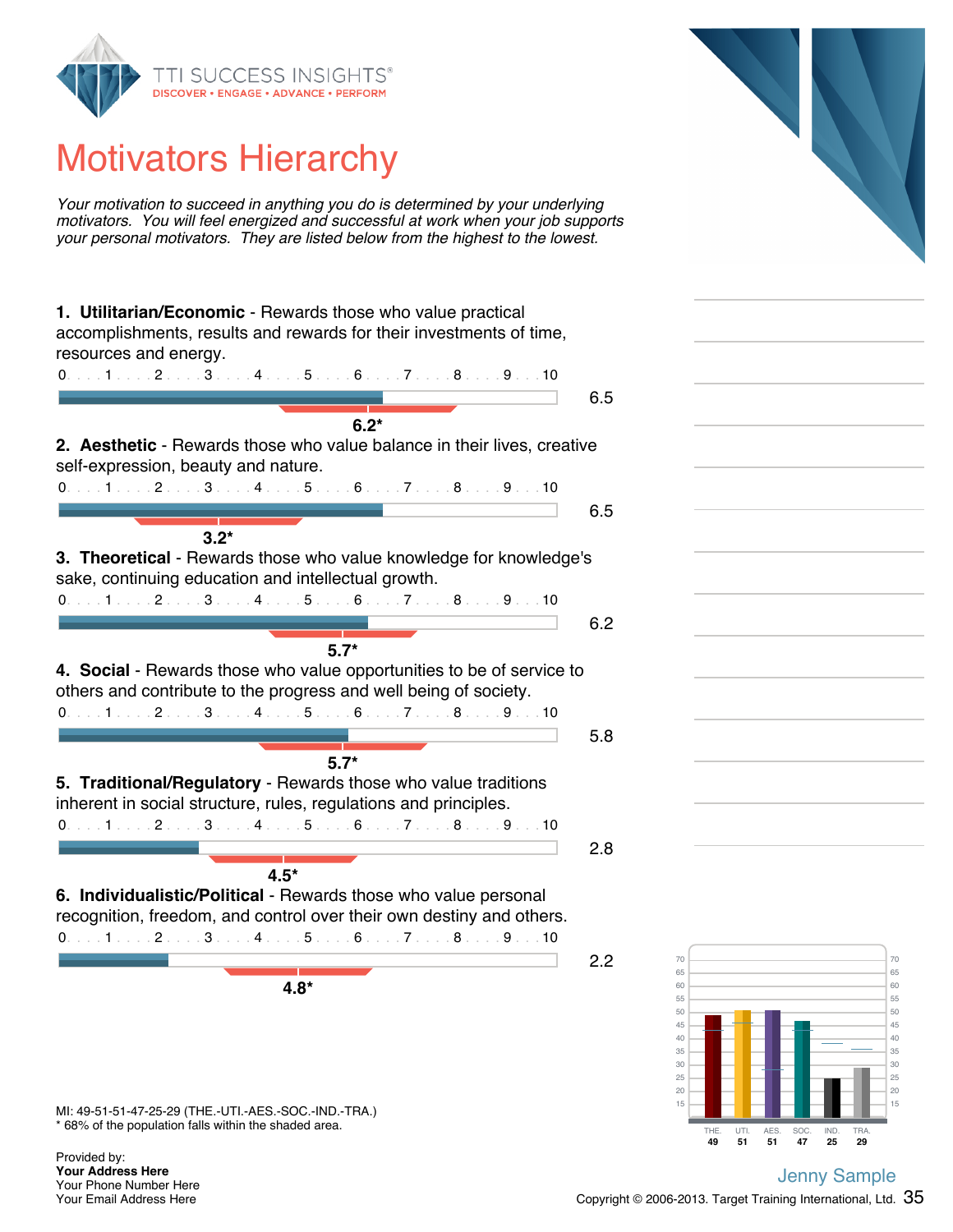# Motivators Hierarchy

*Your motivation to succeed in anything you do is determined by your underlying motivators. You will feel energized and successful at work when your job supports your personal motivators. They are listed below from the highest to the lowest.*

**1. Utilitarian/Economic** - Rewards those who value practical accomplishments, results and rewards for their investments of time, resources and energy.

0 . . . 1 . . . 2 . . . 3 . . . 4 . . . 5 . . . 6 . . . 7 . . . 8 . . . 9 . . . 10

6.5

**6.2***

**2. Aesthetic** - Rewards those who value balance in their lives, creative self-expression, beauty and nature.

0 . . . 1 . . . 2 . . . 3 . . . 4 . . . 5 . . . 6 . . . 7 . . . 8 . . . 9 . . . 10

6.5

**3.2***

**3. Theoretical** - Rewards those who value knowledge for knowledge's sake, continuing education and intellectual growth.

0 . . . 1 . . . 2 . . . 3 . . . 4 . . . 5 . . . 6 . . . 7 . . . 8 . . . 9 . . . 10

6.2

**5.7***

**4. Social** - Rewards those who value opportunities to be of service to others and contribute to the progress and well being of society.

0 . . . 1 . . . 2 . . . 3 . . . 4 . . . 5 . . . 6 . . . 7 . . . 8 . . . 9 . . . 10

5.8

**5.7***

**5. Traditional/Regulatory** - Rewards those who value traditions inherent in social structure, rules, regulations and principles.

0 . . . 1 . . . 2 . . . 3 . . . 4 . . . 5 . . . 6 . . . 7 . . . 8 . . . 9 . . . 10

2.8

**4.5***

**6. Individualistic/Political** - Rewards those who value personal recognition, freedom, and control over their own destiny and others.

0 . . . 1 . . . 2 . . . 3 . . . 4 . . . 5 . . . 6 . . . 7 . . . 8 . . . 9 . . . 10

2.2

**4.8***

| THE. | UTI. | AES. | SOC. | IND. | TRA. |
|---|---|---|---|---|---|
| 49 | 51 | 51 | 47 | 25 | 29 |

MI: 49-51-51-47-25-29 (THE.-UTI.-AES.-SOC.-IND.-TRA.)
* 68% of the population falls within the shaded area.

Provided by:
**Your Address Here**
Your Phone Number Here
Your Email Address Here

Jenny Sample

Copyright © 2006-2013. Target Training International, Ltd.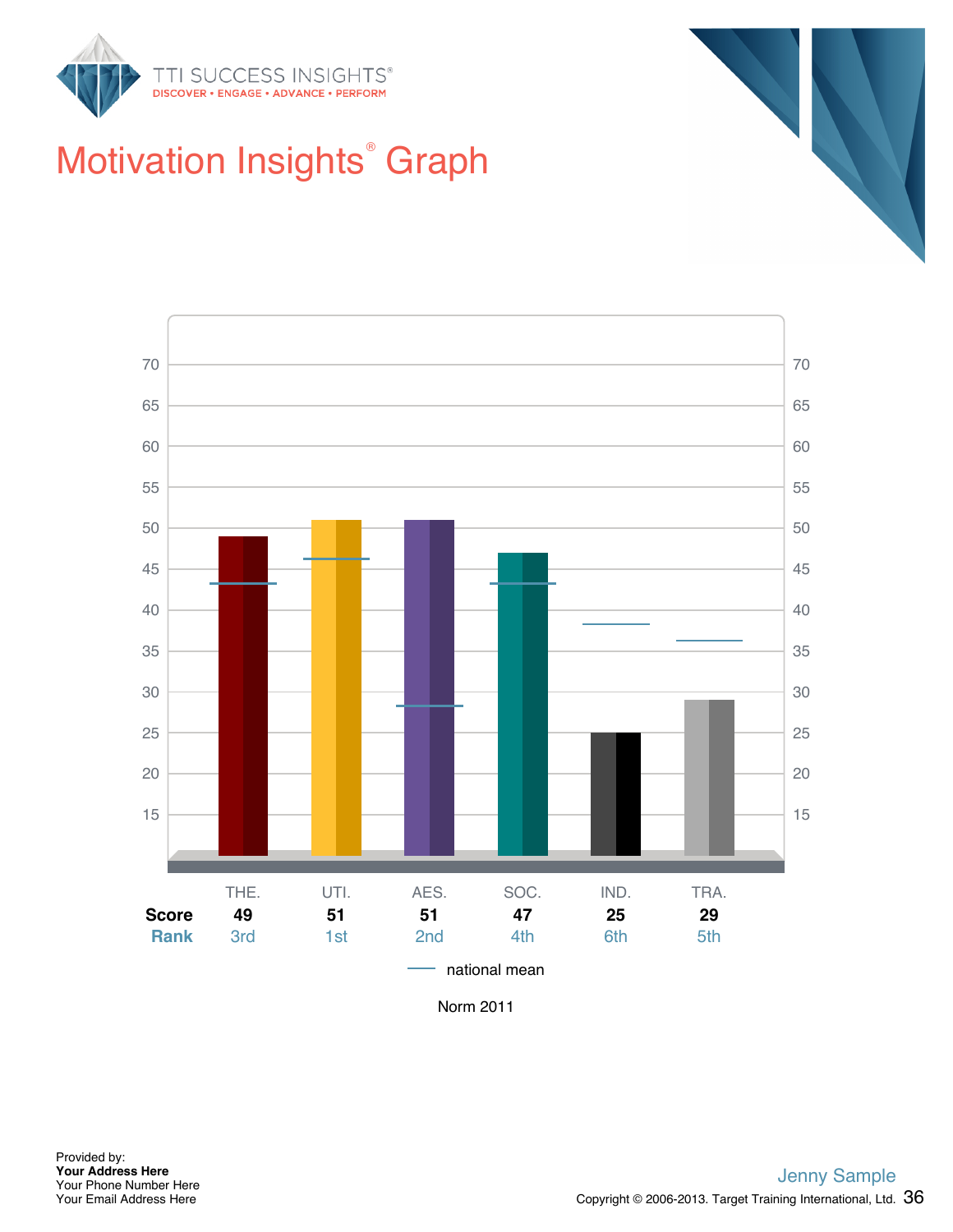# Motivation Insights® Graph

| | THE. | UTI. | AES. | SOC. | IND. | TRA. |
|---|---|---|---|---|---|---|
| **Score** | 49 | 51 | 51 | 47 | 25 | 29 |
| **Rank** | 3rd | 1st | 2nd | 4th | 6th | 5th |

— national mean

Norm 2011

Provided by:
**Your Address Here**
Your Phone Number Here
Your Email Address Here

Jenny Sample

Copyright © 2006-2013. Target Training International, Ltd.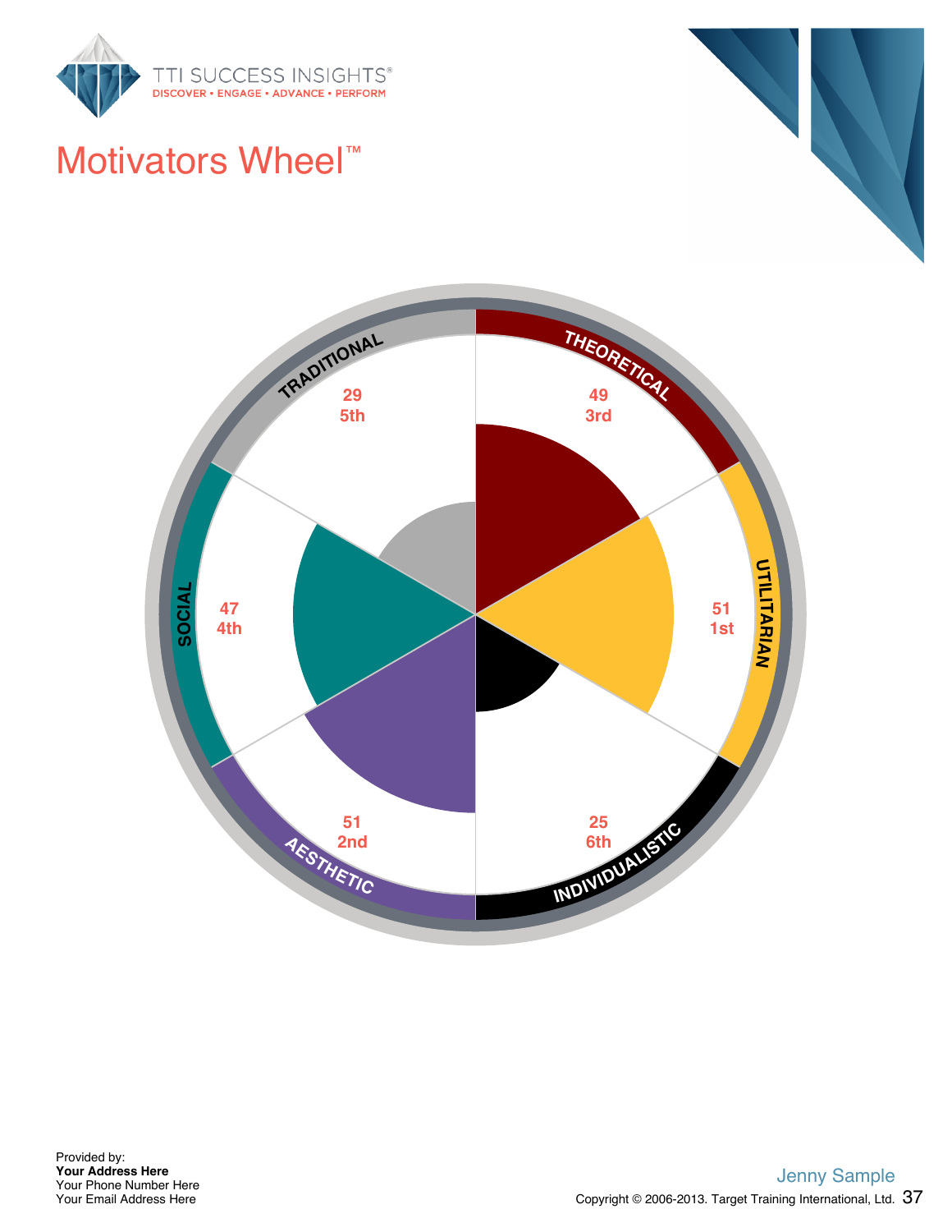# Motivators Wheel™

TRADITIONAL
29
5th

THEORETICAL
49
3rd

UTILITARIAN
51
1st

INDIVIDUALISTIC
25
6th

AESTHETIC
51
2nd

SOCIAL
47
4th

Provided by:
**Your Address Here**
Your Phone Number Here
Your Email Address Here

Jenny Sample

Copyright © 2006-2013. Target Training International, Ltd.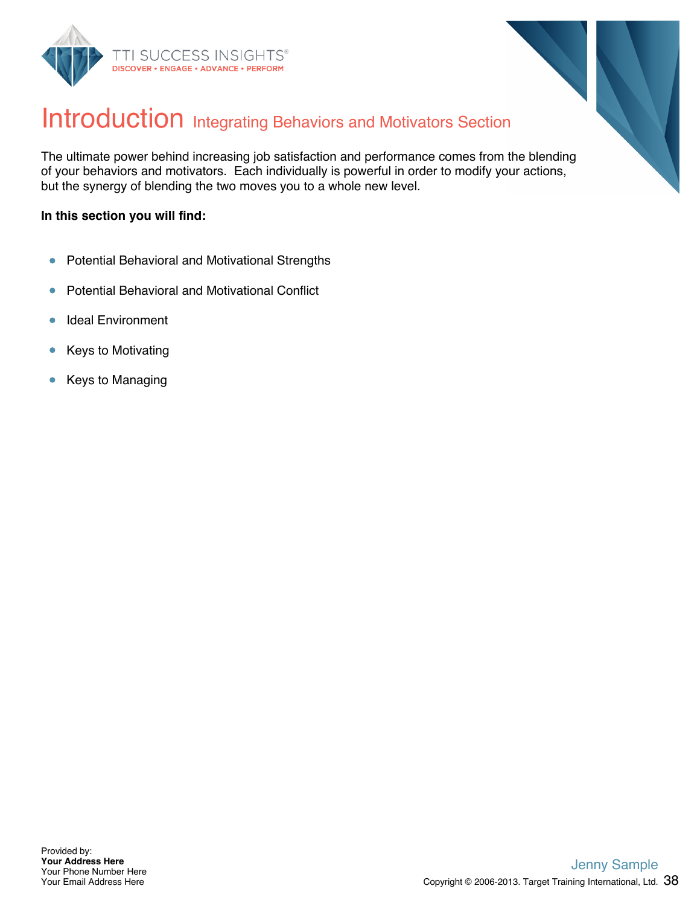# Introduction Integrating Behaviors and Motivators Section

The ultimate power behind increasing job satisfaction and performance comes from the blending of your behaviors and motivators. Each individually is powerful in order to modify your actions, but the synergy of blending the two moves you to a whole new level.

**In this section you will find:**

- Potential Behavioral and Motivational Strengths
- Potential Behavioral and Motivational Conflict
- Ideal Environment
- Keys to Motivating
- Keys to Managing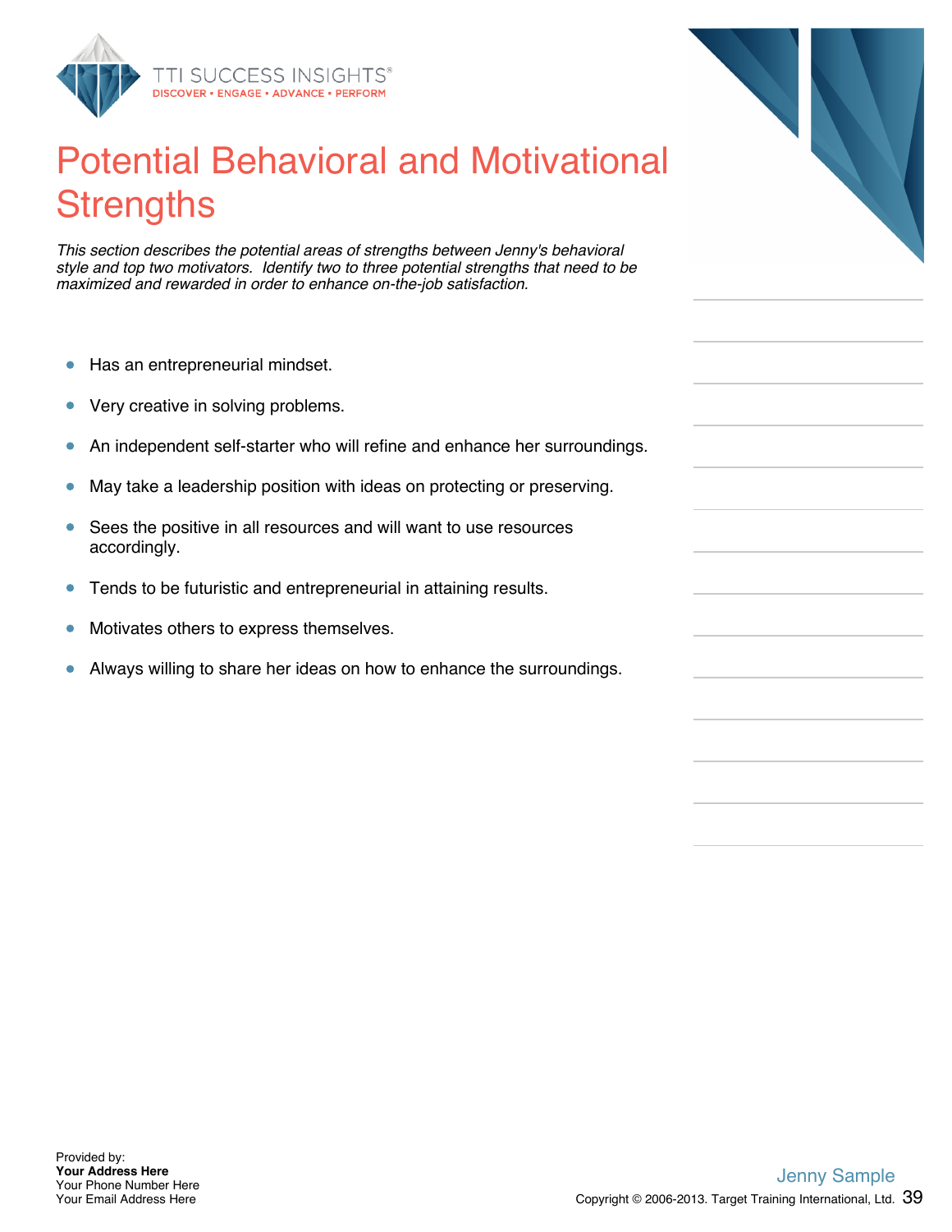# Potential Behavioral and Motivational Strengths

*This section describes the potential areas of strengths between Jenny's behavioral style and top two motivators. Identify two to three potential strengths that need to be maximized and rewarded in order to enhance on-the-job satisfaction.*

- Has an entrepreneurial mindset.
- Very creative in solving problems.
- An independent self-starter who will refine and enhance her surroundings.
- May take a leadership position with ideas on protecting or preserving.
- Sees the positive in all resources and will want to use resources accordingly.
- Tends to be futuristic and entrepreneurial in attaining results.
- Motivates others to express themselves.
- Always willing to share her ideas on how to enhance the surroundings.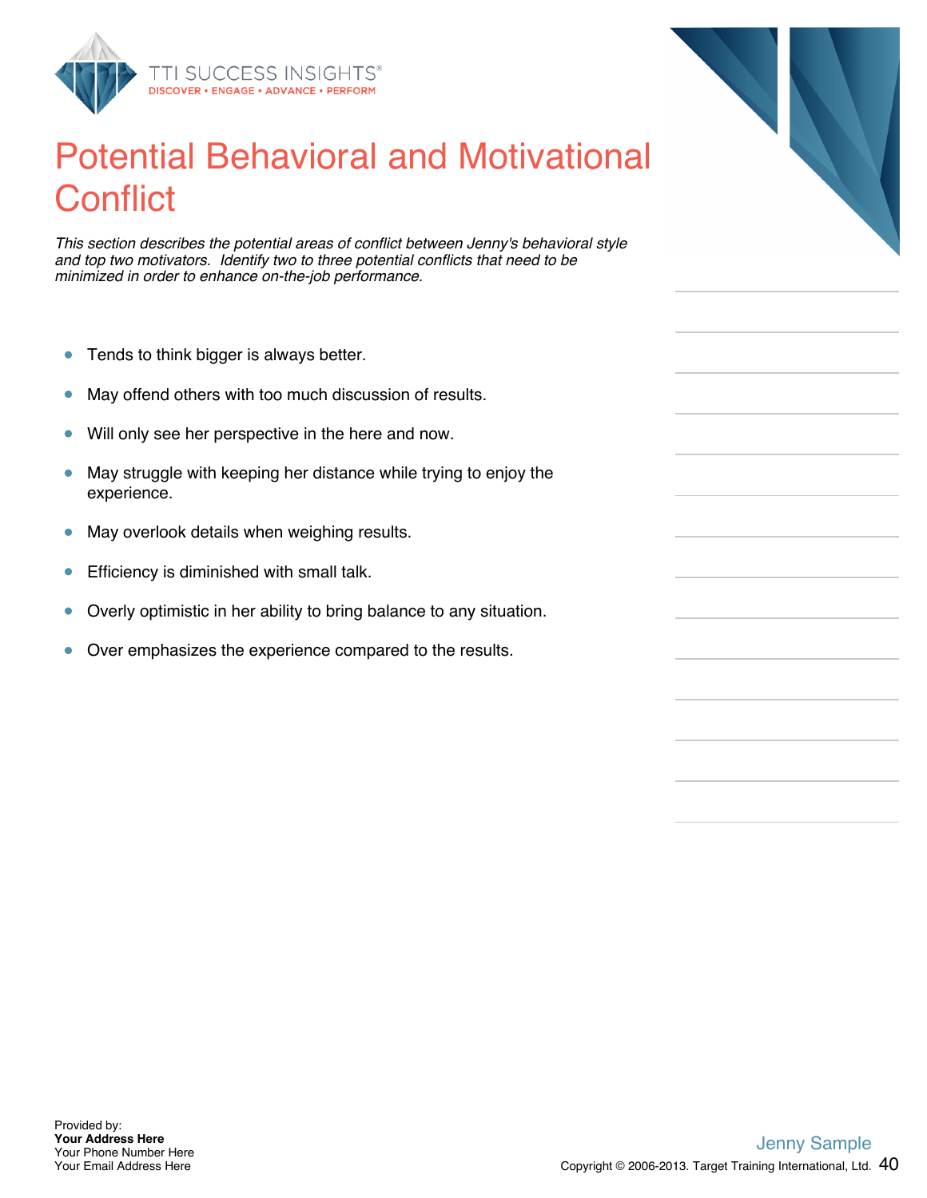# Potential Behavioral and Motivational Conflict

*This section describes the potential areas of conflict between Jenny's behavioral style and top two motivators. Identify two to three potential conflicts that need to be minimized in order to enhance on-the-job performance.*

- Tends to think bigger is always better.
- May offend others with too much discussion of results.
- Will only see her perspective in the here and now.
- May struggle with keeping her distance while trying to enjoy the experience.
- May overlook details when weighing results.
- Efficiency is diminished with small talk.
- Overly optimistic in her ability to bring balance to any situation.
- Over emphasizes the experience compared to the results.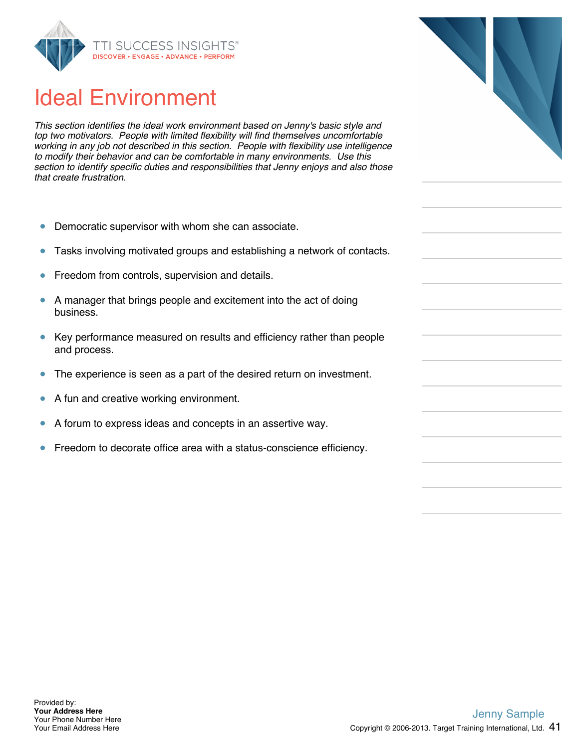# Ideal Environment

*This section identifies the ideal work environment based on Jenny's basic style and top two motivators. People with limited flexibility will find themselves uncomfortable working in any job not described in this section. People with flexibility use intelligence to modify their behavior and can be comfortable in many environments. Use this section to identify specific duties and responsibilities that Jenny enjoys and also those that create frustration.*

- Democratic supervisor with whom she can associate.
- Tasks involving motivated groups and establishing a network of contacts.
- Freedom from controls, supervision and details.
- A manager that brings people and excitement into the act of doing business.
- Key performance measured on results and efficiency rather than people and process.
- The experience is seen as a part of the desired return on investment.
- A fun and creative working environment.
- A forum to express ideas and concepts in an assertive way.
- Freedom to decorate office area with a status-conscience efficiency.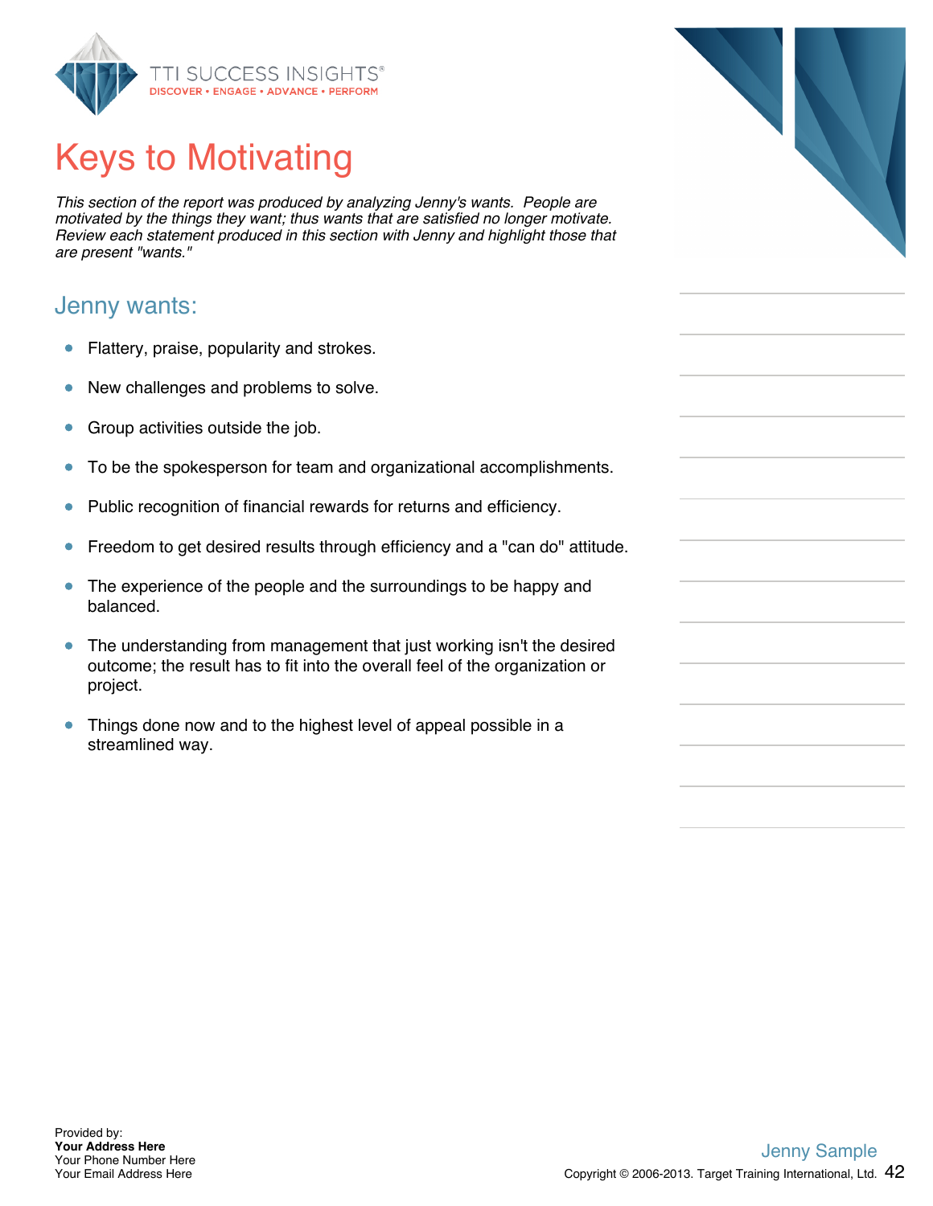# Keys to Motivating

*This section of the report was produced by analyzing Jenny's wants. People are motivated by the things they want; thus wants that are satisfied no longer motivate. Review each statement produced in this section with Jenny and highlight those that are present "wants."*

## Jenny wants:

- Flattery, praise, popularity and strokes.
- New challenges and problems to solve.
- Group activities outside the job.
- To be the spokesperson for team and organizational accomplishments.
- Public recognition of financial rewards for returns and efficiency.
- Freedom to get desired results through efficiency and a "can do" attitude.
- The experience of the people and the surroundings to be happy and balanced.
- The understanding from management that just working isn't the desired outcome; the result has to fit into the overall feel of the organization or project.
- Things done now and to the highest level of appeal possible in a streamlined way.

Provided by:
**Your Address Here**
Your Phone Number Here
Your Email Address Here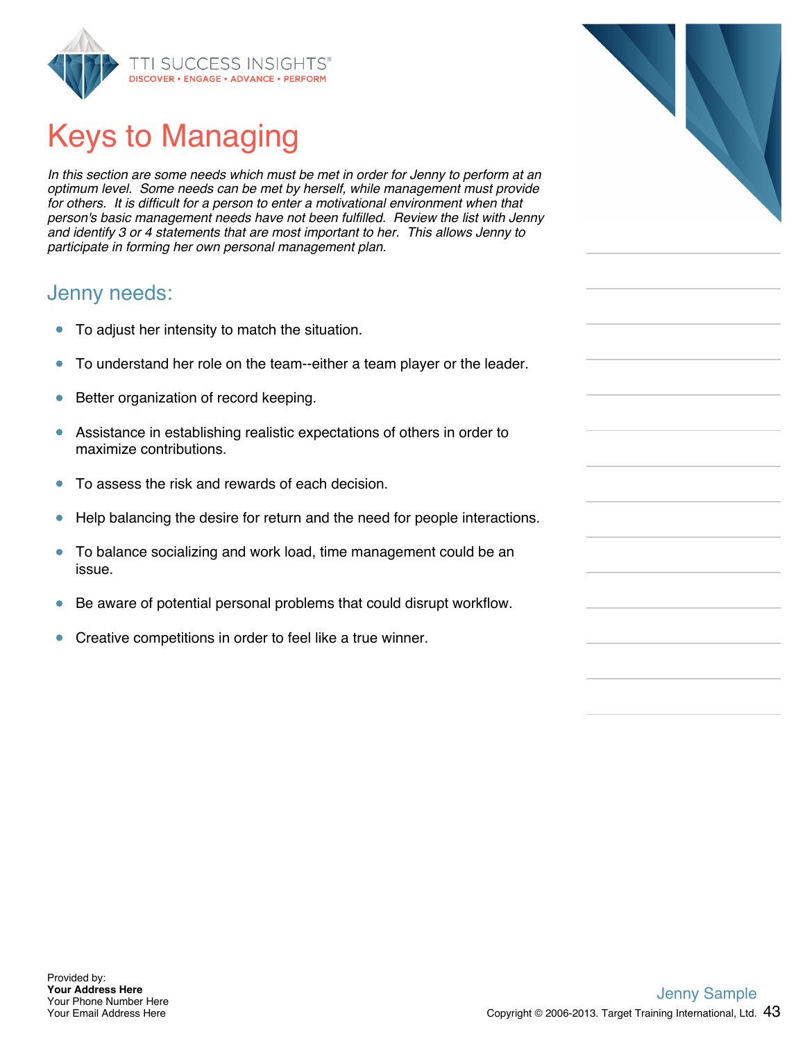# Keys to Managing

*In this section are some needs which must be met in order for Jenny to perform at an optimum level. Some needs can be met by herself, while management must provide for others. It is difficult for a person to enter a motivational environment when that person's basic management needs have not been fulfilled. Review the list with Jenny and identify 3 or 4 statements that are most important to her. This allows Jenny to participate in forming her own personal management plan.*

## Jenny needs:

- To adjust her intensity to match the situation.
- To understand her role on the team--either a team player or the leader.
- Better organization of record keeping.
- Assistance in establishing realistic expectations of others in order to maximize contributions.
- To assess the risk and rewards of each decision.
- Help balancing the desire for return and the need for people interactions.
- To balance socializing and work load, time management could be an issue.
- Be aware of potential personal problems that could disrupt workflow.
- Creative competitions in order to feel like a true winner.

Provided by:
**Your Address Here**
Your Phone Number Here
Your Email Address Here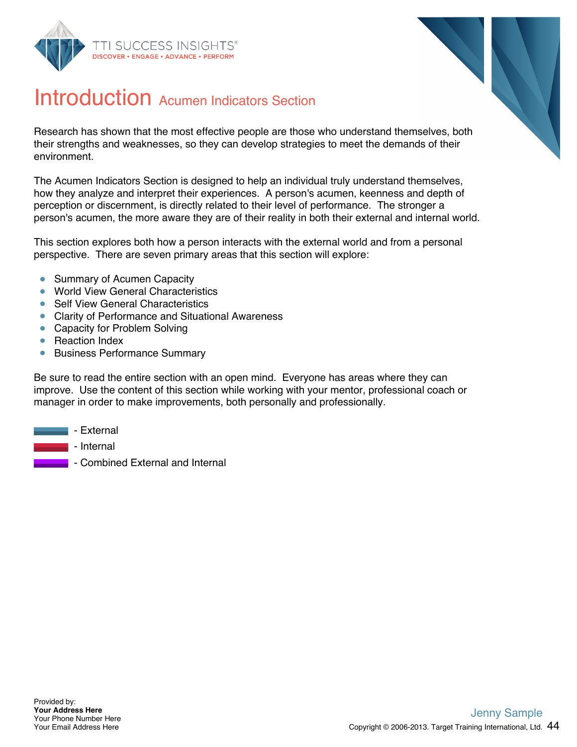# Introduction Acumen Indicators Section

Research has shown that the most effective people are those who understand themselves, both their strengths and weaknesses, so they can develop strategies to meet the demands of their environment.

The Acumen Indicators Section is designed to help an individual truly understand themselves, how they analyze and interpret their experiences. A person's acumen, keenness and depth of perception or discernment, is directly related to their level of performance. The stronger a person's acumen, the more aware they are of their reality in both their external and internal world.

This section explores both how a person interacts with the external world and from a personal perspective. There are seven primary areas that this section will explore:

- Summary of Acumen Capacity
- World View General Characteristics
- Self View General Characteristics
- Clarity of Performance and Situational Awareness
- Capacity for Problem Solving
- Reaction Index
- Business Performance Summary

Be sure to read the entire section with an open mind. Everyone has areas where they can improve. Use the content of this section while working with your mentor, professional coach or manager in order to make improvements, both personally and professionally.

- External
- Internal
- Combined External and Internal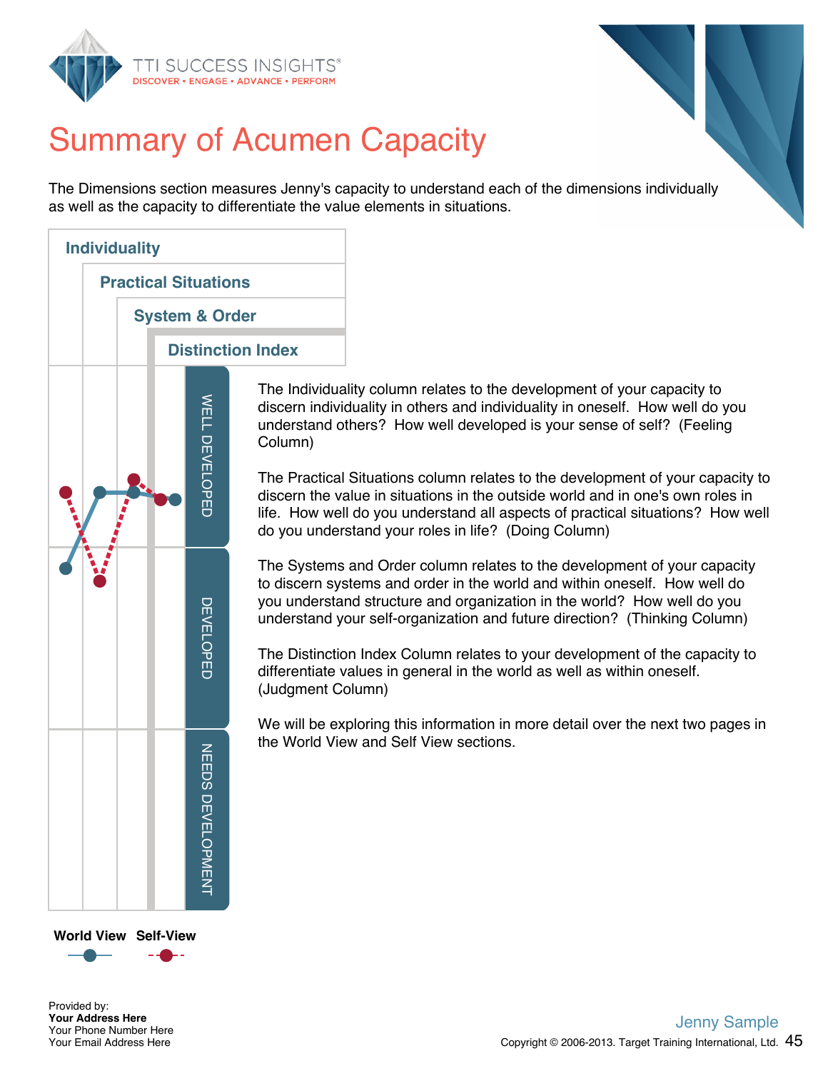# Summary of Acumen Capacity

The Dimensions section measures Jenny's capacity to understand each of the dimensions individually as well as the capacity to differentiate the value elements in situations.

**Individuality**

**Practical Situations**

**System & Order**

**Distinction Index**

WELL DEVELOPED

DEVELOPED

NEEDS DEVELOPMENT

**World View** **Self-View**

The Individuality column relates to the development of your capacity to discern individuality in others and individuality in oneself. How well do you understand others? How well developed is your sense of self? (Feeling Column)

The Practical Situations column relates to the development of your capacity to discern the value in situations in the outside world and in one's own roles in life. How well do you understand all aspects of practical situations? How well do you understand your roles in life? (Doing Column)

The Systems and Order column relates to the development of your capacity to discern systems and order in the world and within oneself. How well do you understand structure and organization in the world? How well do you understand your self-organization and future direction? (Thinking Column)

The Distinction Index Column relates to your development of the capacity to differentiate values in general in the world as well as within oneself. (Judgment Column)

We will be exploring this information in more detail over the next two pages in the World View and Self View sections.

Provided by:
**Your Address Here**
Your Phone Number Here
Your Email Address Here

Jenny Sample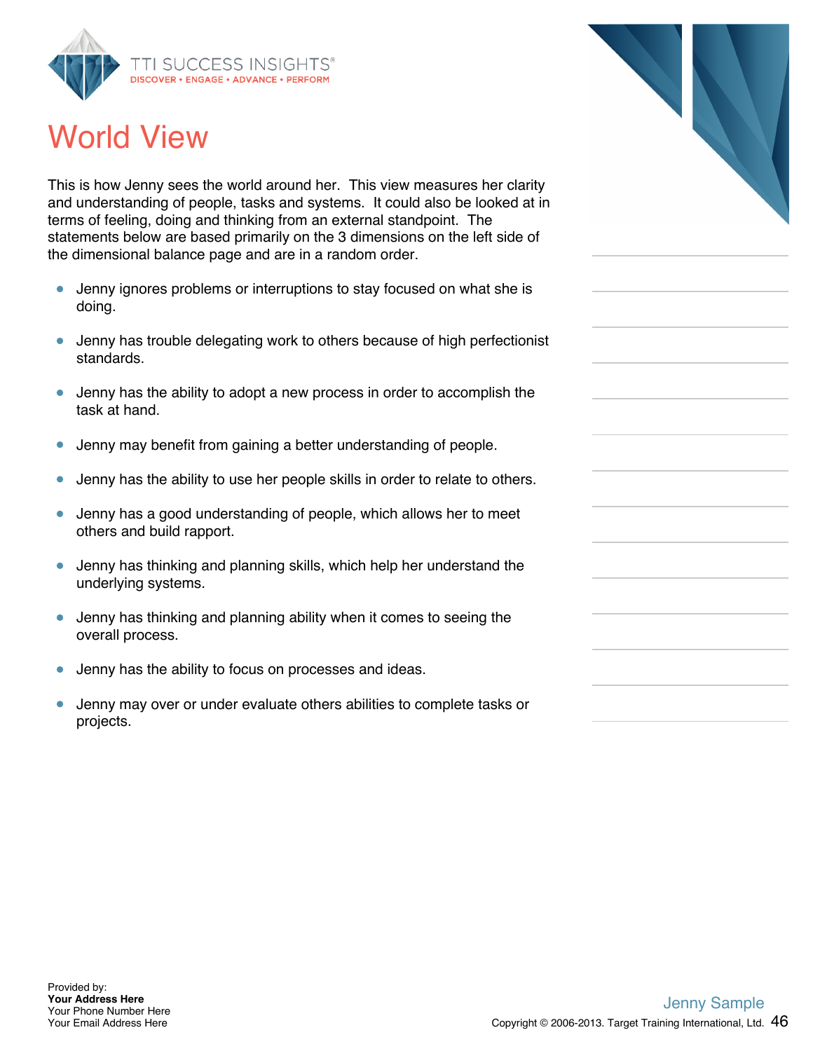# World View

This is how Jenny sees the world around her. This view measures her clarity and understanding of people, tasks and systems. It could also be looked at in terms of feeling, doing and thinking from an external standpoint. The statements below are based primarily on the 3 dimensions on the left side of the dimensional balance page and are in a random order.

- Jenny ignores problems or interruptions to stay focused on what she is doing.
- Jenny has trouble delegating work to others because of high perfectionist standards.
- Jenny has the ability to adopt a new process in order to accomplish the task at hand.
- Jenny may benefit from gaining a better understanding of people.
- Jenny has the ability to use her people skills in order to relate to others.
- Jenny has a good understanding of people, which allows her to meet others and build rapport.
- Jenny has thinking and planning skills, which help her understand the underlying systems.
- Jenny has thinking and planning ability when it comes to seeing the overall process.
- Jenny has the ability to focus on processes and ideas.
- Jenny may over or under evaluate others abilities to complete tasks or projects.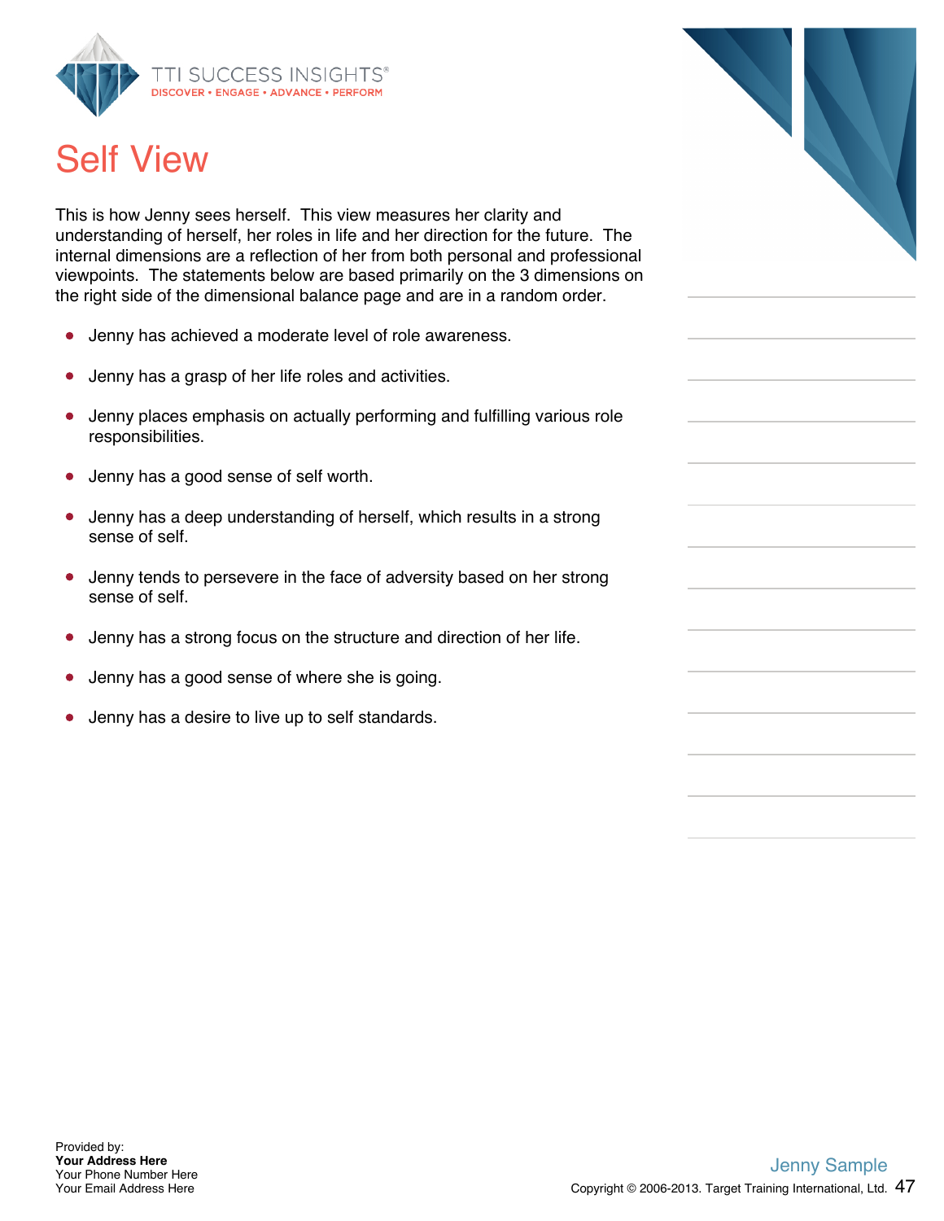# Self View

This is how Jenny sees herself. This view measures her clarity and understanding of herself, her roles in life and her direction for the future. The internal dimensions are a reflection of her from both personal and professional viewpoints. The statements below are based primarily on the 3 dimensions on the right side of the dimensional balance page and are in a random order.

- Jenny has achieved a moderate level of role awareness.
- Jenny has a grasp of her life roles and activities.
- Jenny places emphasis on actually performing and fulfilling various role responsibilities.
- Jenny has a good sense of self worth.
- Jenny has a deep understanding of herself, which results in a strong sense of self.
- Jenny tends to persevere in the face of adversity based on her strong sense of self.
- Jenny has a strong focus on the structure and direction of her life.
- Jenny has a good sense of where she is going.
- Jenny has a desire to live up to self standards.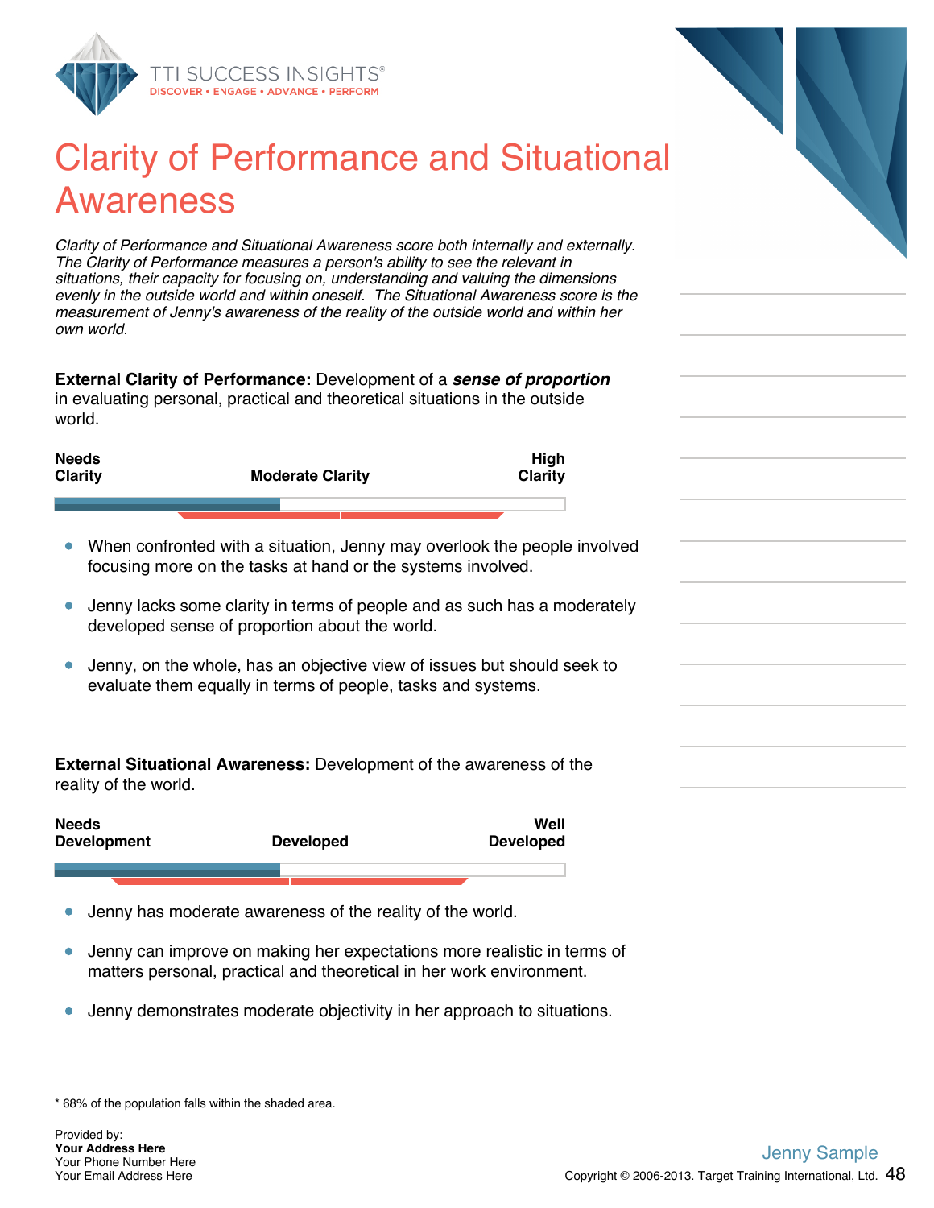# Clarity of Performance and Situational Awareness

*Clarity of Performance and Situational Awareness score both internally and externally. The Clarity of Performance measures a person's ability to see the relevant in situations, their capacity for focusing on, understanding and valuing the dimensions evenly in the outside world and within oneself. The Situational Awareness score is the measurement of Jenny's awareness of the reality of the outside world and within her own world.*

**External Clarity of Performance:** Development of a ***sense of proportion*** in evaluating personal, practical and theoretical situations in the outside world.

| Needs Clarity | Moderate Clarity | High Clarity |
|---|---|---|

- When confronted with a situation, Jenny may overlook the people involved focusing more on the tasks at hand or the systems involved.
- Jenny lacks some clarity in terms of people and as such has a moderately developed sense of proportion about the world.
- Jenny, on the whole, has an objective view of issues but should seek to evaluate them equally in terms of people, tasks and systems.

**External Situational Awareness:** Development of the awareness of the reality of the world.

| Needs Development | Developed | Well Developed |
|---|---|---|

- Jenny has moderate awareness of the reality of the world.
- Jenny can improve on making her expectations more realistic in terms of matters personal, practical and theoretical in her work environment.
- Jenny demonstrates moderate objectivity in her approach to situations.

\* 68% of the population falls within the shaded area.

Provided by:
**Your Address Here**
Your Phone Number Here
Your Email Address Here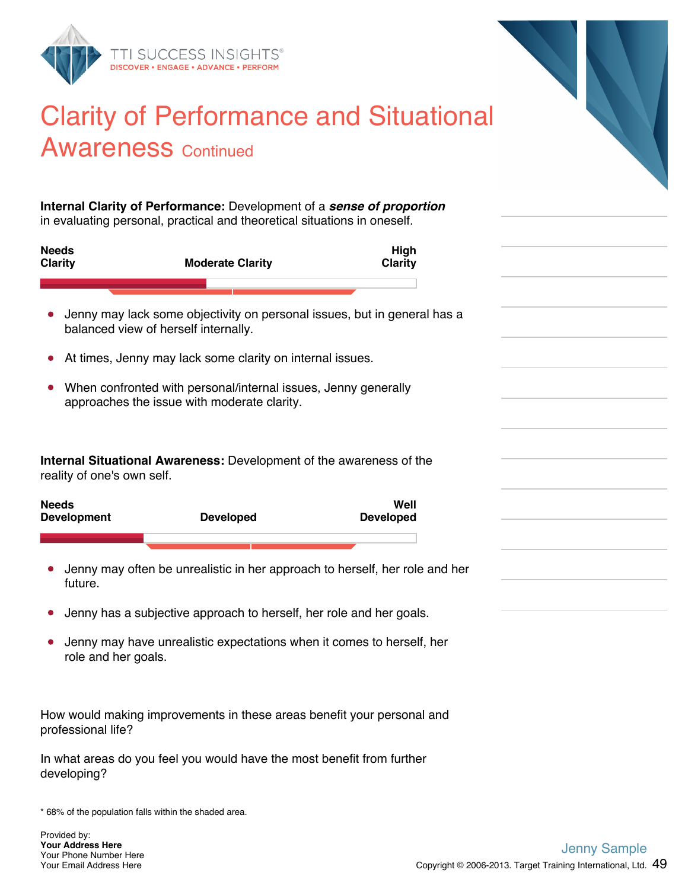# Clarity of Performance and Situational Awareness Continued

**Internal Clarity of Performance:** Development of a ***sense of proportion*** in evaluating personal, practical and theoretical situations in oneself.

| Needs Clarity | Moderate Clarity | High Clarity |
|---|---|---|

- Jenny may lack some objectivity on personal issues, but in general has a balanced view of herself internally.
- At times, Jenny may lack some clarity on internal issues.
- When confronted with personal/internal issues, Jenny generally approaches the issue with moderate clarity.

**Internal Situational Awareness:** Development of the awareness of the reality of one's own self.

| Needs Development | Developed | Well Developed |
|---|---|---|

- Jenny may often be unrealistic in her approach to herself, her role and her future.
- Jenny has a subjective approach to herself, her role and her goals.
- Jenny may have unrealistic expectations when it comes to herself, her role and her goals.

How would making improvements in these areas benefit your personal and professional life?

In what areas do you feel you would have the most benefit from further developing?

\* 68% of the population falls within the shaded area.

Provided by:
**Your Address Here**
Your Phone Number Here
Your Email Address Here

Jenny Sample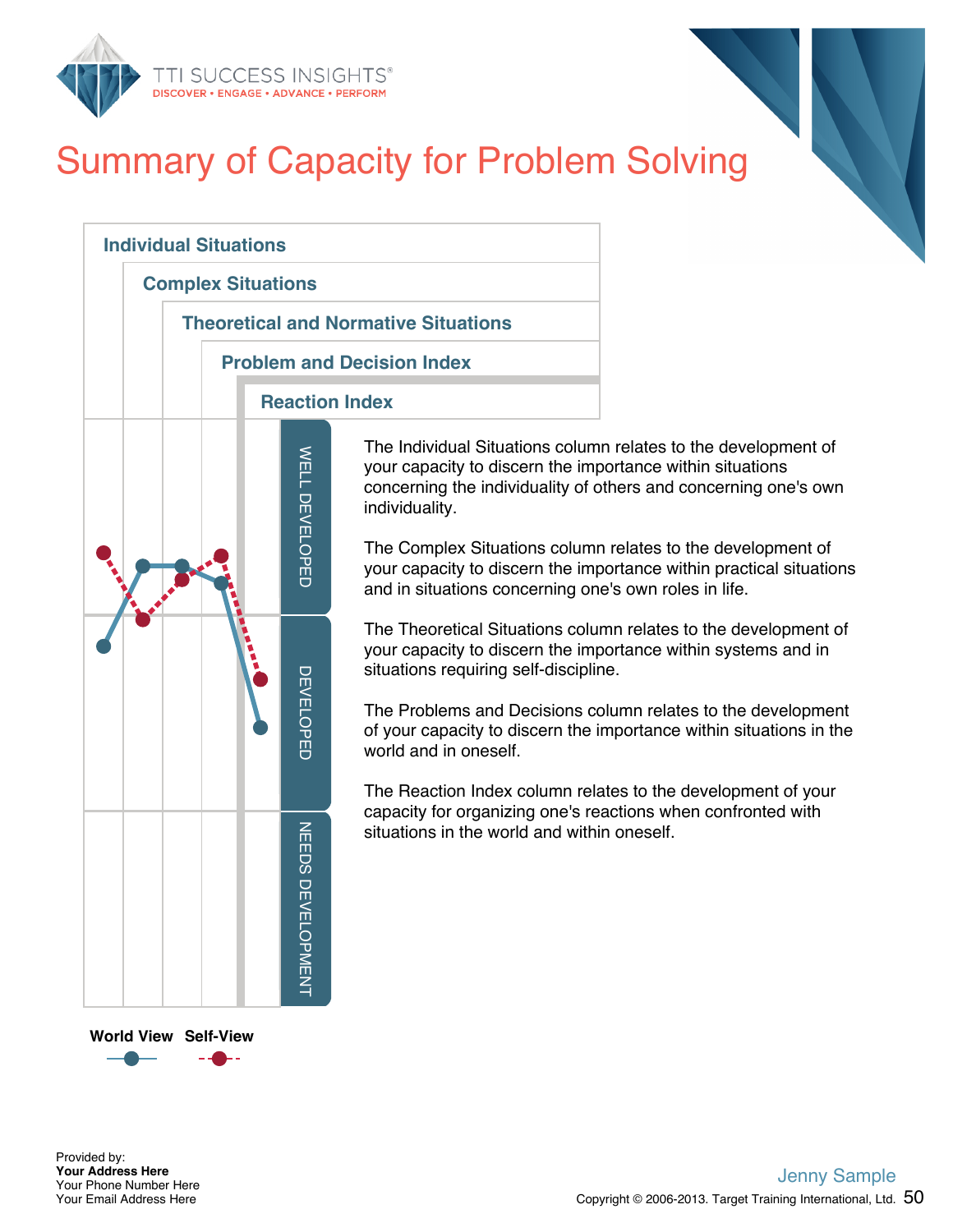# Summary of Capacity for Problem Solving

Individual Situations

Complex Situations

Theoretical and Normative Situations

Problem and Decision Index

Reaction Index

WELL DEVELOPED

DEVELOPED

NEEDS DEVELOPMENT

World View Self-View

The Individual Situations column relates to the development of your capacity to discern the importance within situations concerning the individuality of others and concerning one's own individuality.

The Complex Situations column relates to the development of your capacity to discern the importance within practical situations and in situations concerning one's own roles in life.

The Theoretical Situations column relates to the development of your capacity to discern the importance within systems and in situations requiring self-discipline.

The Problems and Decisions column relates to the development of your capacity to discern the importance within situations in the world and in oneself.

The Reaction Index column relates to the development of your capacity for organizing one's reactions when confronted with situations in the world and within oneself.

Provided by:
**Your Address Here**
Your Phone Number Here
Your Email Address Here

Jenny Sample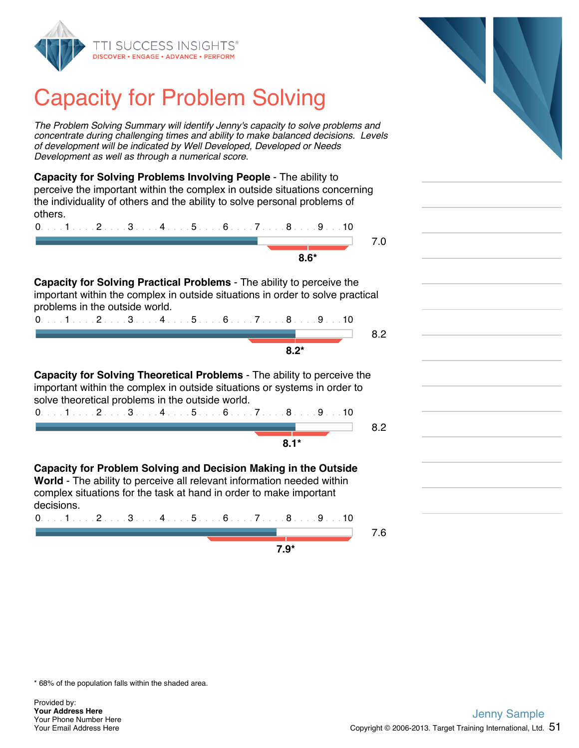# Capacity for Problem Solving

*The Problem Solving Summary will identify Jenny's capacity to solve problems and concentrate during challenging times and ability to make balanced decisions. Levels of development will be indicated by Well Developed, Developed or Needs Development as well as through a numerical score.*

**Capacity for Solving Problems Involving People** - The ability to perceive the important within the complex in outside situations concerning the individuality of others and the ability to solve personal problems of others.

0 . . . 1 . . . 2 . . . 3 . . . 4 . . . 5 . . . 6 . . . 7 . . . 8 . . . 9 . . . 10

7.0

**8.6***

**Capacity for Solving Practical Problems** - The ability to perceive the important within the complex in outside situations in order to solve practical problems in the outside world.

0 . . . 1 . . . 2 . . . 3 . . . 4 . . . 5 . . . 6 . . . 7 . . . 8 . . . 9 . . . 10

8.2

**8.2***

**Capacity for Solving Theoretical Problems** - The ability to perceive the important within the complex in outside situations or systems in order to solve theoretical problems in the outside world.

0 . . . 1 . . . 2 . . . 3 . . . 4 . . . 5 . . . 6 . . . 7 . . . 8 . . . 9 . . . 10

8.2

**8.1***

**Capacity for Problem Solving and Decision Making in the Outside World** - The ability to perceive all relevant information needed within complex situations for the task at hand in order to make important decisions.

0 . . . 1 . . . 2 . . . 3 . . . 4 . . . 5 . . . 6 . . . 7 . . . 8 . . . 9 . . . 10

7.6

**7.9***

* 68% of the population falls within the shaded area.

Provided by:
**Your Address Here**
Your Phone Number Here
Your Email Address Here

Jenny Sample

Copyright © 2006-2013. Target Training International, Ltd.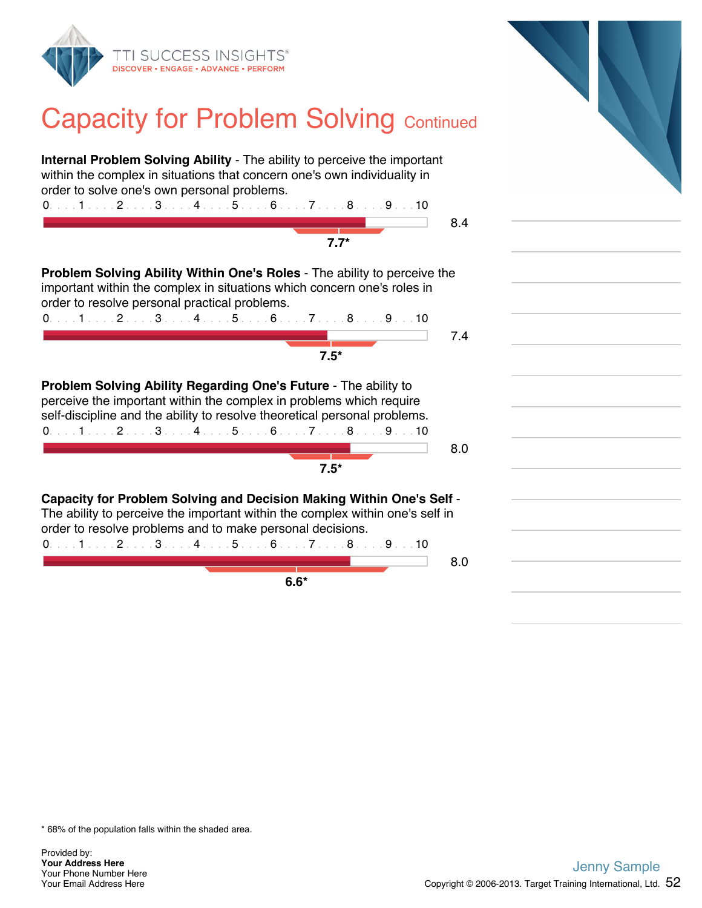# Capacity for Problem Solving Continued

**Internal Problem Solving Ability** - The ability to perceive the important within the complex in situations that concern one's own individuality in order to solve one's own personal problems.

0 . . . 1 . . . 2 . . . 3 . . . 4 . . . 5 . . . 6 . . . 7 . . . 8 . . . 9 . . . 10

8.4

7.7*

**Problem Solving Ability Within One's Roles** - The ability to perceive the important within the complex in situations which concern one's roles in order to resolve personal practical problems.

0 . . . 1 . . . 2 . . . 3 . . . 4 . . . 5 . . . 6 . . . 7 . . . 8 . . . 9 . . . 10

7.4

7.5*

**Problem Solving Ability Regarding One's Future** - The ability to perceive the important within the complex in problems which require self-discipline and the ability to resolve theoretical personal problems.

0 . . . 1 . . . 2 . . . 3 . . . 4 . . . 5 . . . 6 . . . 7 . . . 8 . . . 9 . . . 10

8.0

7.5*

**Capacity for Problem Solving and Decision Making Within One's Self** - The ability to perceive the important within the complex within one's self in order to resolve problems and to make personal decisions.

0 . . . 1 . . . 2 . . . 3 . . . 4 . . . 5 . . . 6 . . . 7 . . . 8 . . . 9 . . . 10

8.0

6.6*

\* 68% of the population falls within the shaded area.

Provided by:
**Your Address Here**
Your Phone Number Here
Your Email Address Here

Jenny Sample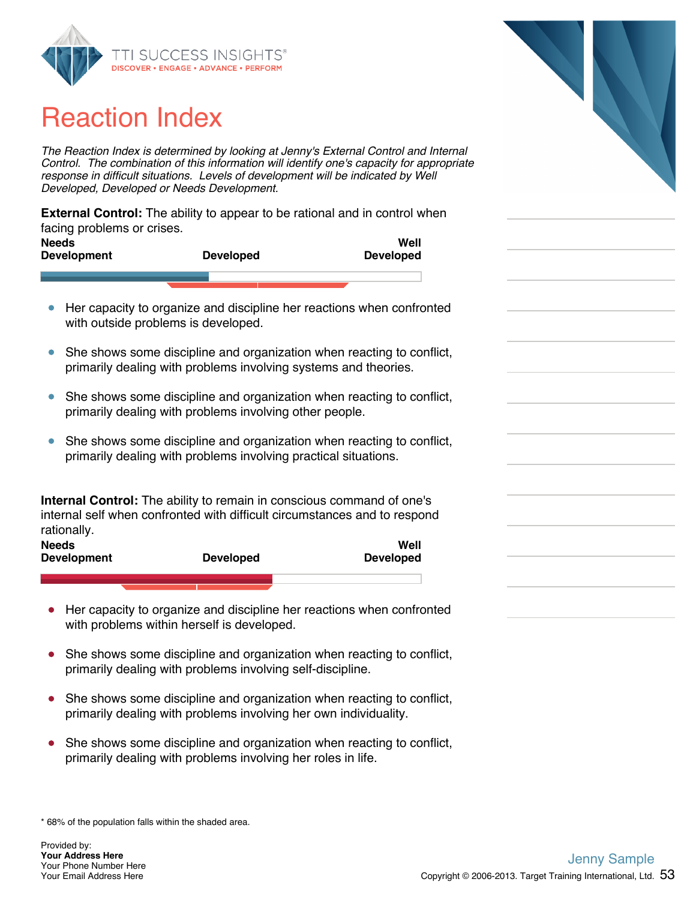# Reaction Index

*The Reaction Index is determined by looking at Jenny's External Control and Internal Control. The combination of this information will identify one's capacity for appropriate response in difficult situations. Levels of development will be indicated by Well Developed, Developed or Needs Development.*

**External Control:** The ability to appear to be rational and in control when facing problems or crises.

| **Needs Development** | **Developed** | **Well Developed** |
|---|---|---|

- Her capacity to organize and discipline her reactions when confronted with outside problems is developed.
- She shows some discipline and organization when reacting to conflict, primarily dealing with problems involving systems and theories.
- She shows some discipline and organization when reacting to conflict, primarily dealing with problems involving other people.
- She shows some discipline and organization when reacting to conflict, primarily dealing with problems involving practical situations.

**Internal Control:** The ability to remain in conscious command of one's internal self when confronted with difficult circumstances and to respond rationally.

| **Needs Development** | **Developed** | **Well Developed** |
|---|---|---|

- Her capacity to organize and discipline her reactions when confronted with problems within herself is developed.
- She shows some discipline and organization when reacting to conflict, primarily dealing with problems involving self-discipline.
- She shows some discipline and organization when reacting to conflict, primarily dealing with problems involving her own individuality.
- She shows some discipline and organization when reacting to conflict, primarily dealing with problems involving her roles in life.

* 68% of the population falls within the shaded area.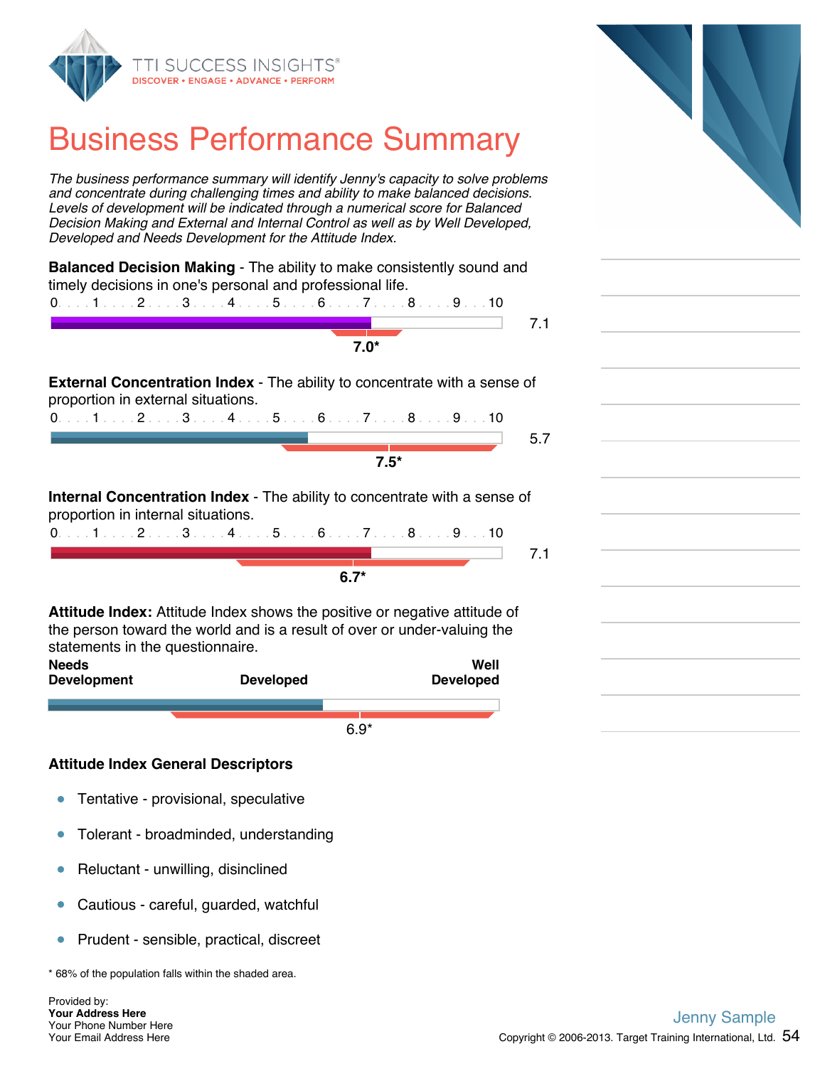# Business Performance Summary

*The business performance summary will identify Jenny's capacity to solve problems and concentrate during challenging times and ability to make balanced decisions. Levels of development will be indicated through a numerical score for Balanced Decision Making and External and Internal Control as well as by Well Developed, Developed and Needs Development for the Attitude Index.*

**Balanced Decision Making** - The ability to make consistently sound and timely decisions in one's personal and professional life.

0 . . . 1 . . . 2 . . . 3 . . . 4 . . . 5 . . . 6 . . . 7 . . . 8 . . . 9 . . . 10

7.1

**7.0***

**External Concentration Index** - The ability to concentrate with a sense of proportion in external situations.

0 . . . 1 . . . 2 . . . 3 . . . 4 . . . 5 . . . 6 . . . 7 . . . 8 . . . 9 . . . 10

5.7

**7.5***

**Internal Concentration Index** - The ability to concentrate with a sense of proportion in internal situations.

0 . . . 1 . . . 2 . . . 3 . . . 4 . . . 5 . . . 6 . . . 7 . . . 8 . . . 9 . . . 10

7.1

**6.7***

**Attitude Index:** Attitude Index shows the positive or negative attitude of the person toward the world and is a result of over or under-valuing the statements in the questionnaire.

**Needs Development** | **Developed** | **Well Developed**

6.9*

**Attitude Index General Descriptors**

- Tentative - provisional, speculative
- Tolerant - broadminded, understanding
- Reluctant - unwilling, disinclined
- Cautious - careful, guarded, watchful
- Prudent - sensible, practical, discreet

\* 68% of the population falls within the shaded area.

Provided by:
**Your Address Here**
Your Phone Number Here
Your Email Address Here

Jenny Sample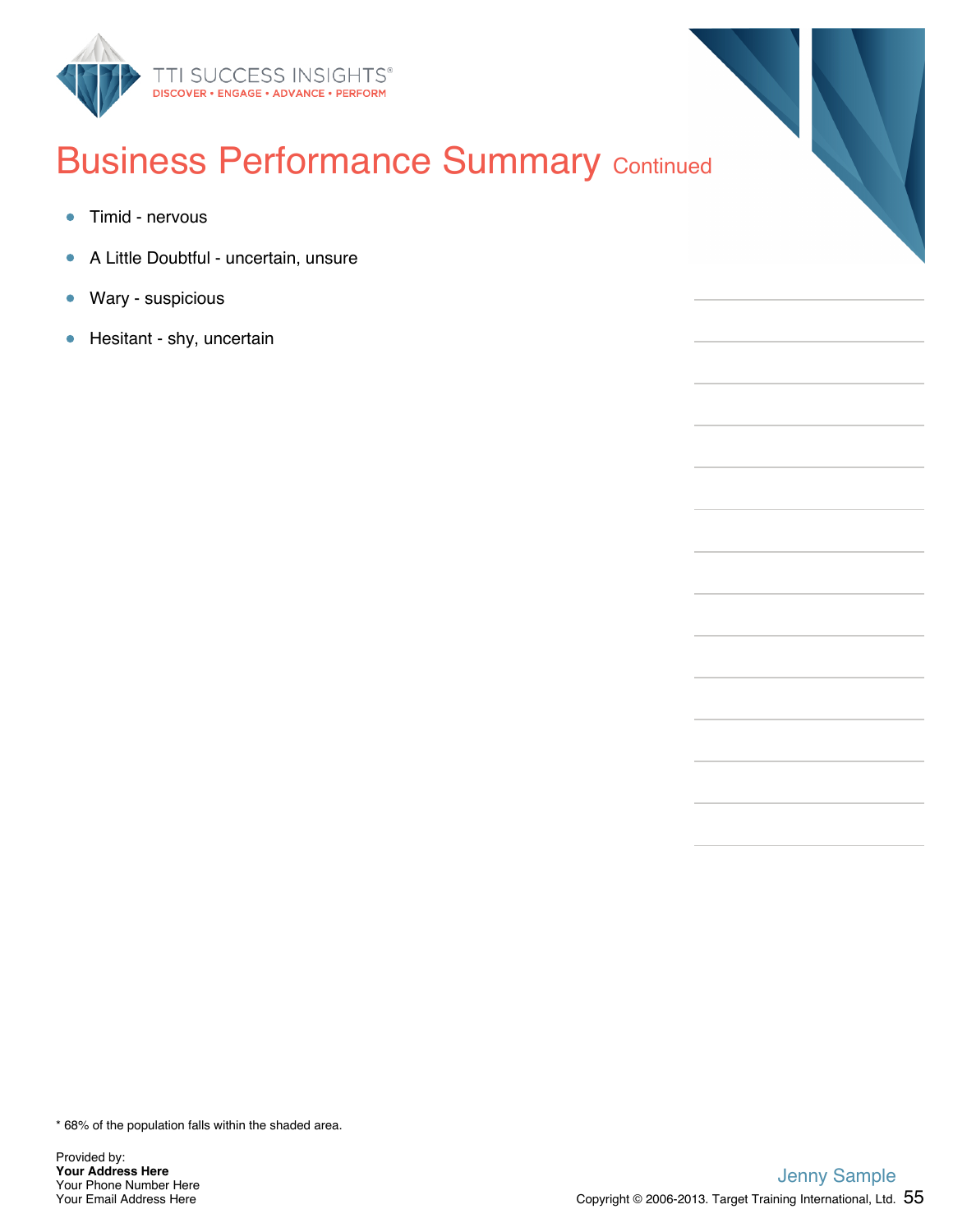# Business Performance Summary Continued

- Timid - nervous
- A Little Doubtful - uncertain, unsure
- Wary - suspicious
- Hesitant - shy, uncertain

\* 68% of the population falls within the shaded area.

Provided by:
**Your Address Here**
Your Phone Number Here
Your Email Address Here

Jenny Sample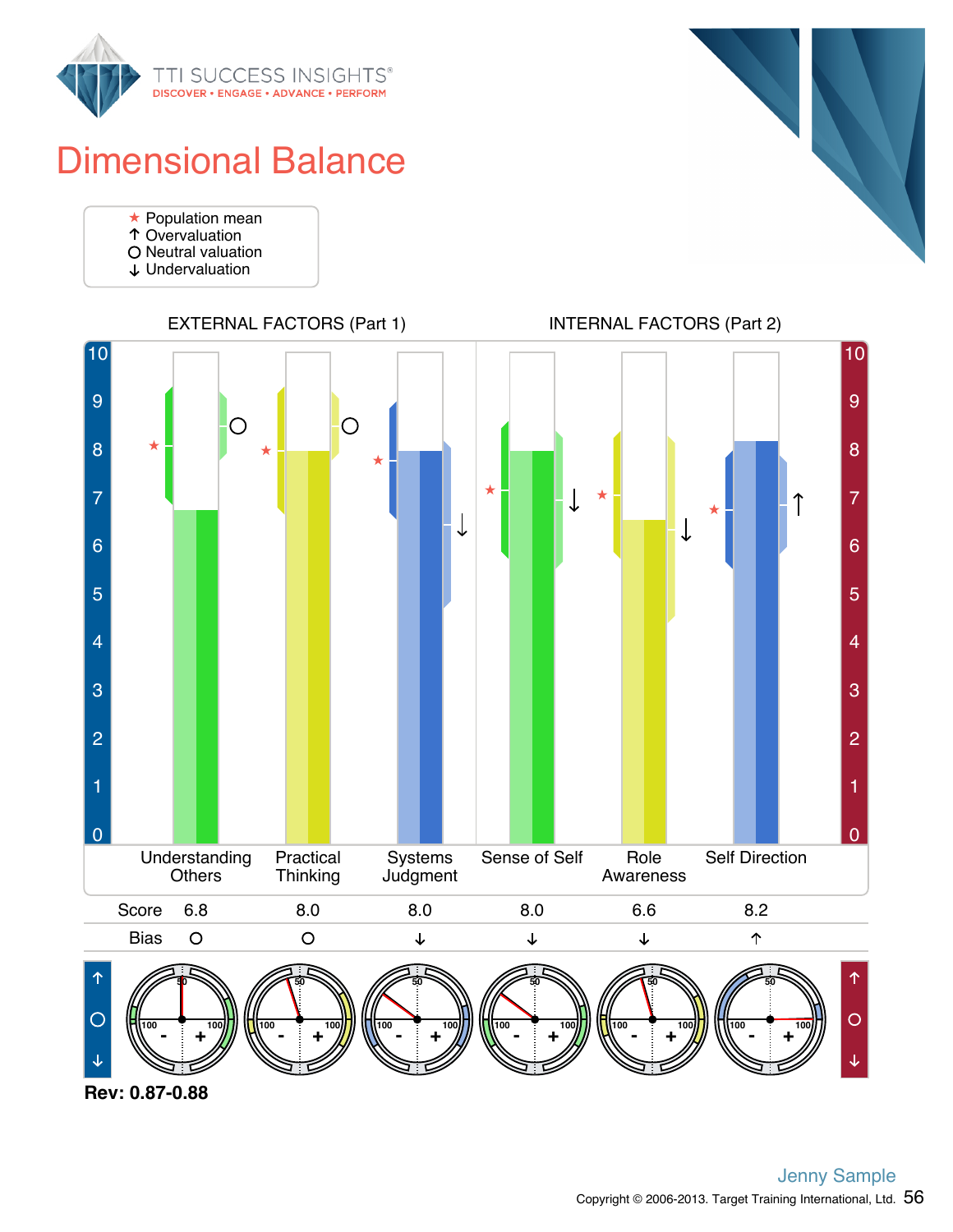# Dimensional Balance

★ Population mean
↑ Overvaluation
O Neutral valuation
↓ Undervaluation

| | EXTERNAL FACTORS (Part 1) | | | INTERNAL FACTORS (Part 2) | | |
|---|---|---|---|---|---|---|
| | Understanding Others | Practical Thinking | Systems Judgment | Sense of Self | Role Awareness | Self Direction |
| Score | 6.8 | 8.0 | 8.0 | 8.0 | 6.6 | 8.2 |
| Bias | O | O | ↓ | ↓ | ↓ | ↑ |

**Rev: 0.87-0.88**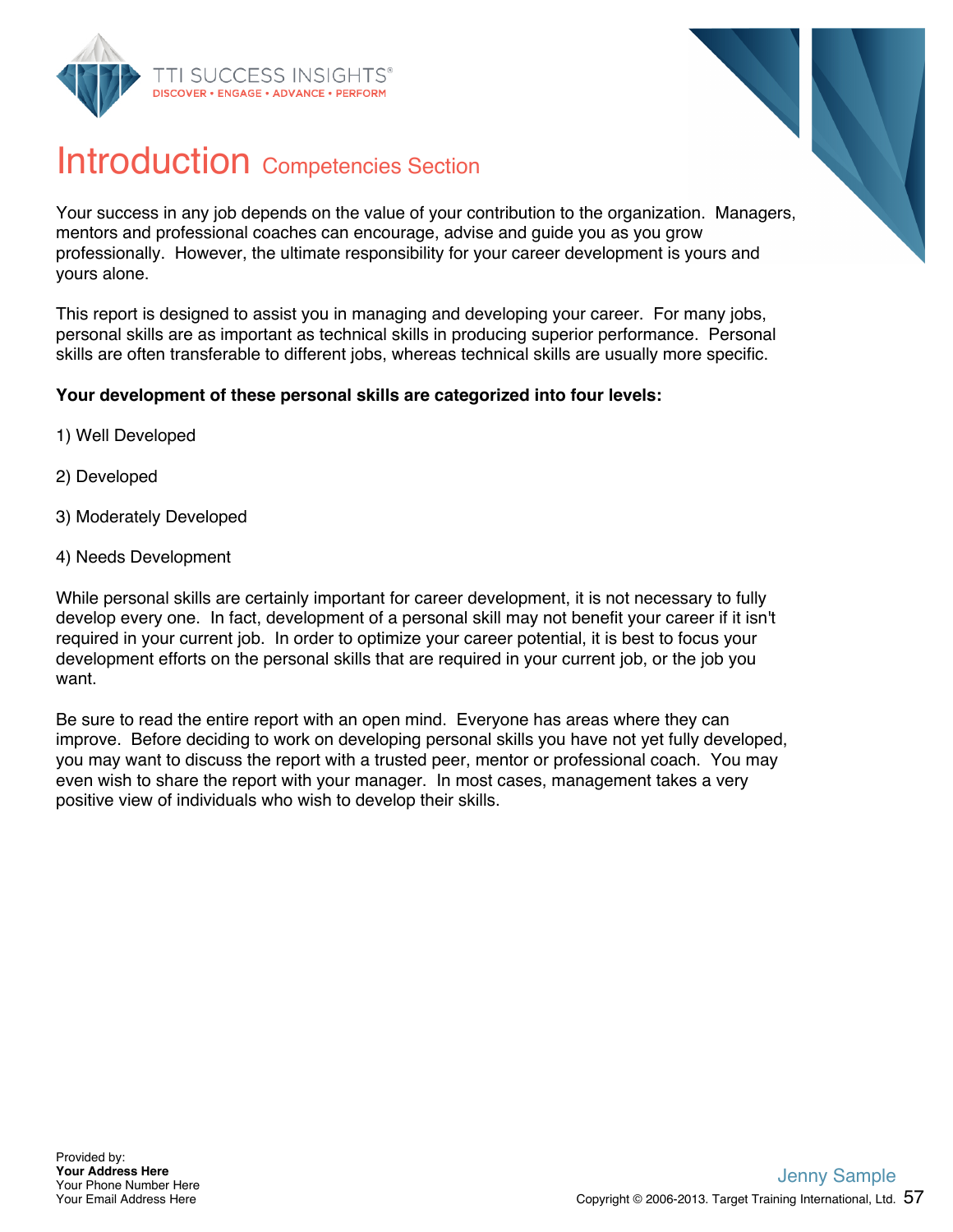# Introduction Competencies Section

Your success in any job depends on the value of your contribution to the organization. Managers, mentors and professional coaches can encourage, advise and guide you as you grow professionally. However, the ultimate responsibility for your career development is yours and yours alone.

This report is designed to assist you in managing and developing your career. For many jobs, personal skills are as important as technical skills in producing superior performance. Personal skills are often transferable to different jobs, whereas technical skills are usually more specific.

**Your development of these personal skills are categorized into four levels:**

1) Well Developed

2) Developed

3) Moderately Developed

4) Needs Development

While personal skills are certainly important for career development, it is not necessary to fully develop every one. In fact, development of a personal skill may not benefit your career if it isn't required in your current job. In order to optimize your career potential, it is best to focus your development efforts on the personal skills that are required in your current job, or the job you want.

Be sure to read the entire report with an open mind. Everyone has areas where they can improve. Before deciding to work on developing personal skills you have not yet fully developed, you may want to discuss the report with a trusted peer, mentor or professional coach. You may even wish to share the report with your manager. In most cases, management takes a very positive view of individuals who wish to develop their skills.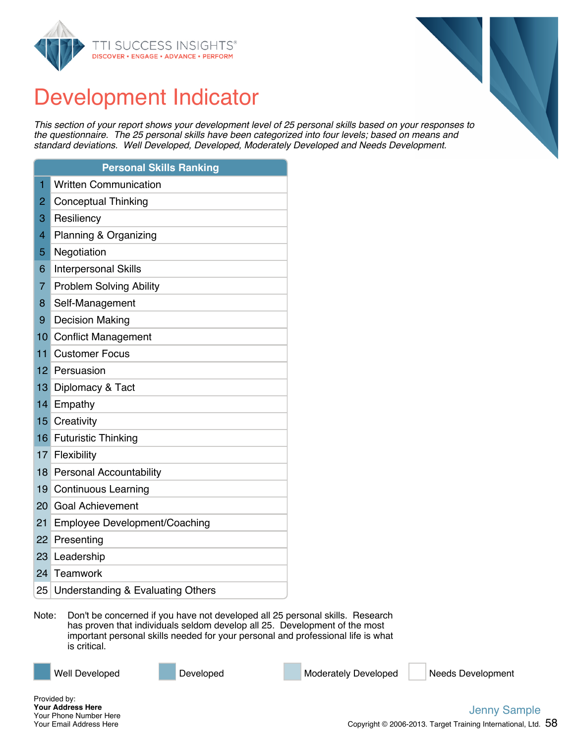# Development Indicator

*This section of your report shows your development level of 25 personal skills based on your responses to the questionnaire. The 25 personal skills have been categorized into four levels; based on means and standard deviations. Well Developed, Developed, Moderately Developed and Needs Development.*

| Personal Skills Ranking | |
|---|---|
| 1 | Written Communication |
| 2 | Conceptual Thinking |
| 3 | Resiliency |
| 4 | Planning & Organizing |
| 5 | Negotiation |
| 6 | Interpersonal Skills |
| 7 | Problem Solving Ability |
| 8 | Self-Management |
| 9 | Decision Making |
| 10 | Conflict Management |
| 11 | Customer Focus |
| 12 | Persuasion |
| 13 | Diplomacy & Tact |
| 14 | Empathy |
| 15 | Creativity |
| 16 | Futuristic Thinking |
| 17 | Flexibility |
| 18 | Personal Accountability |
| 19 | Continuous Learning |
| 20 | Goal Achievement |
| 21 | Employee Development/Coaching |
| 22 | Presenting |
| 23 | Leadership |
| 24 | Teamwork |
| 25 | Understanding & Evaluating Others |

Note: Don't be concerned if you have not developed all 25 personal skills. Research has proven that individuals seldom develop all 25. Development of the most important personal skills needed for your personal and professional life is what is critical.

Well Developed | Developed | Moderately Developed | Needs Development

Provided by:
**Your Address Here**
Your Phone Number Here
Your Email Address Here

Jenny Sample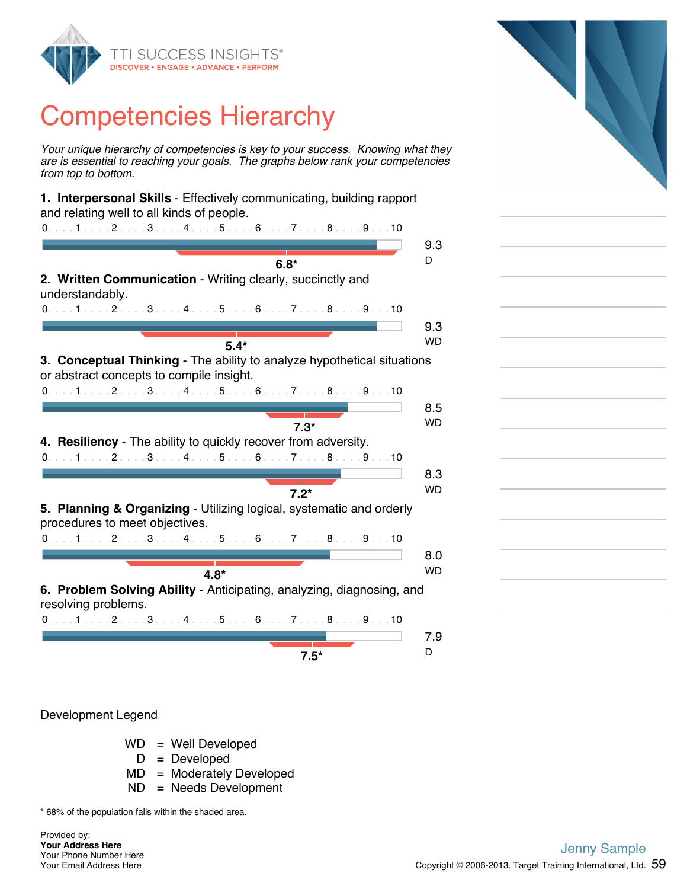# Competencies Hierarchy

*Your unique hierarchy of competencies is key to your success. Knowing what they are is essential to reaching your goals. The graphs below rank your competencies from top to bottom.*

**1. Interpersonal Skills** - Effectively communicating, building rapport and relating well to all kinds of people.

9.3 D — 6.8*

**2. Written Communication** - Writing clearly, succinctly and understandably.

9.3 WD — 5.4*

**3. Conceptual Thinking** - The ability to analyze hypothetical situations or abstract concepts to compile insight.

8.5 WD — 7.3*

**4. Resiliency** - The ability to quickly recover from adversity.

8.3 WD — 7.2*

**5. Planning & Organizing** - Utilizing logical, systematic and orderly procedures to meet objectives.

8.0 WD — 4.8*

**6. Problem Solving Ability** - Anticipating, analyzing, diagnosing, and resolving problems.

7.9 D — 7.5*

Development Legend

- WD = Well Developed
- D = Developed
- MD = Moderately Developed
- ND = Needs Development

* 68% of the population falls within the shaded area.

Provided by:
**Your Address Here**
Your Phone Number Here
Your Email Address Here

Jenny Sample
Copyright © 2006-2013. Target Training International, Ltd.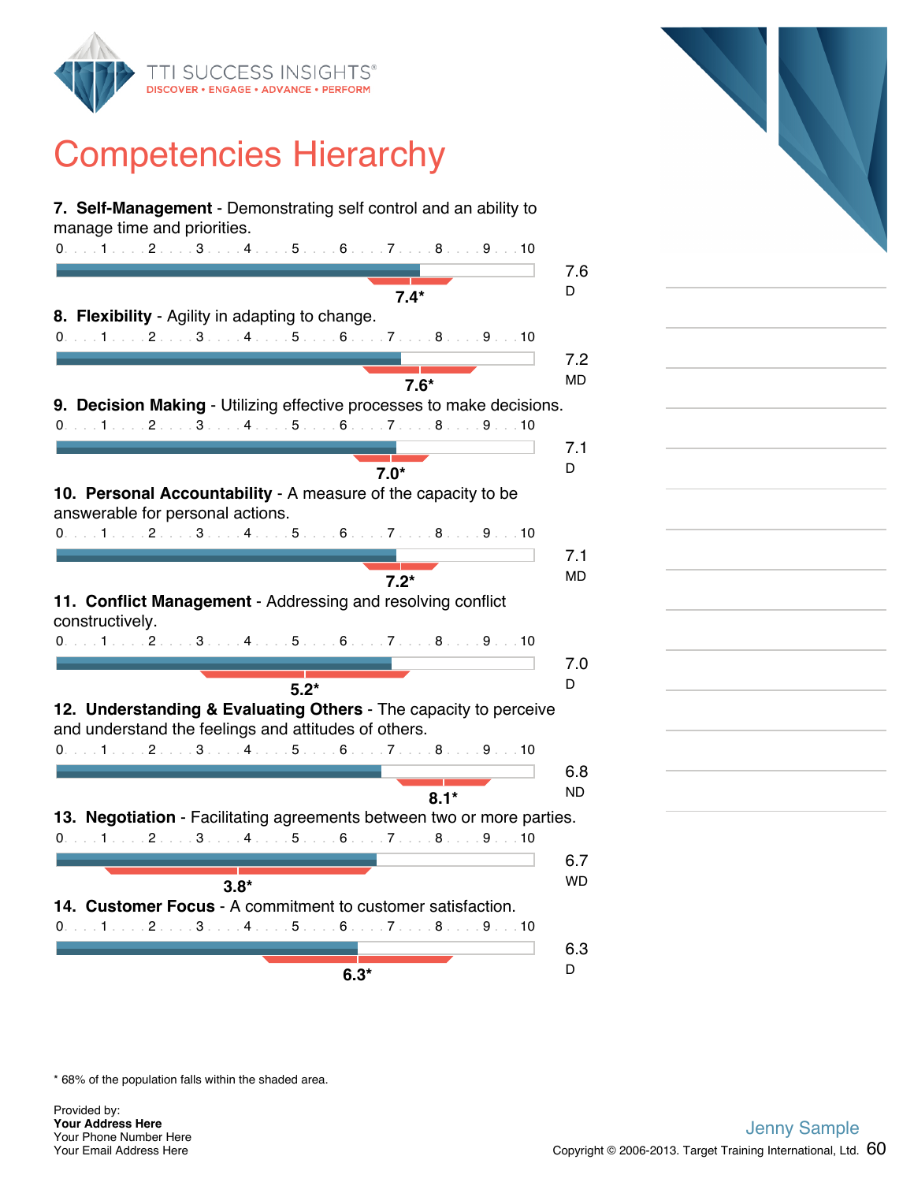# Competencies Hierarchy

**7. Self-Management** - Demonstrating self control and an ability to manage time and priorities.

0 . . . 1 . . . 2 . . . 3 . . . 4 . . . 5 . . . 6 . . . 7 . . . 8 . . . 9 . . . 10

7.6
D

7.4*

**8. Flexibility** - Agility in adapting to change.

0 . . . 1 . . . 2 . . . 3 . . . 4 . . . 5 . . . 6 . . . 7 . . . 8 . . . 9 . . . 10

7.2
MD

7.6*

**9. Decision Making** - Utilizing effective processes to make decisions.

0 . . . 1 . . . 2 . . . 3 . . . 4 . . . 5 . . . 6 . . . 7 . . . 8 . . . 9 . . . 10

7.1
D

7.0*

**10. Personal Accountability** - A measure of the capacity to be answerable for personal actions.

0 . . . 1 . . . 2 . . . 3 . . . 4 . . . 5 . . . 6 . . . 7 . . . 8 . . . 9 . . . 10

7.1
MD

7.2*

**11. Conflict Management** - Addressing and resolving conflict constructively.

0 . . . 1 . . . 2 . . . 3 . . . 4 . . . 5 . . . 6 . . . 7 . . . 8 . . . 9 . . . 10

7.0
D

5.2*

**12. Understanding & Evaluating Others** - The capacity to perceive and understand the feelings and attitudes of others.

0 . . . 1 . . . 2 . . . 3 . . . 4 . . . 5 . . . 6 . . . 7 . . . 8 . . . 9 . . . 10

6.8
ND

8.1*

**13. Negotiation** - Facilitating agreements between two or more parties.

0 . . . 1 . . . 2 . . . 3 . . . 4 . . . 5 . . . 6 . . . 7 . . . 8 . . . 9 . . . 10

6.7
WD

3.8*

**14. Customer Focus** - A commitment to customer satisfaction.

0 . . . 1 . . . 2 . . . 3 . . . 4 . . . 5 . . . 6 . . . 7 . . . 8 . . . 9 . . . 10

6.3
D

6.3*

\* 68% of the population falls within the shaded area.

Provided by:
**Your Address Here**
Your Phone Number Here
Your Email Address Here

Jenny Sample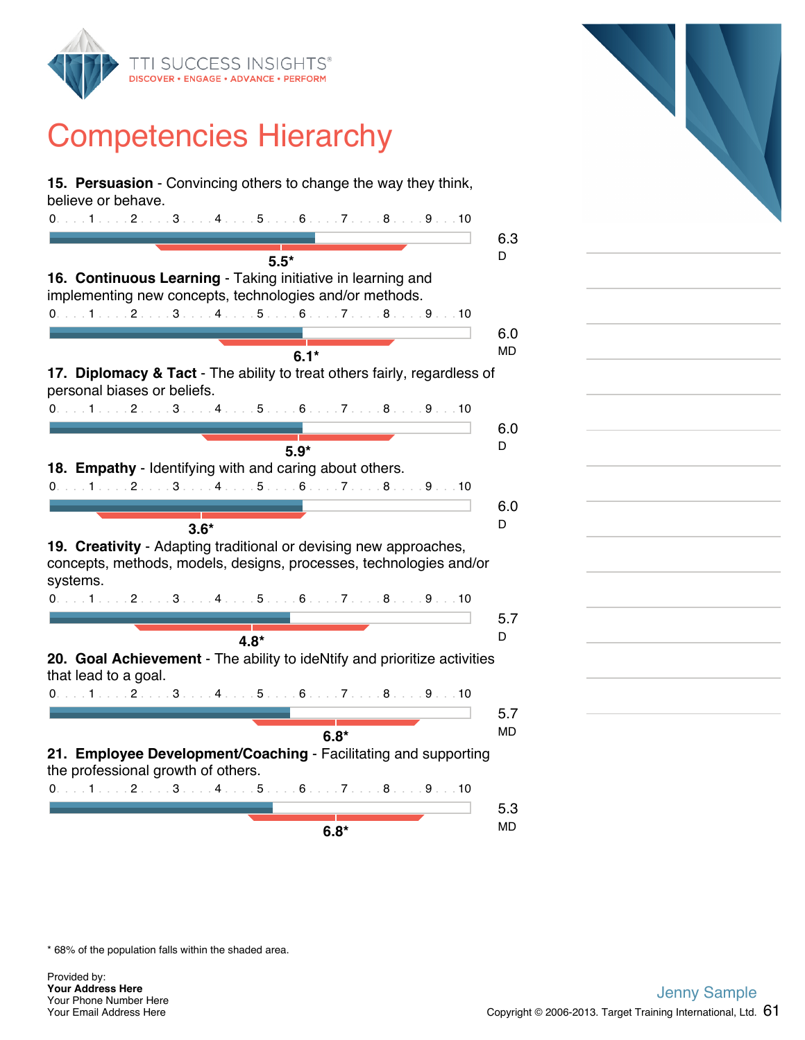# Competencies Hierarchy

**15. Persuasion** - Convincing others to change the way they think, believe or behave.

0 . . . 1 . . . 2 . . . 3 . . . 4 . . . 5 . . . 6 . . . 7 . . . 8 . . . 9 . . . 10

6.3
D

5.5*

**16. Continuous Learning** - Taking initiative in learning and implementing new concepts, technologies and/or methods.

0 . . . 1 . . . 2 . . . 3 . . . 4 . . . 5 . . . 6 . . . 7 . . . 8 . . . 9 . . . 10

6.0
MD

6.1*

**17. Diplomacy & Tact** - The ability to treat others fairly, regardless of personal biases or beliefs.

0 . . . 1 . . . 2 . . . 3 . . . 4 . . . 5 . . . 6 . . . 7 . . . 8 . . . 9 . . . 10

6.0
D

5.9*

**18. Empathy** - Identifying with and caring about others.

0 . . . 1 . . . 2 . . . 3 . . . 4 . . . 5 . . . 6 . . . 7 . . . 8 . . . 9 . . . 10

6.0
D

3.6*

**19. Creativity** - Adapting traditional or devising new approaches, concepts, methods, models, designs, processes, technologies and/or systems.

0 . . . 1 . . . 2 . . . 3 . . . 4 . . . 5 . . . 6 . . . 7 . . . 8 . . . 9 . . . 10

5.7
D

4.8*

**20. Goal Achievement** - The ability to ideNtify and prioritize activities that lead to a goal.

0 . . . 1 . . . 2 . . . 3 . . . 4 . . . 5 . . . 6 . . . 7 . . . 8 . . . 9 . . . 10

5.7
MD

6.8*

**21. Employee Development/Coaching** - Facilitating and supporting the professional growth of others.

0 . . . 1 . . . 2 . . . 3 . . . 4 . . . 5 . . . 6 . . . 7 . . . 8 . . . 9 . . . 10

5.3
MD

6.8*

* 68% of the population falls within the shaded area.

Provided by:
**Your Address Here**
Your Phone Number Here
Your Email Address Here

Jenny Sample

Copyright © 2006-2013. Target Training International, Ltd.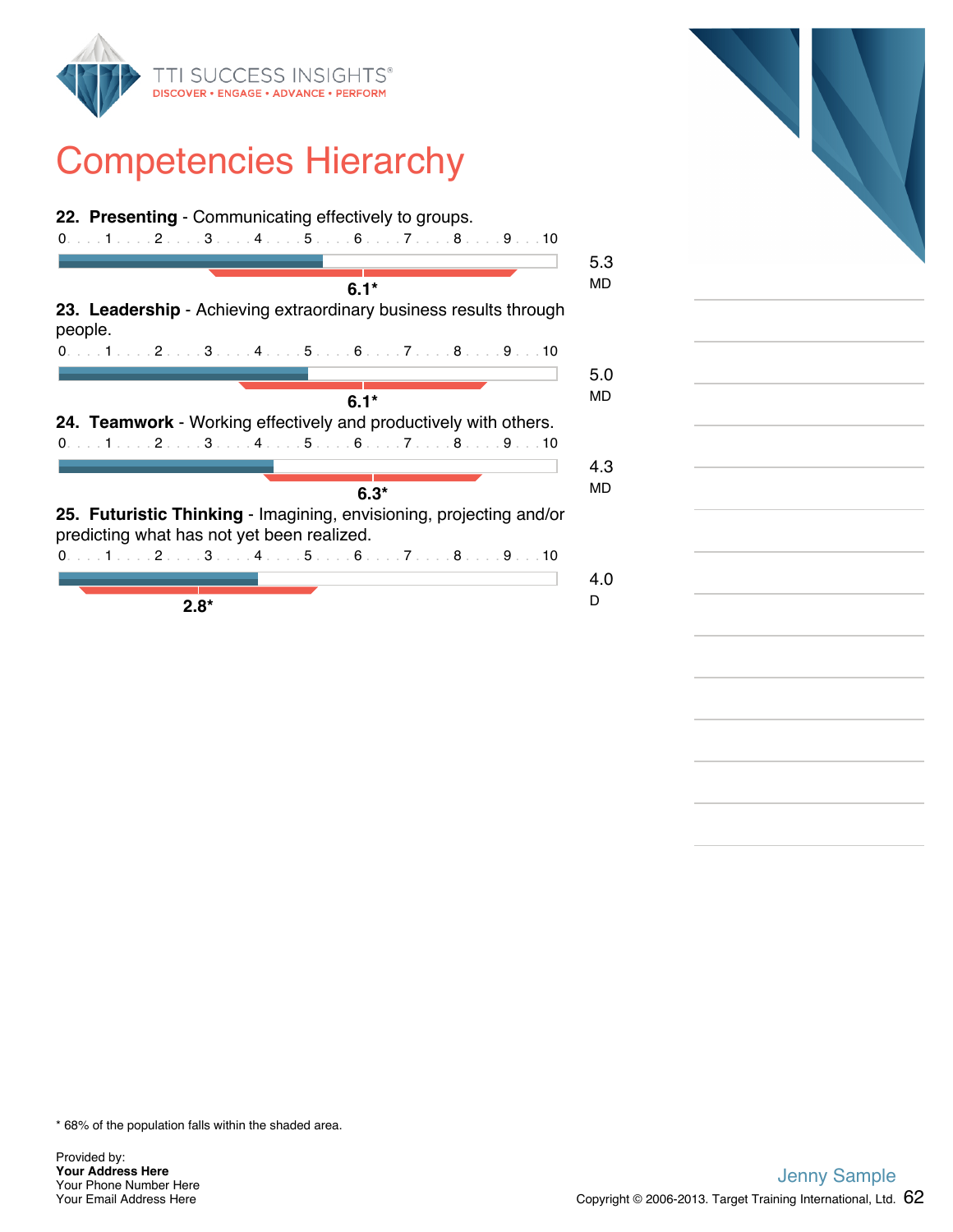# Competencies Hierarchy

**22. Presenting** - Communicating effectively to groups.

0 . . . 1 . . . 2 . . . 3 . . . 4 . . . 5 . . . 6 . . . 7 . . . 8 . . . 9 . . . 10

**6.1***

5.3
MD

**23. Leadership** - Achieving extraordinary business results through people.

0 . . . 1 . . . 2 . . . 3 . . . 4 . . . 5 . . . 6 . . . 7 . . . 8 . . . 9 . . . 10

**6.1***

5.0
MD

**24. Teamwork** - Working effectively and productively with others.

0 . . . 1 . . . 2 . . . 3 . . . 4 . . . 5 . . . 6 . . . 7 . . . 8 . . . 9 . . . 10

**6.3***

4.3
MD

**25. Futuristic Thinking** - Imagining, envisioning, projecting and/or predicting what has not yet been realized.

0 . . . 1 . . . 2 . . . 3 . . . 4 . . . 5 . . . 6 . . . 7 . . . 8 . . . 9 . . . 10

**2.8***

4.0
D

\* 68% of the population falls within the shaded area.

Provided by:
**Your Address Here**
Your Phone Number Here
Your Email Address Here

Jenny Sample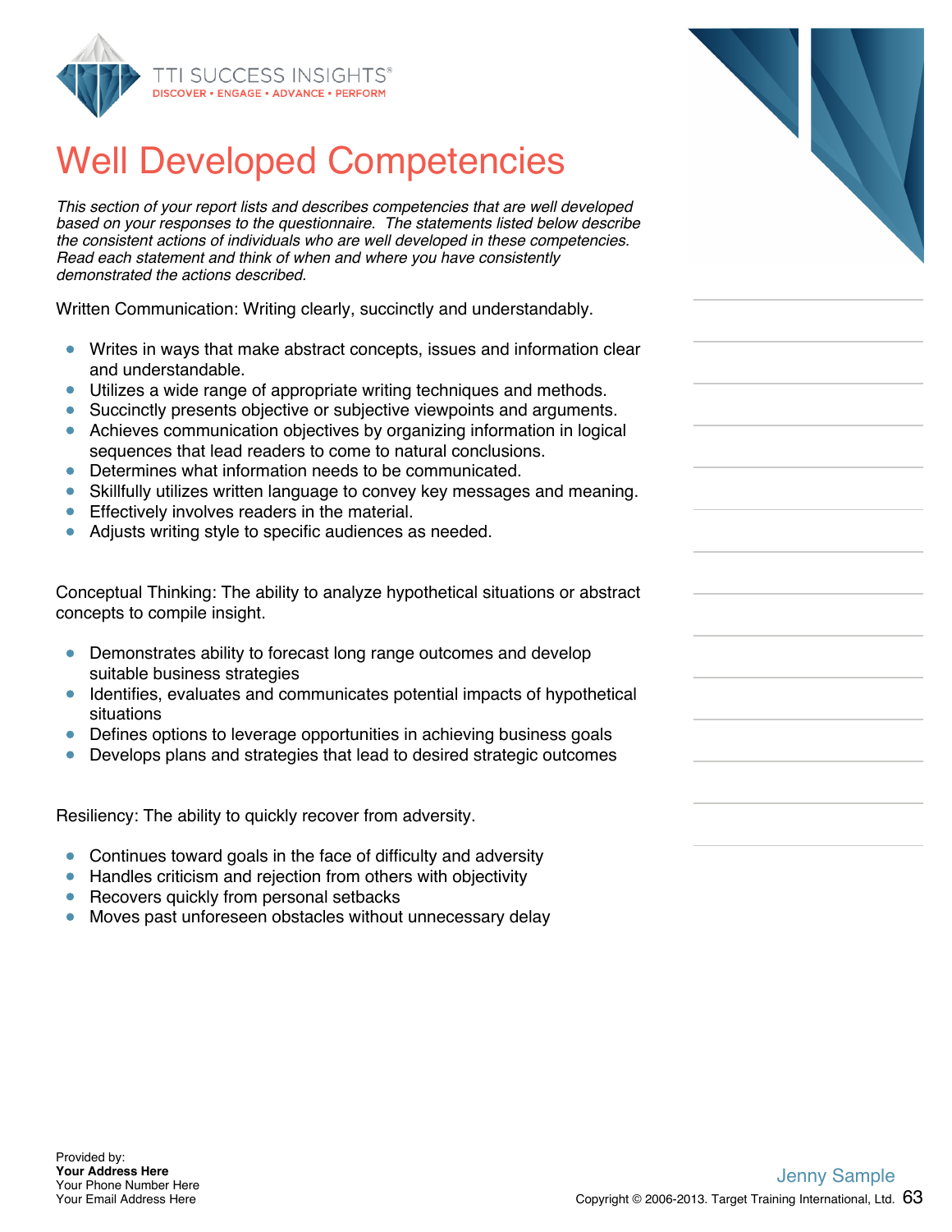# Well Developed Competencies

*This section of your report lists and describes competencies that are well developed based on your responses to the questionnaire. The statements listed below describe the consistent actions of individuals who are well developed in these competencies. Read each statement and think of when and where you have consistently demonstrated the actions described.*

Written Communication: Writing clearly, succinctly and understandably.

- Writes in ways that make abstract concepts, issues and information clear and understandable.
- Utilizes a wide range of appropriate writing techniques and methods.
- Succinctly presents objective or subjective viewpoints and arguments.
- Achieves communication objectives by organizing information in logical sequences that lead readers to come to natural conclusions.
- Determines what information needs to be communicated.
- Skillfully utilizes written language to convey key messages and meaning.
- Effectively involves readers in the material.
- Adjusts writing style to specific audiences as needed.

Conceptual Thinking: The ability to analyze hypothetical situations or abstract concepts to compile insight.

- Demonstrates ability to forecast long range outcomes and develop suitable business strategies
- Identifies, evaluates and communicates potential impacts of hypothetical situations
- Defines options to leverage opportunities in achieving business goals
- Develops plans and strategies that lead to desired strategic outcomes

Resiliency: The ability to quickly recover from adversity.

- Continues toward goals in the face of difficulty and adversity
- Handles criticism and rejection from others with objectivity
- Recovers quickly from personal setbacks
- Moves past unforeseen obstacles without unnecessary delay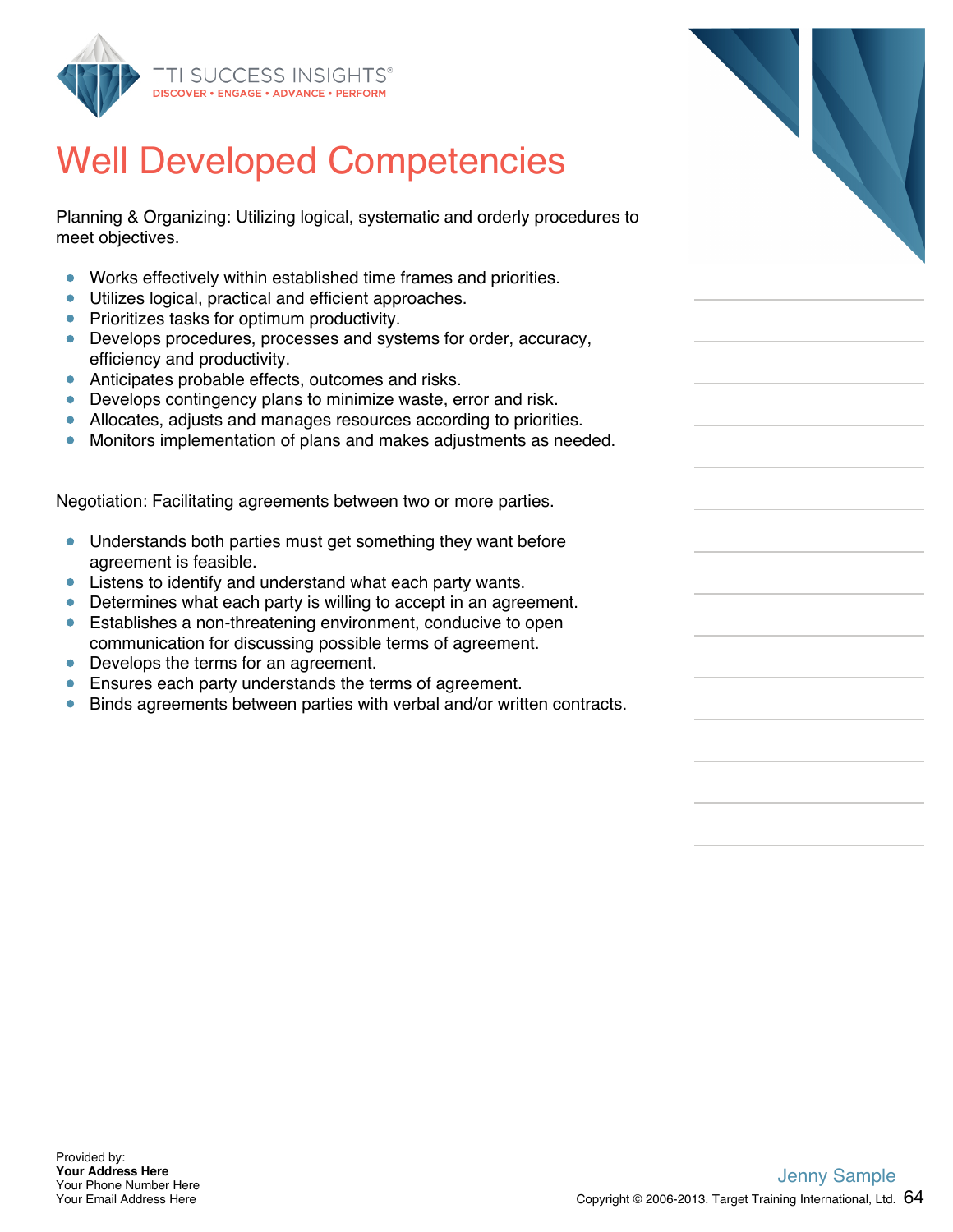# Well Developed Competencies

Planning & Organizing: Utilizing logical, systematic and orderly procedures to meet objectives.

- Works effectively within established time frames and priorities.
- Utilizes logical, practical and efficient approaches.
- Prioritizes tasks for optimum productivity.
- Develops procedures, processes and systems for order, accuracy, efficiency and productivity.
- Anticipates probable effects, outcomes and risks.
- Develops contingency plans to minimize waste, error and risk.
- Allocates, adjusts and manages resources according to priorities.
- Monitors implementation of plans and makes adjustments as needed.

Negotiation: Facilitating agreements between two or more parties.

- Understands both parties must get something they want before agreement is feasible.
- Listens to identify and understand what each party wants.
- Determines what each party is willing to accept in an agreement.
- Establishes a non-threatening environment, conducive to open communication for discussing possible terms of agreement.
- Develops the terms for an agreement.
- Ensures each party understands the terms of agreement.
- Binds agreements between parties with verbal and/or written contracts.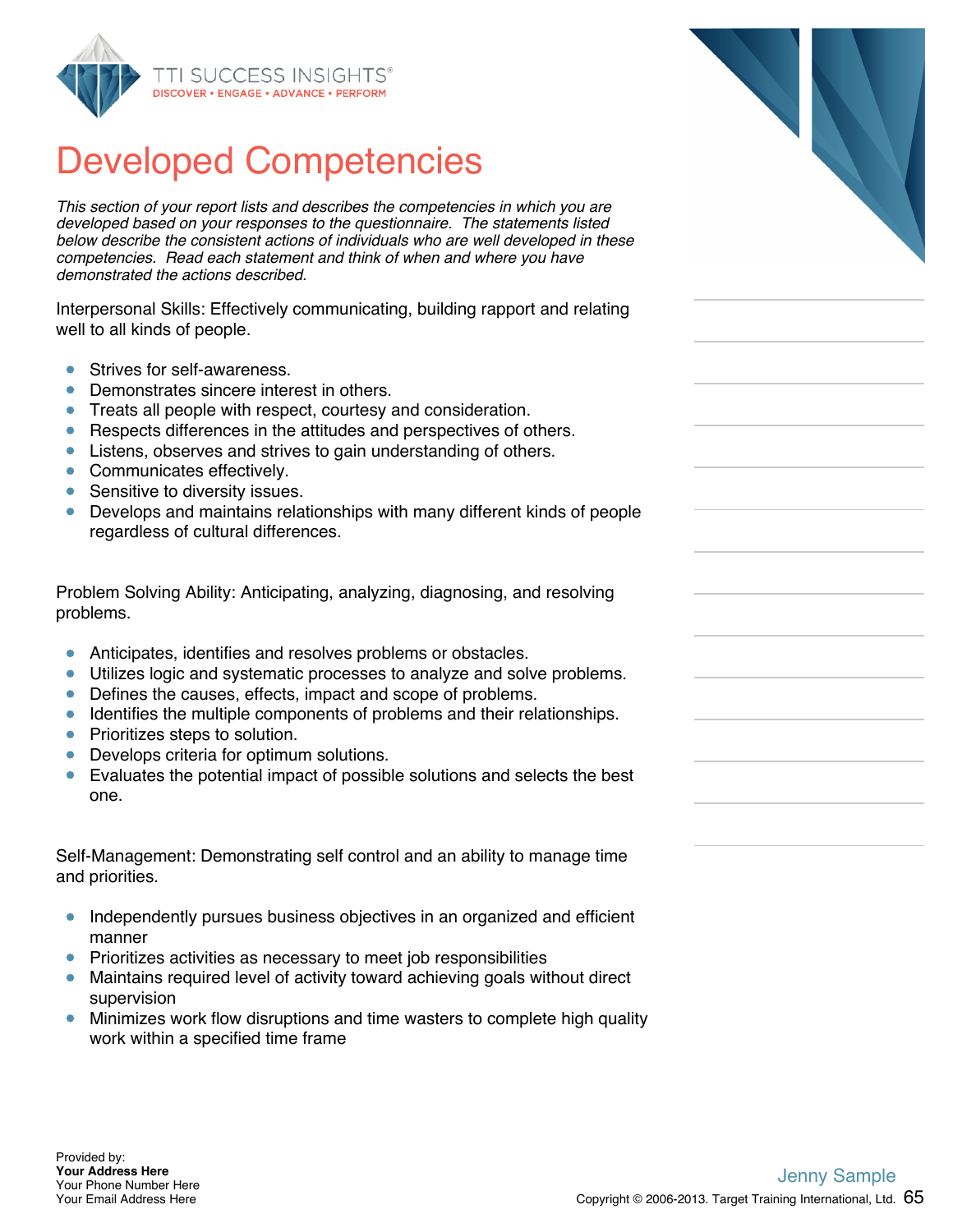# Developed Competencies

*This section of your report lists and describes the competencies in which you are developed based on your responses to the questionnaire. The statements listed below describe the consistent actions of individuals who are well developed in these competencies. Read each statement and think of when and where you have demonstrated the actions described.*

Interpersonal Skills: Effectively communicating, building rapport and relating well to all kinds of people.

- Strives for self-awareness.
- Demonstrates sincere interest in others.
- Treats all people with respect, courtesy and consideration.
- Respects differences in the attitudes and perspectives of others.
- Listens, observes and strives to gain understanding of others.
- Communicates effectively.
- Sensitive to diversity issues.
- Develops and maintains relationships with many different kinds of people regardless of cultural differences.

Problem Solving Ability: Anticipating, analyzing, diagnosing, and resolving problems.

- Anticipates, identifies and resolves problems or obstacles.
- Utilizes logic and systematic processes to analyze and solve problems.
- Defines the causes, effects, impact and scope of problems.
- Identifies the multiple components of problems and their relationships.
- Prioritizes steps to solution.
- Develops criteria for optimum solutions.
- Evaluates the potential impact of possible solutions and selects the best one.

Self-Management: Demonstrating self control and an ability to manage time and priorities.

- Independently pursues business objectives in an organized and efficient manner
- Prioritizes activities as necessary to meet job responsibilities
- Maintains required level of activity toward achieving goals without direct supervision
- Minimizes work flow disruptions and time wasters to complete high quality work within a specified time frame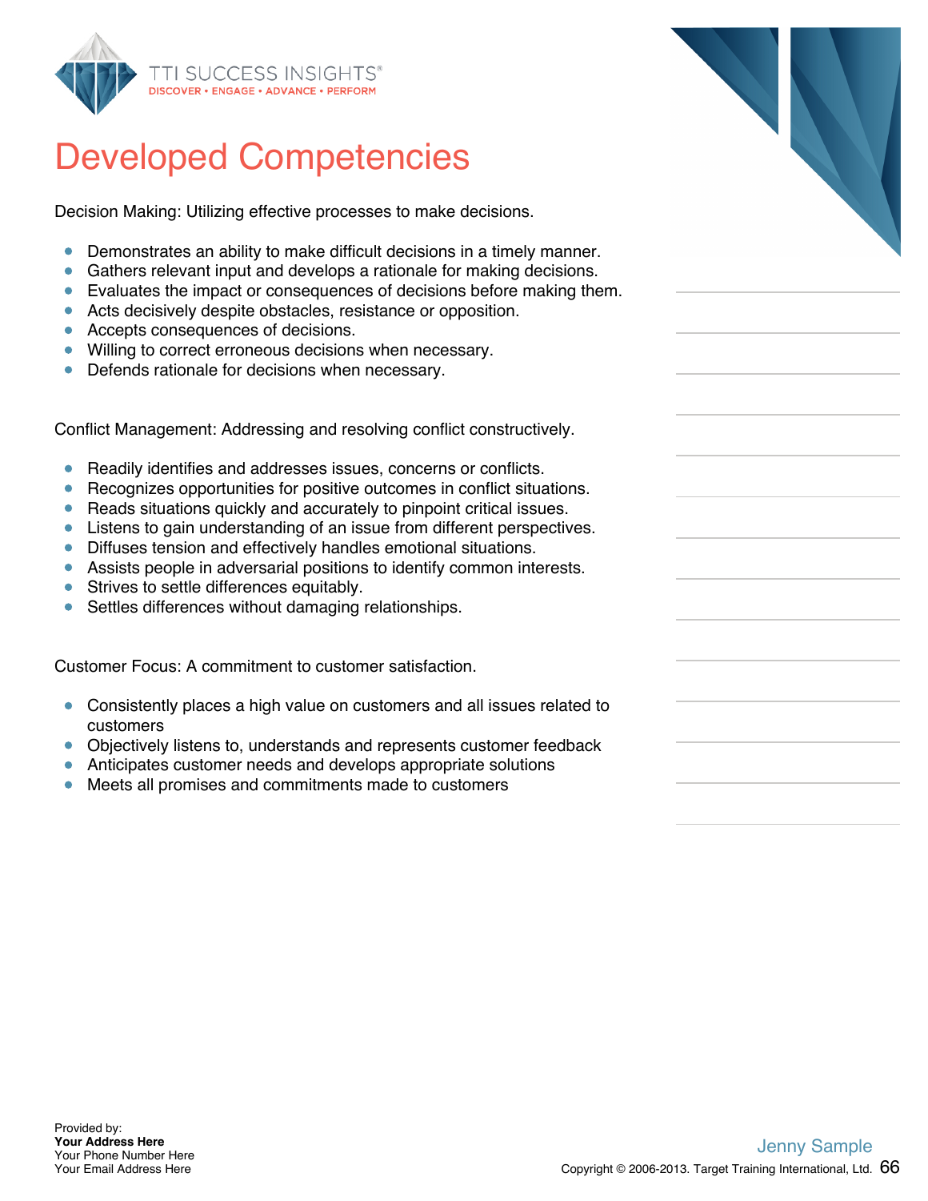# Developed Competencies

Decision Making: Utilizing effective processes to make decisions.

- Demonstrates an ability to make difficult decisions in a timely manner.
- Gathers relevant input and develops a rationale for making decisions.
- Evaluates the impact or consequences of decisions before making them.
- Acts decisively despite obstacles, resistance or opposition.
- Accepts consequences of decisions.
- Willing to correct erroneous decisions when necessary.
- Defends rationale for decisions when necessary.

Conflict Management: Addressing and resolving conflict constructively.

- Readily identifies and addresses issues, concerns or conflicts.
- Recognizes opportunities for positive outcomes in conflict situations.
- Reads situations quickly and accurately to pinpoint critical issues.
- Listens to gain understanding of an issue from different perspectives.
- Diffuses tension and effectively handles emotional situations.
- Assists people in adversarial positions to identify common interests.
- Strives to settle differences equitably.
- Settles differences without damaging relationships.

Customer Focus: A commitment to customer satisfaction.

- Consistently places a high value on customers and all issues related to customers
- Objectively listens to, understands and represents customer feedback
- Anticipates customer needs and develops appropriate solutions
- Meets all promises and commitments made to customers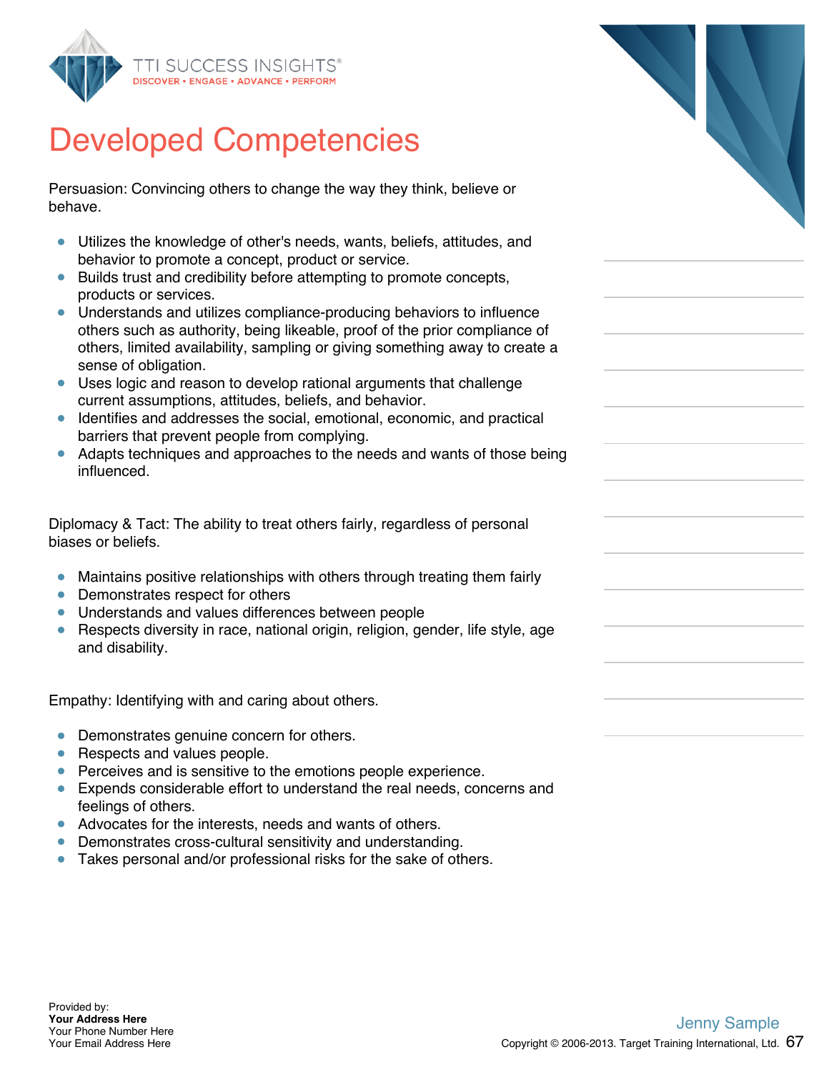# Developed Competencies

Persuasion: Convincing others to change the way they think, believe or behave.

- Utilizes the knowledge of other's needs, wants, beliefs, attitudes, and behavior to promote a concept, product or service.
- Builds trust and credibility before attempting to promote concepts, products or services.
- Understands and utilizes compliance-producing behaviors to influence others such as authority, being likeable, proof of the prior compliance of others, limited availability, sampling or giving something away to create a sense of obligation.
- Uses logic and reason to develop rational arguments that challenge current assumptions, attitudes, beliefs, and behavior.
- Identifies and addresses the social, emotional, economic, and practical barriers that prevent people from complying.
- Adapts techniques and approaches to the needs and wants of those being influenced.

Diplomacy & Tact: The ability to treat others fairly, regardless of personal biases or beliefs.

- Maintains positive relationships with others through treating them fairly
- Demonstrates respect for others
- Understands and values differences between people
- Respects diversity in race, national origin, religion, gender, life style, age and disability.

Empathy: Identifying with and caring about others.

- Demonstrates genuine concern for others.
- Respects and values people.
- Perceives and is sensitive to the emotions people experience.
- Expends considerable effort to understand the real needs, concerns and feelings of others.
- Advocates for the interests, needs and wants of others.
- Demonstrates cross-cultural sensitivity and understanding.
- Takes personal and/or professional risks for the sake of others.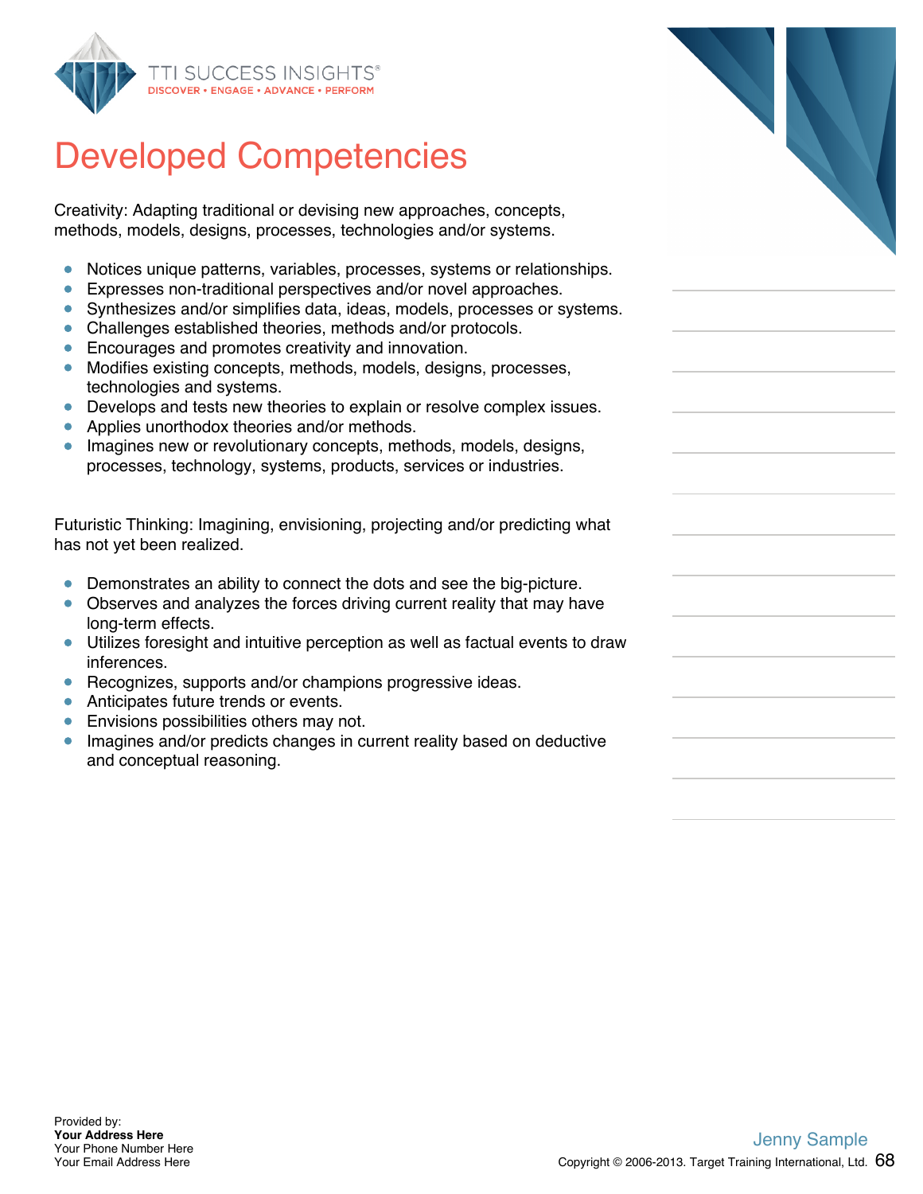# Developed Competencies

Creativity: Adapting traditional or devising new approaches, concepts, methods, models, designs, processes, technologies and/or systems.

- Notices unique patterns, variables, processes, systems or relationships.
- Expresses non-traditional perspectives and/or novel approaches.
- Synthesizes and/or simplifies data, ideas, models, processes or systems.
- Challenges established theories, methods and/or protocols.
- Encourages and promotes creativity and innovation.
- Modifies existing concepts, methods, models, designs, processes, technologies and systems.
- Develops and tests new theories to explain or resolve complex issues.
- Applies unorthodox theories and/or methods.
- Imagines new or revolutionary concepts, methods, models, designs, processes, technology, systems, products, services or industries.

Futuristic Thinking: Imagining, envisioning, projecting and/or predicting what has not yet been realized.

- Demonstrates an ability to connect the dots and see the big-picture.
- Observes and analyzes the forces driving current reality that may have long-term effects.
- Utilizes foresight and intuitive perception as well as factual events to draw inferences.
- Recognizes, supports and/or champions progressive ideas.
- Anticipates future trends or events.
- Envisions possibilities others may not.
- Imagines and/or predicts changes in current reality based on deductive and conceptual reasoning.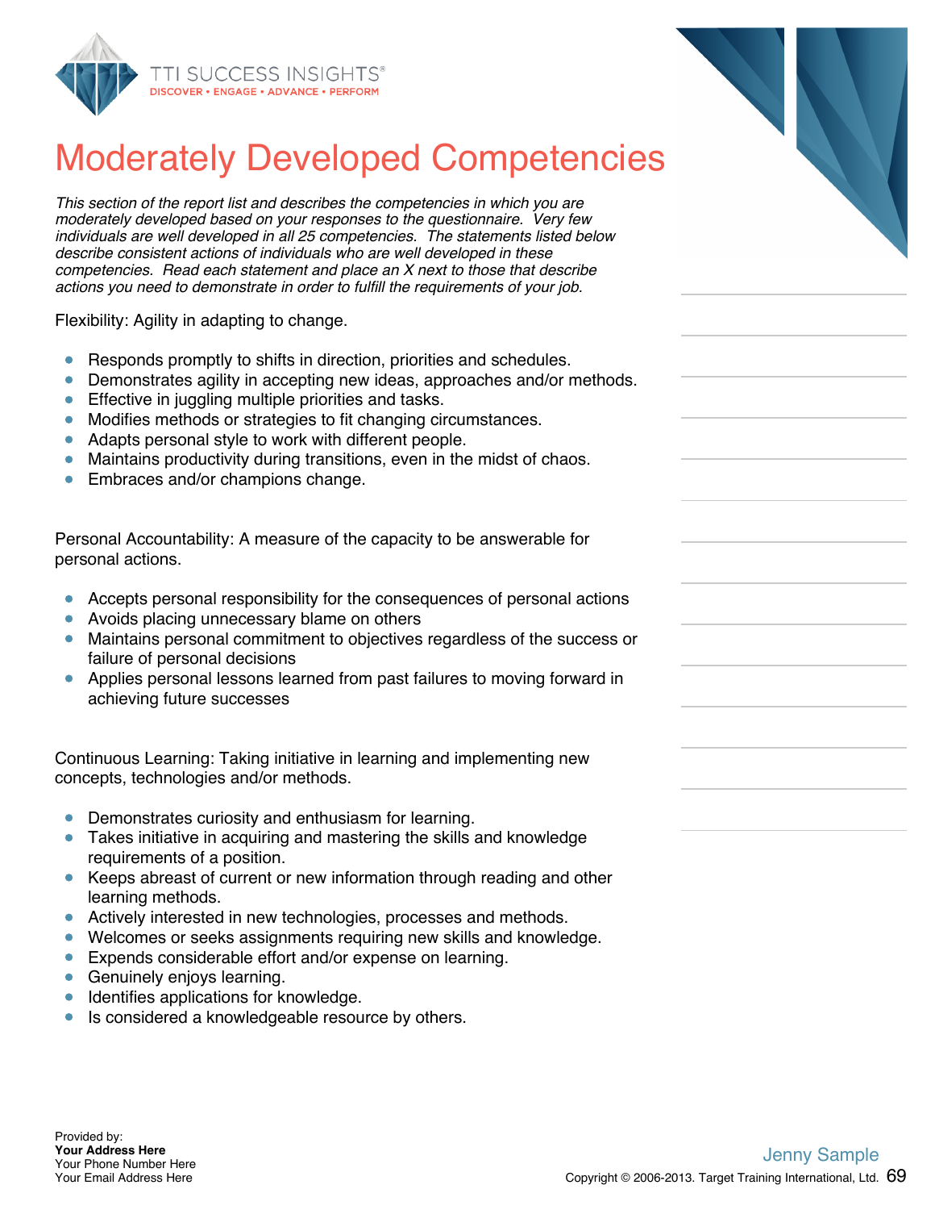# Moderately Developed Competencies

*This section of the report list and describes the competencies in which you are moderately developed based on your responses to the questionnaire. Very few individuals are well developed in all 25 competencies. The statements listed below describe consistent actions of individuals who are well developed in these competencies. Read each statement and place an X next to those that describe actions you need to demonstrate in order to fulfill the requirements of your job.*

Flexibility: Agility in adapting to change.

- Responds promptly to shifts in direction, priorities and schedules.
- Demonstrates agility in accepting new ideas, approaches and/or methods.
- Effective in juggling multiple priorities and tasks.
- Modifies methods or strategies to fit changing circumstances.
- Adapts personal style to work with different people.
- Maintains productivity during transitions, even in the midst of chaos.
- Embraces and/or champions change.

Personal Accountability: A measure of the capacity to be answerable for personal actions.

- Accepts personal responsibility for the consequences of personal actions
- Avoids placing unnecessary blame on others
- Maintains personal commitment to objectives regardless of the success or failure of personal decisions
- Applies personal lessons learned from past failures to moving forward in achieving future successes

Continuous Learning: Taking initiative in learning and implementing new concepts, technologies and/or methods.

- Demonstrates curiosity and enthusiasm for learning.
- Takes initiative in acquiring and mastering the skills and knowledge requirements of a position.
- Keeps abreast of current or new information through reading and other learning methods.
- Actively interested in new technologies, processes and methods.
- Welcomes or seeks assignments requiring new skills and knowledge.
- Expends considerable effort and/or expense on learning.
- Genuinely enjoys learning.
- Identifies applications for knowledge.
- Is considered a knowledgeable resource by others.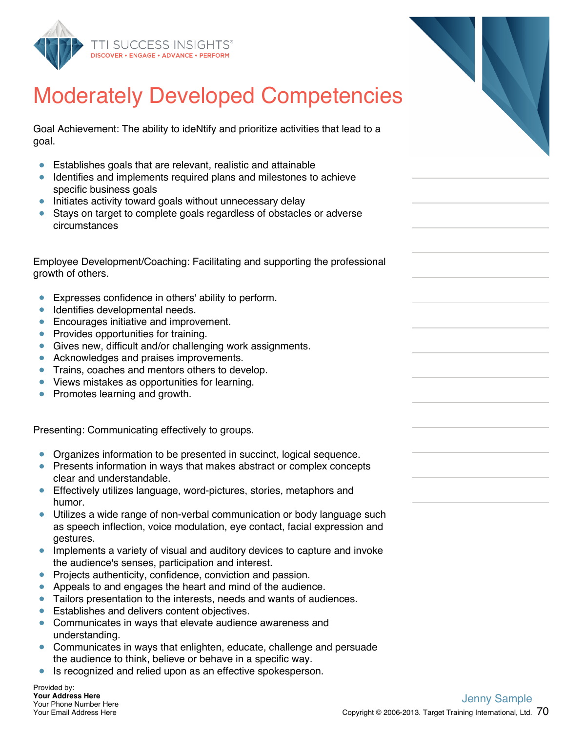# Moderately Developed Competencies

Goal Achievement: The ability to ideNtify and prioritize activities that lead to a goal.

- Establishes goals that are relevant, realistic and attainable
- Identifies and implements required plans and milestones to achieve specific business goals
- Initiates activity toward goals without unnecessary delay
- Stays on target to complete goals regardless of obstacles or adverse circumstances

Employee Development/Coaching: Facilitating and supporting the professional growth of others.

- Expresses confidence in others' ability to perform.
- Identifies developmental needs.
- Encourages initiative and improvement.
- Provides opportunities for training.
- Gives new, difficult and/or challenging work assignments.
- Acknowledges and praises improvements.
- Trains, coaches and mentors others to develop.
- Views mistakes as opportunities for learning.
- Promotes learning and growth.

Presenting: Communicating effectively to groups.

- Organizes information to be presented in succinct, logical sequence.
- Presents information in ways that makes abstract or complex concepts clear and understandable.
- Effectively utilizes language, word-pictures, stories, metaphors and humor.
- Utilizes a wide range of non-verbal communication or body language such as speech inflection, voice modulation, eye contact, facial expression and gestures.
- Implements a variety of visual and auditory devices to capture and invoke the audience's senses, participation and interest.
- Projects authenticity, confidence, conviction and passion.
- Appeals to and engages the heart and mind of the audience.
- Tailors presentation to the interests, needs and wants of audiences.
- Establishes and delivers content objectives.
- Communicates in ways that elevate audience awareness and understanding.
- Communicates in ways that enlighten, educate, challenge and persuade the audience to think, believe or behave in a specific way.
- Is recognized and relied upon as an effective spokesperson.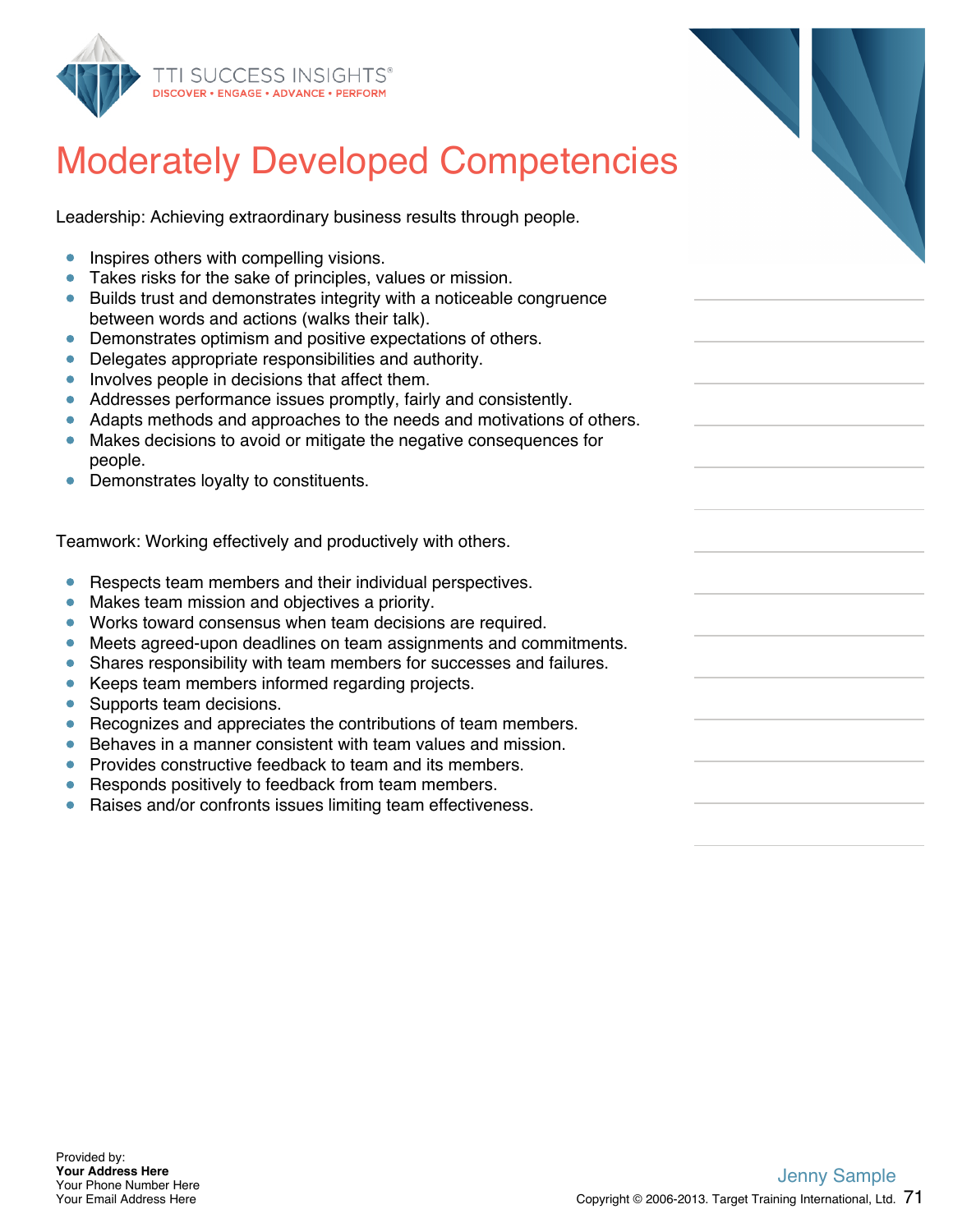# Moderately Developed Competencies

Leadership: Achieving extraordinary business results through people.

- Inspires others with compelling visions.
- Takes risks for the sake of principles, values or mission.
- Builds trust and demonstrates integrity with a noticeable congruence between words and actions (walks their talk).
- Demonstrates optimism and positive expectations of others.
- Delegates appropriate responsibilities and authority.
- Involves people in decisions that affect them.
- Addresses performance issues promptly, fairly and consistently.
- Adapts methods and approaches to the needs and motivations of others.
- Makes decisions to avoid or mitigate the negative consequences for people.
- Demonstrates loyalty to constituents.

Teamwork: Working effectively and productively with others.

- Respects team members and their individual perspectives.
- Makes team mission and objectives a priority.
- Works toward consensus when team decisions are required.
- Meets agreed-upon deadlines on team assignments and commitments.
- Shares responsibility with team members for successes and failures.
- Keeps team members informed regarding projects.
- Supports team decisions.
- Recognizes and appreciates the contributions of team members.
- Behaves in a manner consistent with team values and mission.
- Provides constructive feedback to team and its members.
- Responds positively to feedback from team members.
- Raises and/or confronts issues limiting team effectiveness.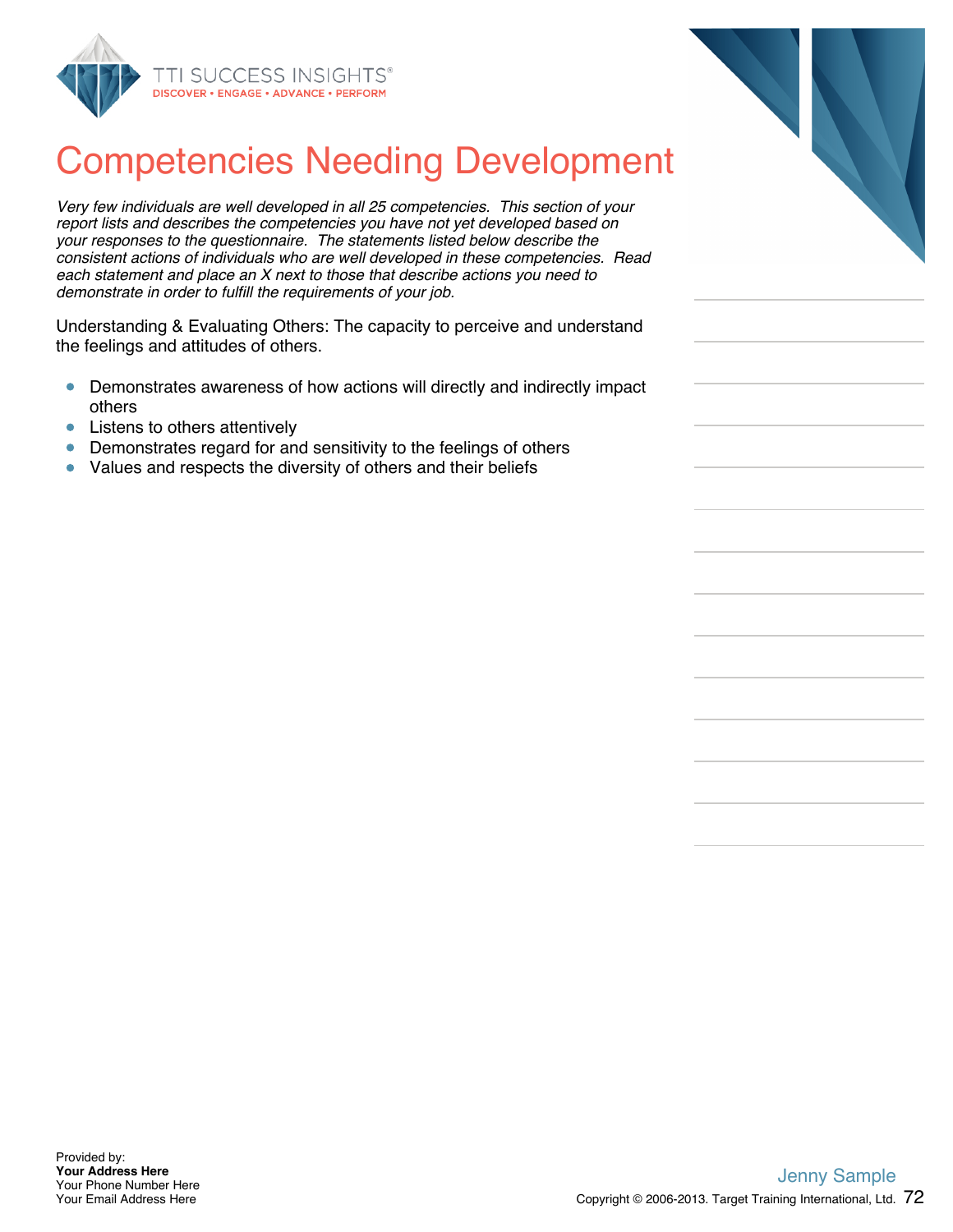# Competencies Needing Development

*Very few individuals are well developed in all 25 competencies. This section of your report lists and describes the competencies you have not yet developed based on your responses to the questionnaire. The statements listed below describe the consistent actions of individuals who are well developed in these competencies. Read each statement and place an X next to those that describe actions you need to demonstrate in order to fulfill the requirements of your job.*

Understanding & Evaluating Others: The capacity to perceive and understand the feelings and attitudes of others.

- Demonstrates awareness of how actions will directly and indirectly impact others
- Listens to others attentively
- Demonstrates regard for and sensitivity to the feelings of others
- Values and respects the diversity of others and their beliefs

Provided by:
**Your Address Here**
Your Phone Number Here
Your Email Address Here

Jenny Sample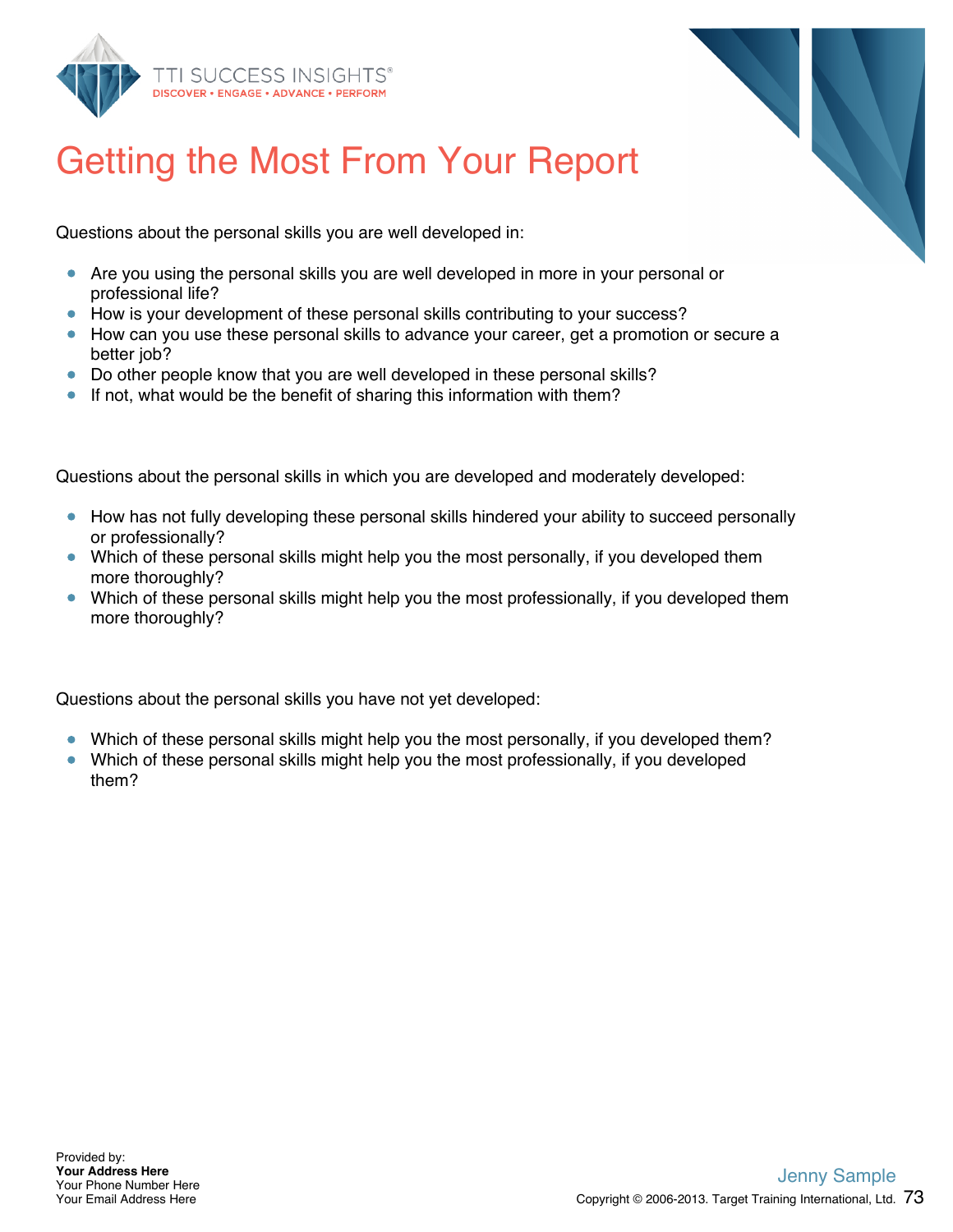# Getting the Most From Your Report

Questions about the personal skills you are well developed in:

- Are you using the personal skills you are well developed in more in your personal or professional life?
- How is your development of these personal skills contributing to your success?
- How can you use these personal skills to advance your career, get a promotion or secure a better job?
- Do other people know that you are well developed in these personal skills?
- If not, what would be the benefit of sharing this information with them?

Questions about the personal skills in which you are developed and moderately developed:

- How has not fully developing these personal skills hindered your ability to succeed personally or professionally?
- Which of these personal skills might help you the most personally, if you developed them more thoroughly?
- Which of these personal skills might help you the most professionally, if you developed them more thoroughly?

Questions about the personal skills you have not yet developed:

- Which of these personal skills might help you the most personally, if you developed them?
- Which of these personal skills might help you the most professionally, if you developed them?